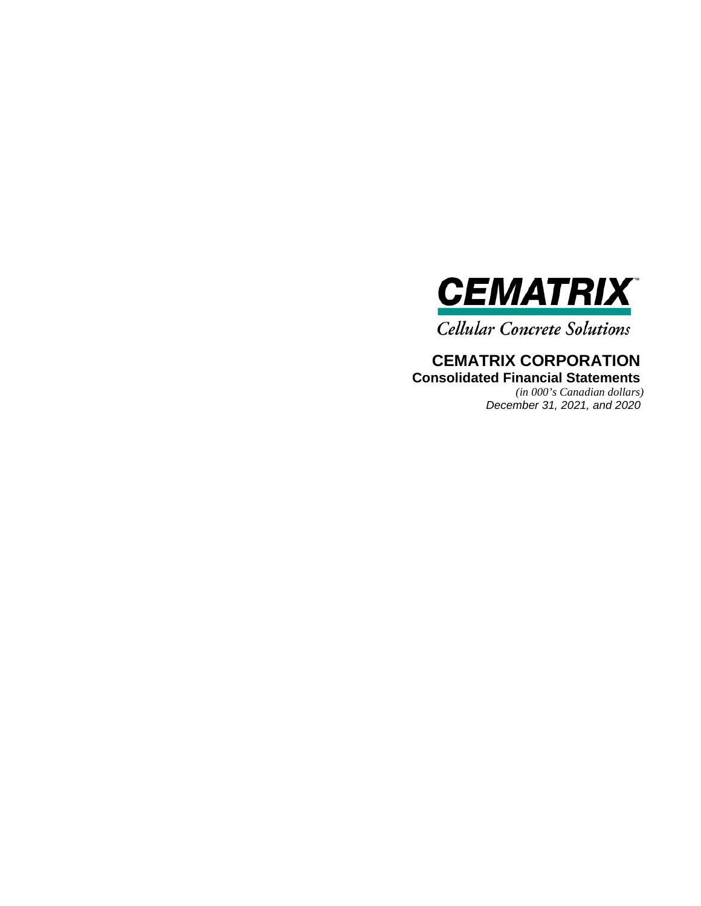**CEMATRIX™**

*Cellular Concrete Solutions*

# CEMATRIX CORPORATION

## Consolidated Financial Statements

*(in 000's Canadian dollars)*

*December 31, 2021, and 2020*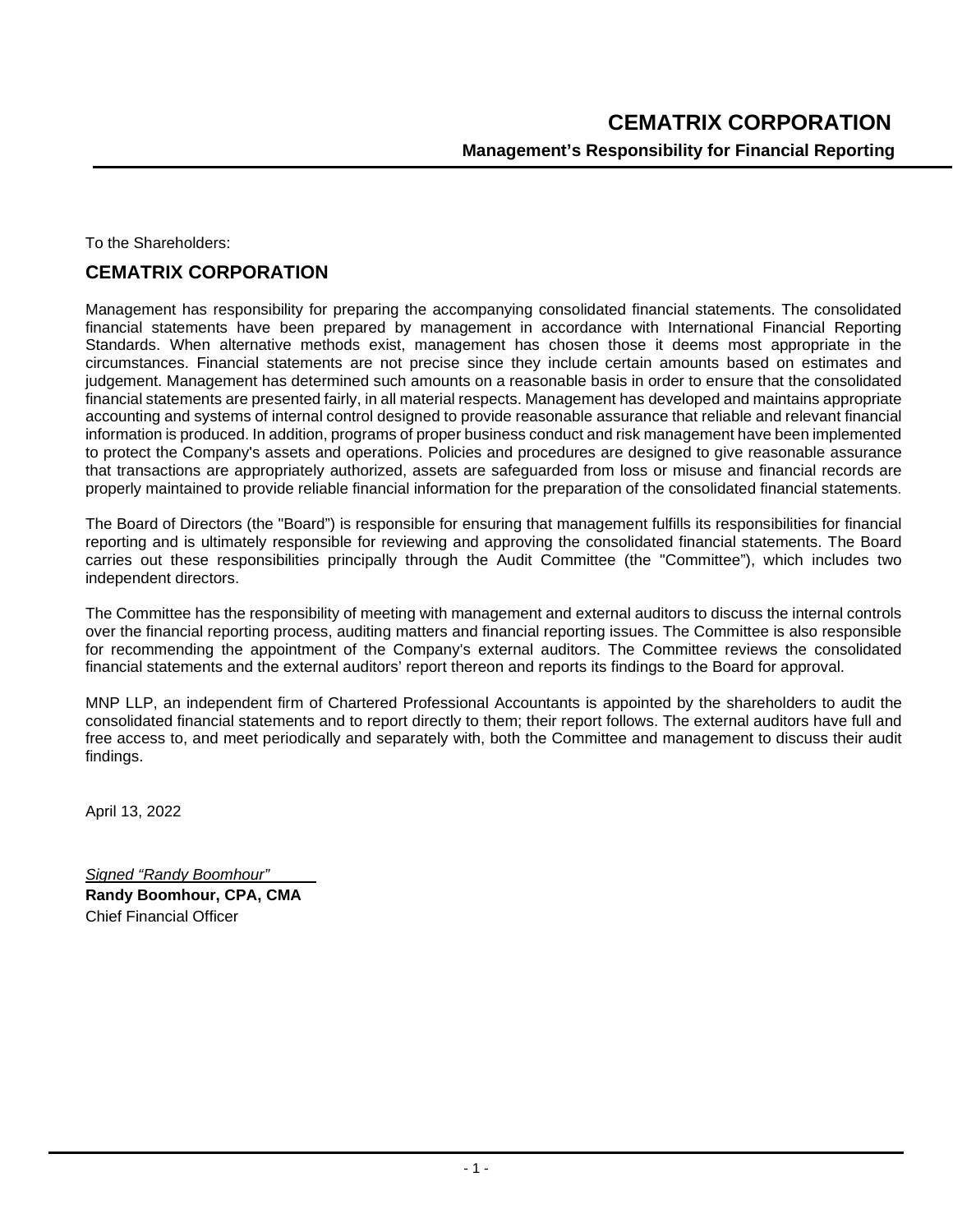# CEMATRIX CORPORATION

## Management's Responsibility for Financial Reporting

To the Shareholders:

## CEMATRIX CORPORATION

Management has responsibility for preparing the accompanying consolidated financial statements. The consolidated financial statements have been prepared by management in accordance with International Financial Reporting Standards. When alternative methods exist, management has chosen those it deems most appropriate in the circumstances. Financial statements are not precise since they include certain amounts based on estimates and judgement. Management has determined such amounts on a reasonable basis in order to ensure that the consolidated financial statements are presented fairly, in all material respects. Management has developed and maintains appropriate accounting and systems of internal control designed to provide reasonable assurance that reliable and relevant financial information is produced. In addition, programs of proper business conduct and risk management have been implemented to protect the Company's assets and operations. Policies and procedures are designed to give reasonable assurance that transactions are appropriately authorized, assets are safeguarded from loss or misuse and financial records are properly maintained to provide reliable financial information for the preparation of the consolidated financial statements.

The Board of Directors (the "Board") is responsible for ensuring that management fulfills its responsibilities for financial reporting and is ultimately responsible for reviewing and approving the consolidated financial statements. The Board carries out these responsibilities principally through the Audit Committee (the "Committee"), which includes two independent directors.

The Committee has the responsibility of meeting with management and external auditors to discuss the internal controls over the financial reporting process, auditing matters and financial reporting issues. The Committee is also responsible for recommending the appointment of the Company's external auditors. The Committee reviews the consolidated financial statements and the external auditors' report thereon and reports its findings to the Board for approval.

MNP LLP, an independent firm of Chartered Professional Accountants is appointed by the shareholders to audit the consolidated financial statements and to report directly to them; their report follows. The external auditors have full and free access to, and meet periodically and separately with, both the Committee and management to discuss their audit findings.

April 13, 2022

*Signed "Randy Boomhour"*
**Randy Boomhour, CPA, CMA**
Chief Financial Officer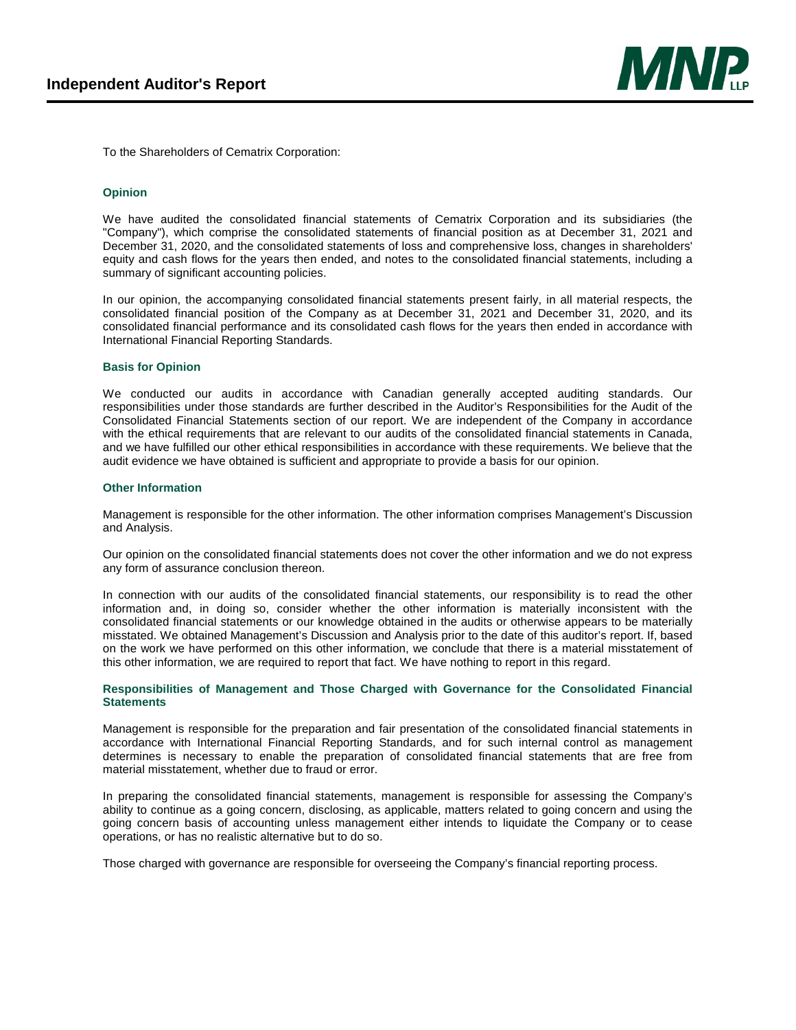# Independent Auditor's Report

MNP LLP

To the Shareholders of Cematrix Corporation:

## Opinion

We have audited the consolidated financial statements of Cematrix Corporation and its subsidiaries (the "Company"), which comprise the consolidated statements of financial position as at December 31, 2021 and December 31, 2020, and the consolidated statements of loss and comprehensive loss, changes in shareholders' equity and cash flows for the years then ended, and notes to the consolidated financial statements, including a summary of significant accounting policies.

In our opinion, the accompanying consolidated financial statements present fairly, in all material respects, the consolidated financial position of the Company as at December 31, 2021 and December 31, 2020, and its consolidated financial performance and its consolidated cash flows for the years then ended in accordance with International Financial Reporting Standards.

## Basis for Opinion

We conducted our audits in accordance with Canadian generally accepted auditing standards. Our responsibilities under those standards are further described in the Auditor's Responsibilities for the Audit of the Consolidated Financial Statements section of our report. We are independent of the Company in accordance with the ethical requirements that are relevant to our audits of the consolidated financial statements in Canada, and we have fulfilled our other ethical responsibilities in accordance with these requirements. We believe that the audit evidence we have obtained is sufficient and appropriate to provide a basis for our opinion.

## Other Information

Management is responsible for the other information. The other information comprises Management's Discussion and Analysis.

Our opinion on the consolidated financial statements does not cover the other information and we do not express any form of assurance conclusion thereon.

In connection with our audits of the consolidated financial statements, our responsibility is to read the other information and, in doing so, consider whether the other information is materially inconsistent with the consolidated financial statements or our knowledge obtained in the audits or otherwise appears to be materially misstated. We obtained Management's Discussion and Analysis prior to the date of this auditor's report. If, based on the work we have performed on this other information, we conclude that there is a material misstatement of this other information, we are required to report that fact. We have nothing to report in this regard.

## Responsibilities of Management and Those Charged with Governance for the Consolidated Financial Statements

Management is responsible for the preparation and fair presentation of the consolidated financial statements in accordance with International Financial Reporting Standards, and for such internal control as management determines is necessary to enable the preparation of consolidated financial statements that are free from material misstatement, whether due to fraud or error.

In preparing the consolidated financial statements, management is responsible for assessing the Company's ability to continue as a going concern, disclosing, as applicable, matters related to going concern and using the going concern basis of accounting unless management either intends to liquidate the Company or to cease operations, or has no realistic alternative but to do so.

Those charged with governance are responsible for overseeing the Company's financial reporting process.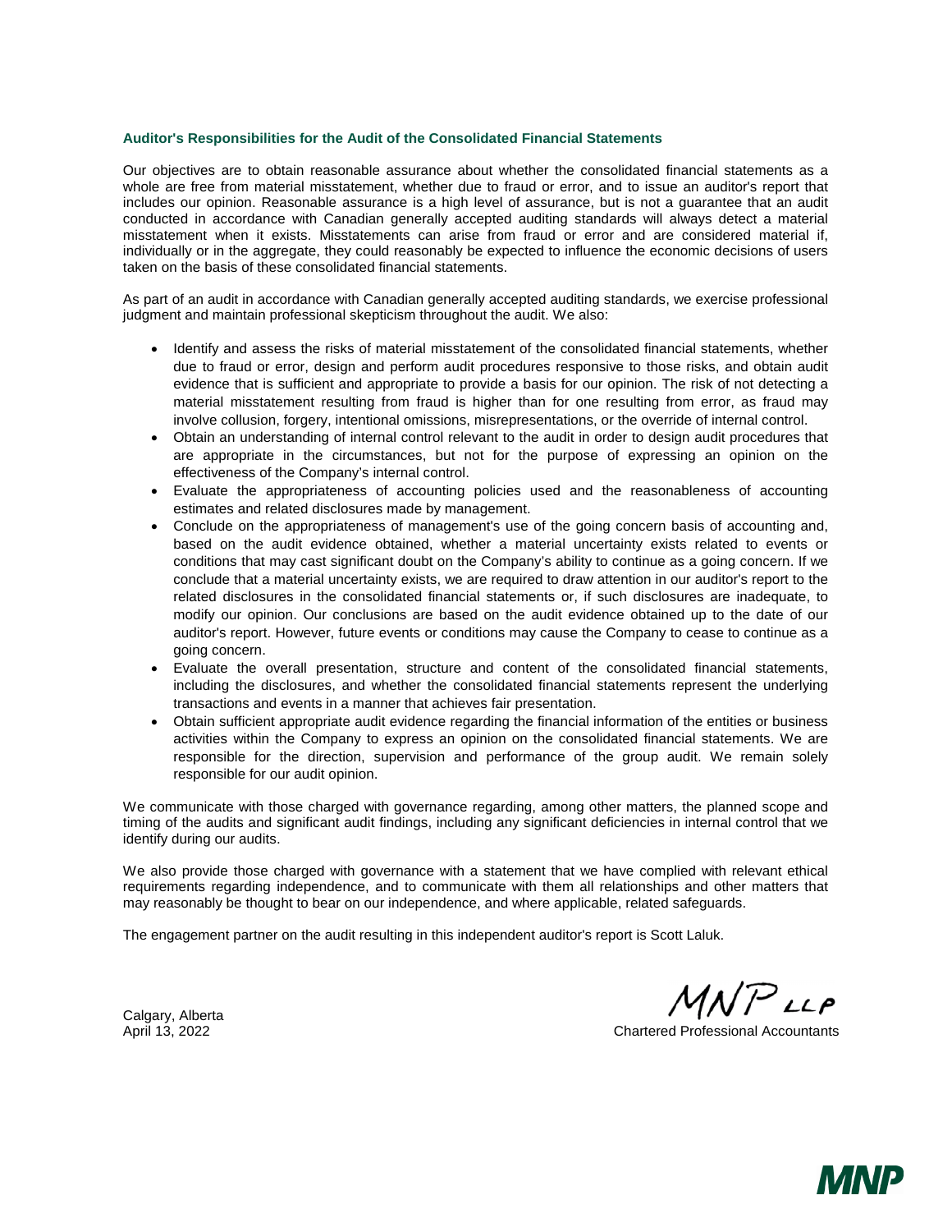### Auditor's Responsibilities for the Audit of the Consolidated Financial Statements

Our objectives are to obtain reasonable assurance about whether the consolidated financial statements as a whole are free from material misstatement, whether due to fraud or error, and to issue an auditor's report that includes our opinion. Reasonable assurance is a high level of assurance, but is not a guarantee that an audit conducted in accordance with Canadian generally accepted auditing standards will always detect a material misstatement when it exists. Misstatements can arise from fraud or error and are considered material if, individually or in the aggregate, they could reasonably be expected to influence the economic decisions of users taken on the basis of these consolidated financial statements.

As part of an audit in accordance with Canadian generally accepted auditing standards, we exercise professional judgment and maintain professional skepticism throughout the audit. We also:

- Identify and assess the risks of material misstatement of the consolidated financial statements, whether due to fraud or error, design and perform audit procedures responsive to those risks, and obtain audit evidence that is sufficient and appropriate to provide a basis for our opinion. The risk of not detecting a material misstatement resulting from fraud is higher than for one resulting from error, as fraud may involve collusion, forgery, intentional omissions, misrepresentations, or the override of internal control.
- Obtain an understanding of internal control relevant to the audit in order to design audit procedures that are appropriate in the circumstances, but not for the purpose of expressing an opinion on the effectiveness of the Company's internal control.
- Evaluate the appropriateness of accounting policies used and the reasonableness of accounting estimates and related disclosures made by management.
- Conclude on the appropriateness of management's use of the going concern basis of accounting and, based on the audit evidence obtained, whether a material uncertainty exists related to events or conditions that may cast significant doubt on the Company's ability to continue as a going concern. If we conclude that a material uncertainty exists, we are required to draw attention in our auditor's report to the related disclosures in the consolidated financial statements or, if such disclosures are inadequate, to modify our opinion. Our conclusions are based on the audit evidence obtained up to the date of our auditor's report. However, future events or conditions may cause the Company to cease to continue as a going concern.
- Evaluate the overall presentation, structure and content of the consolidated financial statements, including the disclosures, and whether the consolidated financial statements represent the underlying transactions and events in a manner that achieves fair presentation.
- Obtain sufficient appropriate audit evidence regarding the financial information of the entities or business activities within the Company to express an opinion on the consolidated financial statements. We are responsible for the direction, supervision and performance of the group audit. We remain solely responsible for our audit opinion.

We communicate with those charged with governance regarding, among other matters, the planned scope and timing of the audits and significant audit findings, including any significant deficiencies in internal control that we identify during our audits.

We also provide those charged with governance with a statement that we have complied with relevant ethical requirements regarding independence, and to communicate with them all relationships and other matters that may reasonably be thought to bear on our independence, and where applicable, related safeguards.

The engagement partner on the audit resulting in this independent auditor's report is Scott Laluk.

MNP LLP

Calgary, Alberta
April 13, 2022

Chartered Professional Accountants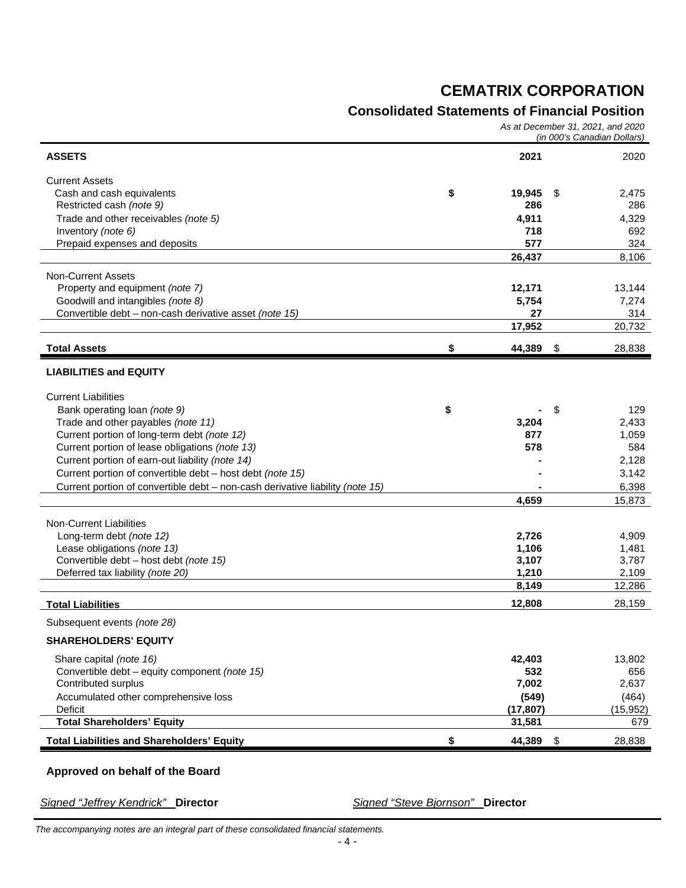# CEMATRIX CORPORATION

## Consolidated Statements of Financial Position

*As at December 31, 2021, and 2020*
*(in 000's Canadian Dollars)*

| ASSETS | | 2021 | | 2020 |
|---|---|---|---|---|
| Current Assets | | | | |
| Cash and cash equivalents | $ | 19,945 | $ | 2,475 |
| Restricted cash *(note 9)* | | 286 | | 286 |
| Trade and other receivables *(note 5)* | | 4,911 | | 4,329 |
| Inventory *(note 6)* | | 718 | | 692 |
| Prepaid expenses and deposits | | 577 | | 324 |
| | | 26,437 | | 8,106 |
| Non-Current Assets | | | | |
| Property and equipment *(note 7)* | | 12,171 | | 13,144 |
| Goodwill and intangibles *(note 8)* | | 5,754 | | 7,274 |
| Convertible debt – non-cash derivative asset *(note 15)* | | 27 | | 314 |
| | | 17,952 | | 20,732 |
| **Total Assets** | $ | 44,389 | $ | 28,838 |
| **LIABILITIES and EQUITY** | | | | |
| Current Liabilities | | | | |
| Bank operating loan *(note 9)* | $ | - | $ | 129 |
| Trade and other payables *(note 11)* | | 3,204 | | 2,433 |
| Current portion of long-term debt *(note 12)* | | 877 | | 1,059 |
| Current portion of lease obligations *(note 13)* | | 578 | | 584 |
| Current portion of earn-out liability *(note 14)* | | - | | 2,128 |
| Current portion of convertible debt – host debt *(note 15)* | | - | | 3,142 |
| Current portion of convertible debt – non-cash derivative liability *(note 15)* | | - | | 6,398 |
| | | 4,659 | | 15,873 |
| Non-Current Liabilities | | | | |
| Long-term debt *(note 12)* | | 2,726 | | 4,909 |
| Lease obligations *(note 13)* | | 1,106 | | 1,481 |
| Convertible debt – host debt *(note 15)* | | 3,107 | | 3,787 |
| Deferred tax liability *(note 20)* | | 1,210 | | 2,109 |
| | | 8,149 | | 12,286 |
| **Total Liabilities** | | 12,808 | | 28,159 |
| Subsequent events *(note 28)* | | | | |
| **SHAREHOLDERS' EQUITY** | | | | |
| Share capital *(note 16)* | | 42,403 | | 13,802 |
| Convertible debt – equity component *(note 15)* | | 532 | | 656 |
| Contributed surplus | | 7,002 | | 2,637 |
| Accumulated other comprehensive loss | | (549) | | (464) |
| Deficit | | (17,807) | | (15,952) |
| **Total Shareholders' Equity** | | 31,581 | | 679 |
| **Total Liabilities and Shareholders' Equity** | $ | 44,389 | $ | 28,838 |

**Approved on behalf of the Board**

*Signed "Jeffrey Kendrick"* **Director** *Signed "Steve Bjornson"* **Director**

*The accompanying notes are an integral part of these consolidated financial statements.*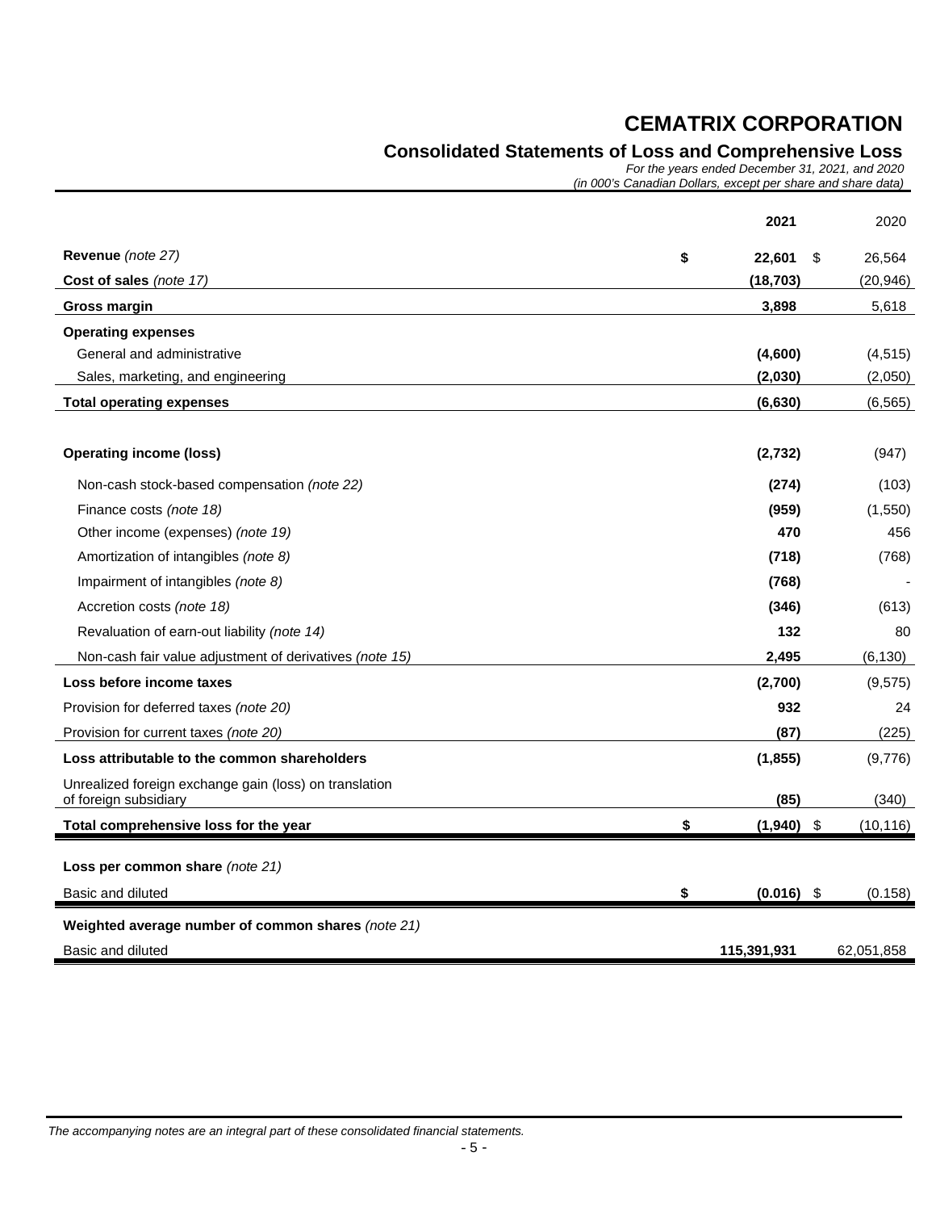# CEMATRIX CORPORATION

## Consolidated Statements of Loss and Comprehensive Loss

*For the years ended December 31, 2021, and 2020*
*(in 000's Canadian Dollars, except per share and share data)*

| | 2021 | 2020 |
|---|---|---|
| **Revenue** *(note 27)* | **$ 22,601** | $ 26,564 |
| **Cost of sales** *(note 17)* | **(18,703)** | (20,946) |
| **Gross margin** | **3,898** | 5,618 |
| **Operating expenses** | | |
| General and administrative | **(4,600)** | (4,515) |
| Sales, marketing, and engineering | **(2,030)** | (2,050) |
| **Total operating expenses** | **(6,630)** | (6,565) |
| **Operating income (loss)** | **(2,732)** | (947) |
| Non-cash stock-based compensation *(note 22)* | **(274)** | (103) |
| Finance costs *(note 18)* | **(959)** | (1,550) |
| Other income (expenses) *(note 19)* | **470** | 456 |
| Amortization of intangibles *(note 8)* | **(718)** | (768) |
| Impairment of intangibles *(note 8)* | **(768)** | - |
| Accretion costs *(note 18)* | **(346)** | (613) |
| Revaluation of earn-out liability *(note 14)* | **132** | 80 |
| Non-cash fair value adjustment of derivatives *(note 15)* | **2,495** | (6,130) |
| **Loss before income taxes** | **(2,700)** | (9,575) |
| Provision for deferred taxes *(note 20)* | **932** | 24 |
| Provision for current taxes *(note 20)* | **(87)** | (225) |
| **Loss attributable to the common shareholders** | **(1,855)** | (9,776) |
| Unrealized foreign exchange gain (loss) on translation of foreign subsidiary | **(85)** | (340) |
| **Total comprehensive loss for the year** | **$ (1,940)** | $ (10,116) |
| **Loss per common share** *(note 21)* | | |
| Basic and diluted | **$ (0.016)** | $ (0.158) |
| **Weighted average number of common shares** *(note 21)* | | |
| Basic and diluted | **115,391,931** | 62,051,858 |

*The accompanying notes are an integral part of these consolidated financial statements.*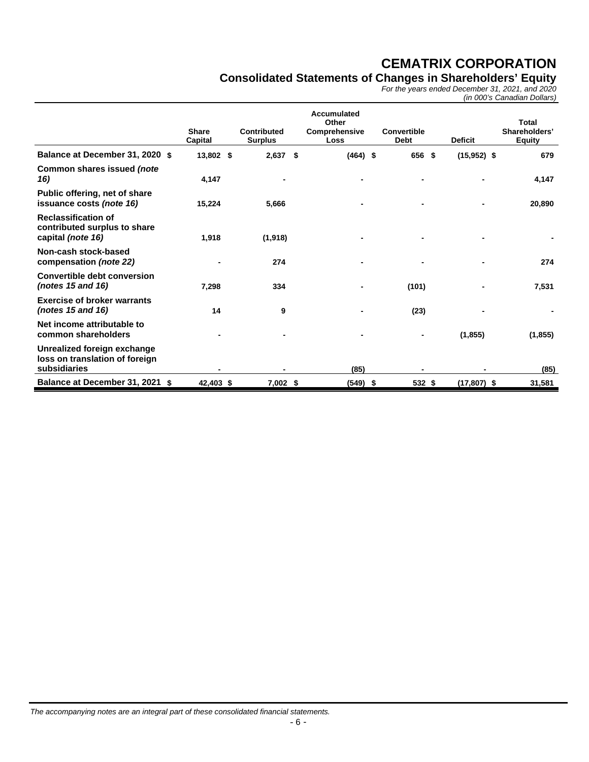# CEMATRIX CORPORATION

## Consolidated Statements of Changes in Shareholders' Equity

*For the years ended December 31, 2021, and 2020*
*(in 000's Canadian Dollars)*

| | Share Capital | Contributed Surplus | Accumulated Other Comprehensive Loss | Convertible Debt | Deficit | Total Shareholders' Equity |
|---|---|---|---|---|---|---|
| **Balance at December 31, 2020** | $ 13,802 | $ 2,637 | $ (464) | $ 656 | $ (15,952) | $ 679 |
| **Common shares issued *(note 16)*** | 4,147 | - | - | - | - | 4,147 |
| **Public offering, net of share issuance costs *(note 16)*** | 15,224 | 5,666 | - | - | - | 20,890 |
| **Reclassification of contributed surplus to share capital *(note 16)*** | 1,918 | (1,918) | - | - | - | - |
| **Non-cash stock-based compensation *(note 22)*** | - | 274 | - | - | - | 274 |
| **Convertible debt conversion *(notes 15 and 16)*** | 7,298 | 334 | - | (101) | - | 7,531 |
| **Exercise of broker warrants *(notes 15 and 16)*** | 14 | 9 | - | (23) | - | - |
| **Net income attributable to common shareholders** | - | - | - | - | (1,855) | (1,855) |
| **Unrealized foreign exchange loss on translation of foreign subsidiaries** | - | - | (85) | - | - | (85) |
| **Balance at December 31, 2021** | $ 42,403 | $ 7,002 | $ (549) | $ 532 | $ (17,807) | $ 31,581 |

*The accompanying notes are an integral part of these consolidated financial statements.*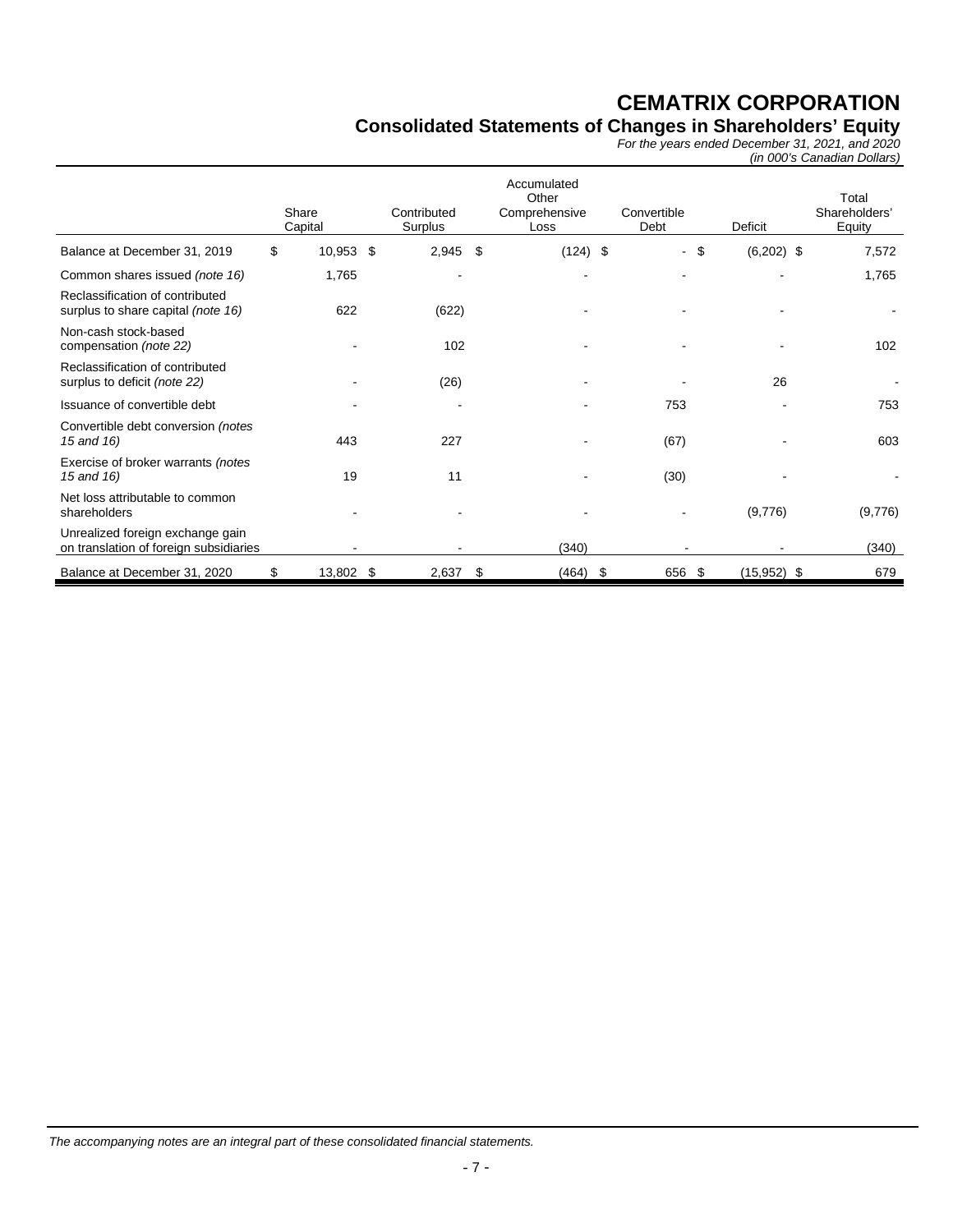# CEMATRIX CORPORATION

## Consolidated Statements of Changes in Shareholders' Equity

*For the years ended December 31, 2021, and 2020*
*(in 000's Canadian Dollars)*

| | Share Capital | Contributed Surplus | Accumulated Other Comprehensive Loss | Convertible Debt | Deficit | Total Shareholders' Equity |
|---|---|---|---|---|---|---|
| Balance at December 31, 2019 | $ 10,953 | $ 2,945 | $ (124) | $ - | $ (6,202) | $ 7,572 |
| Common shares issued *(note 16)* | 1,765 | - | - | - | - | 1,765 |
| Reclassification of contributed surplus to share capital *(note 16)* | 622 | (622) | - | - | - | - |
| Non-cash stock-based compensation *(note 22)* | - | 102 | - | - | - | 102 |
| Reclassification of contributed surplus to deficit *(note 22)* | - | (26) | - | - | 26 | - |
| Issuance of convertible debt | - | - | - | 753 | - | 753 |
| Convertible debt conversion *(notes 15 and 16)* | 443 | 227 | - | (67) | - | 603 |
| Exercise of broker warrants *(notes 15 and 16)* | 19 | 11 | - | (30) | - | - |
| Net loss attributable to common shareholders | - | - | - | - | (9,776) | (9,776) |
| Unrealized foreign exchange gain on translation of foreign subsidiaries | - | - | (340) | - | - | (340) |
| Balance at December 31, 2020 | $ 13,802 | $ 2,637 | $ (464) | $ 656 | $ (15,952) | $ 679 |

*The accompanying notes are an integral part of these consolidated financial statements.*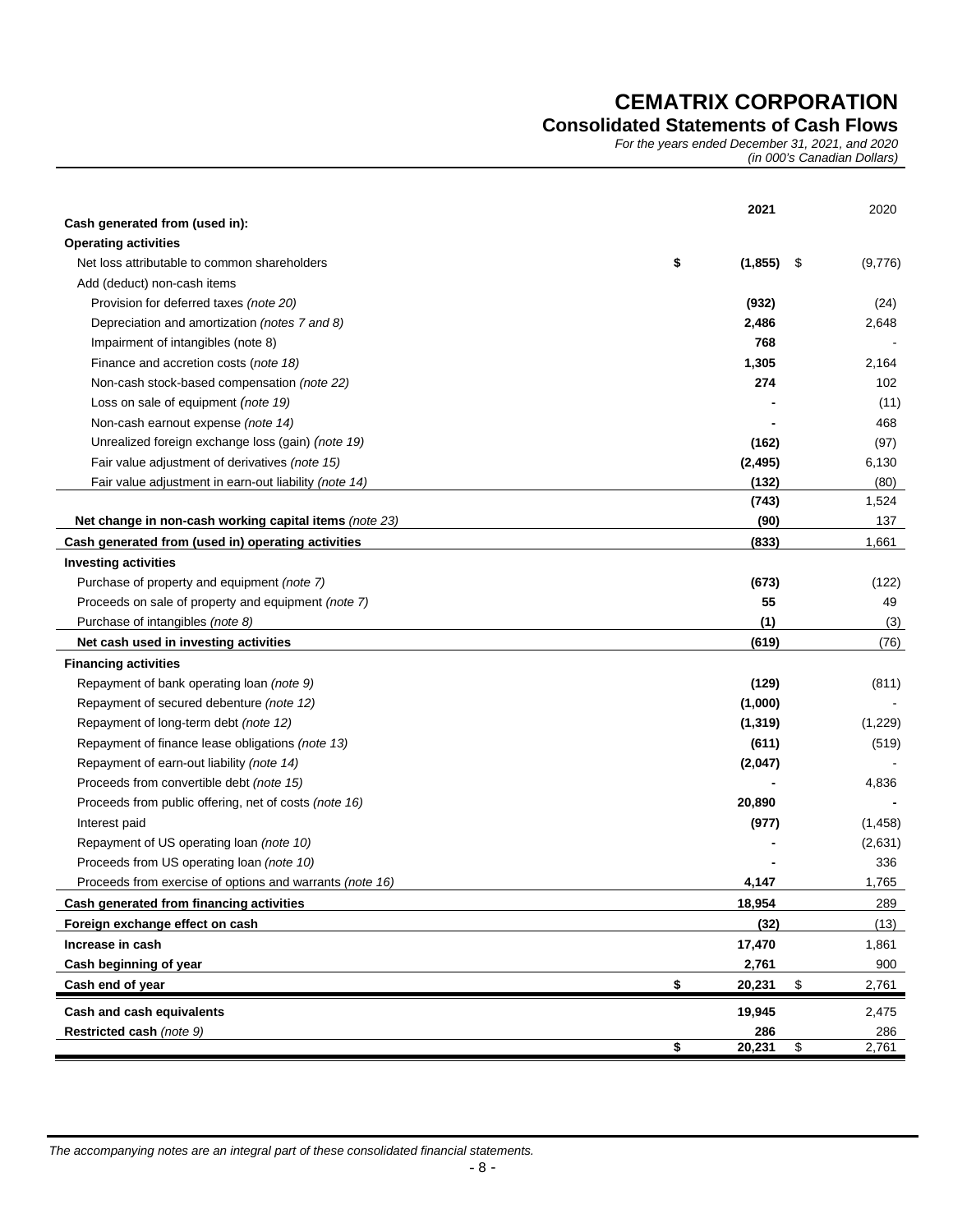# CEMATRIX CORPORATION

## Consolidated Statements of Cash Flows

*For the years ended December 31, 2021, and 2020*
*(in 000's Canadian Dollars)*

| | 2021 | 2020 |
|---|---|---|
| **Cash generated from (used in):** | | |
| **Operating activities** | | |
| Net loss attributable to common shareholders | $ **(1,855)** | $ (9,776) |
| Add (deduct) non-cash items | | |
| Provision for deferred taxes *(note 20)* | **(932)** | (24) |
| Depreciation and amortization *(notes 7 and 8)* | **2,486** | 2,648 |
| Impairment of intangibles (note 8) | **768** | - |
| Finance and accretion costs (*note 18)* | **1,305** | 2,164 |
| Non-cash stock-based compensation *(note 22)* | **274** | 102 |
| Loss on sale of equipment *(note 19)* | **-** | (11) |
| Non-cash earnout expense *(note 14)* | **-** | 468 |
| Unrealized foreign exchange loss (gain) *(note 19)* | **(162)** | (97) |
| Fair value adjustment of derivatives *(note 15)* | **(2,495)** | 6,130 |
| Fair value adjustment in earn-out liability *(note 14)* | **(132)** | (80) |
| | **(743)** | 1,524 |
| **Net change in non-cash working capital items** *(note 23)* | **(90)** | 137 |
| **Cash generated from (used in) operating activities** | **(833)** | 1,661 |
| **Investing activities** | | |
| Purchase of property and equipment *(note 7)* | **(673)** | (122) |
| Proceeds on sale of property and equipment *(note 7)* | **55** | 49 |
| Purchase of intangibles *(note 8)* | **(1)** | (3) |
| **Net cash used in investing activities** | **(619)** | (76) |
| **Financing activities** | | |
| Repayment of bank operating loan *(note 9)* | **(129)** | (811) |
| Repayment of secured debenture *(note 12)* | **(1,000)** | - |
| Repayment of long-term debt *(note 12)* | **(1,319)** | (1,229) |
| Repayment of finance lease obligations *(note 13)* | **(611)** | (519) |
| Repayment of earn-out liability *(note 14)* | **(2,047)** | - |
| Proceeds from convertible debt *(note 15)* | **-** | 4,836 |
| Proceeds from public offering, net of costs *(note 16)* | **20,890** | **-** |
| Interest paid | **(977)** | (1,458) |
| Repayment of US operating loan *(note 10)* | **-** | (2,631) |
| Proceeds from US operating loan *(note 10)* | **-** | 336 |
| Proceeds from exercise of options and warrants *(note 16)* | **4,147** | 1,765 |
| **Cash generated from financing activities** | **18,954** | 289 |
| **Foreign exchange effect on cash** | **(32)** | (13) |
| **Increase in cash** | **17,470** | 1,861 |
| **Cash beginning of year** | **2,761** | 900 |
| **Cash end of year** | $ **20,231** | $ 2,761 |
| **Cash and cash equivalents** | **19,945** | 2,475 |
| **Restricted cash** *(note 9)* | **286** | 286 |
| | $ **20,231** | $ 2,761 |

*The accompanying notes are an integral part of these consolidated financial statements.*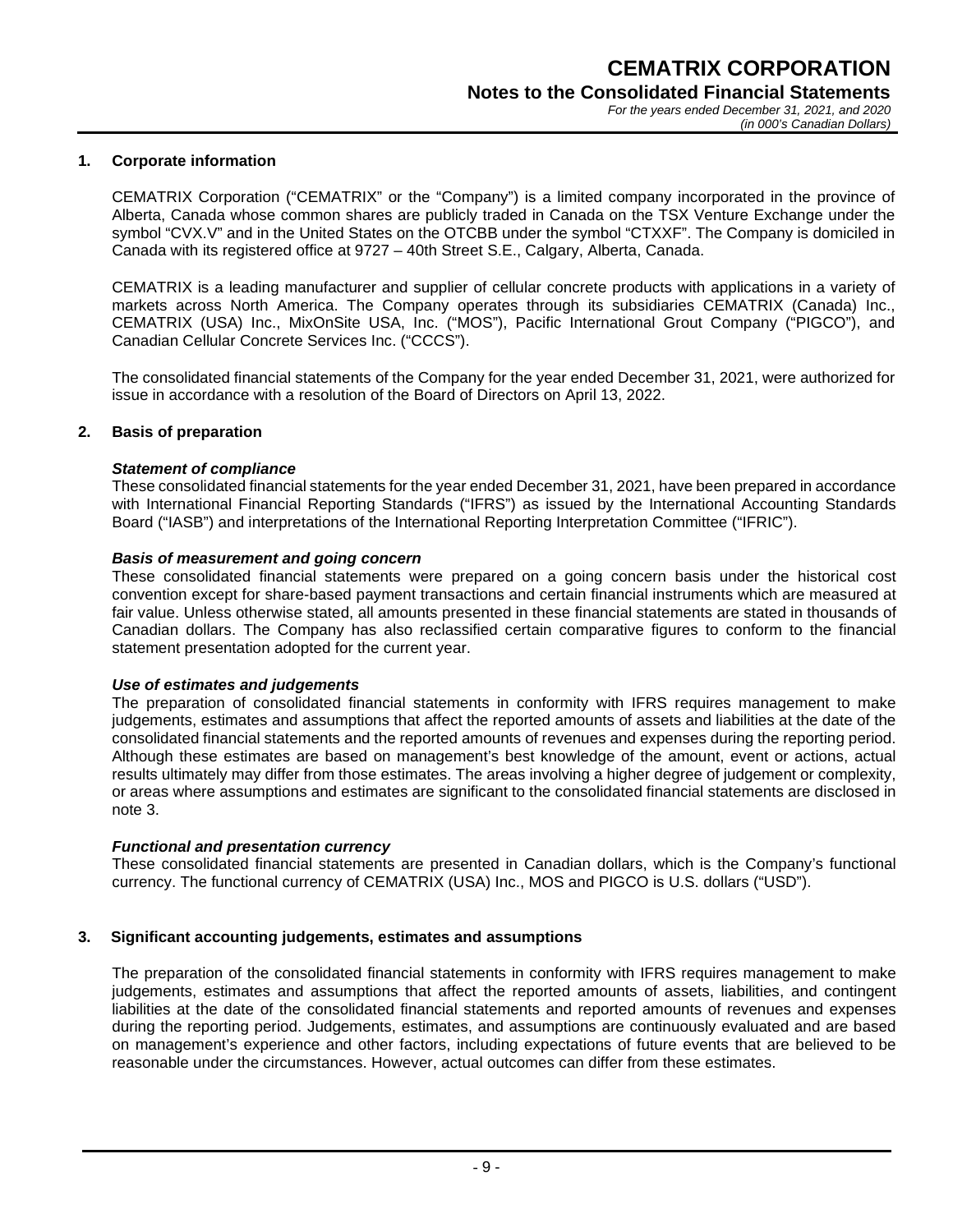## 1. Corporate information

CEMATRIX Corporation ("CEMATRIX" or the "Company") is a limited company incorporated in the province of Alberta, Canada whose common shares are publicly traded in Canada on the TSX Venture Exchange under the symbol "CVX.V" and in the United States on the OTCBB under the symbol "CTXXF". The Company is domiciled in Canada with its registered office at 9727 – 40th Street S.E., Calgary, Alberta, Canada.

CEMATRIX is a leading manufacturer and supplier of cellular concrete products with applications in a variety of markets across North America. The Company operates through its subsidiaries CEMATRIX (Canada) Inc., CEMATRIX (USA) Inc., MixOnSite USA, Inc. ("MOS"), Pacific International Grout Company ("PIGCO"), and Canadian Cellular Concrete Services Inc. ("CCCS").

The consolidated financial statements of the Company for the year ended December 31, 2021, were authorized for issue in accordance with a resolution of the Board of Directors on April 13, 2022.

## 2. Basis of preparation

***Statement of compliance***
These consolidated financial statements for the year ended December 31, 2021, have been prepared in accordance with International Financial Reporting Standards ("IFRS") as issued by the International Accounting Standards Board ("IASB") and interpretations of the International Reporting Interpretation Committee ("IFRIC").

***Basis of measurement and going concern***
These consolidated financial statements were prepared on a going concern basis under the historical cost convention except for share-based payment transactions and certain financial instruments which are measured at fair value. Unless otherwise stated, all amounts presented in these financial statements are stated in thousands of Canadian dollars. The Company has also reclassified certain comparative figures to conform to the financial statement presentation adopted for the current year.

***Use of estimates and judgements***
The preparation of consolidated financial statements in conformity with IFRS requires management to make judgements, estimates and assumptions that affect the reported amounts of assets and liabilities at the date of the consolidated financial statements and the reported amounts of revenues and expenses during the reporting period. Although these estimates are based on management's best knowledge of the amount, event or actions, actual results ultimately may differ from those estimates. The areas involving a higher degree of judgement or complexity, or areas where assumptions and estimates are significant to the consolidated financial statements are disclosed in note 3.

***Functional and presentation currency***
These consolidated financial statements are presented in Canadian dollars, which is the Company's functional currency. The functional currency of CEMATRIX (USA) Inc., MOS and PIGCO is U.S. dollars ("USD").

## 3. Significant accounting judgements, estimates and assumptions

The preparation of the consolidated financial statements in conformity with IFRS requires management to make judgements, estimates and assumptions that affect the reported amounts of assets, liabilities, and contingent liabilities at the date of the consolidated financial statements and reported amounts of revenues and expenses during the reporting period. Judgements, estimates, and assumptions are continuously evaluated and are based on management's experience and other factors, including expectations of future events that are believed to be reasonable under the circumstances. However, actual outcomes can differ from these estimates.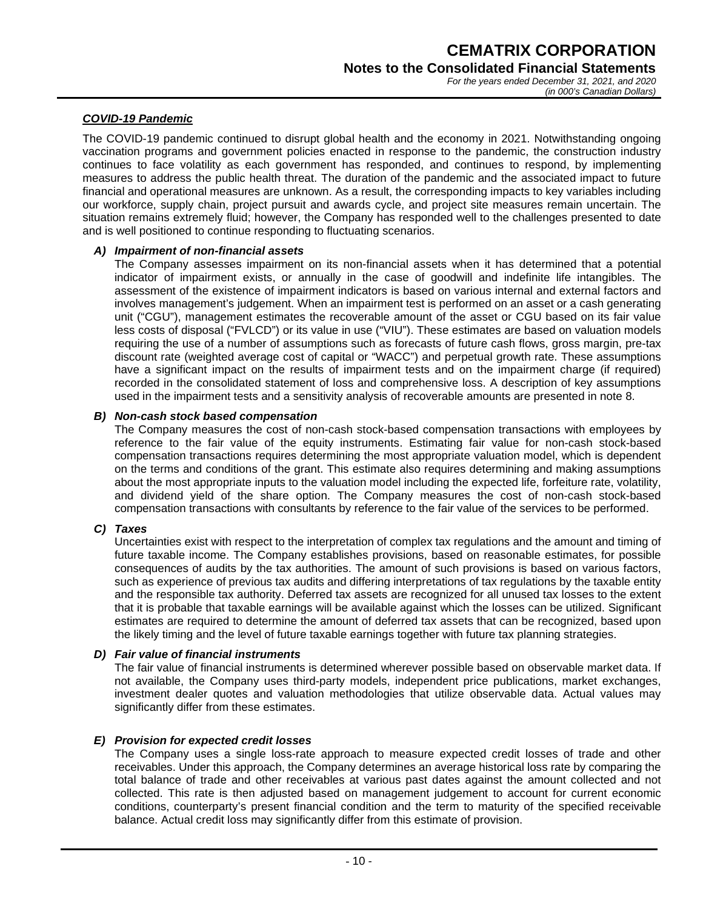***COVID-19 Pandemic***

The COVID-19 pandemic continued to disrupt global health and the economy in 2021. Notwithstanding ongoing vaccination programs and government policies enacted in response to the pandemic, the construction industry continues to face volatility as each government has responded, and continues to respond, by implementing measures to address the public health threat. The duration of the pandemic and the associated impact to future financial and operational measures are unknown. As a result, the corresponding impacts to key variables including our workforce, supply chain, project pursuit and awards cycle, and project site measures remain uncertain. The situation remains extremely fluid; however, the Company has responded well to the challenges presented to date and is well positioned to continue responding to fluctuating scenarios.

***A) Impairment of non-financial assets***

The Company assesses impairment on its non-financial assets when it has determined that a potential indicator of impairment exists, or annually in the case of goodwill and indefinite life intangibles. The assessment of the existence of impairment indicators is based on various internal and external factors and involves management's judgement. When an impairment test is performed on an asset or a cash generating unit ("CGU"), management estimates the recoverable amount of the asset or CGU based on its fair value less costs of disposal ("FVLCD") or its value in use ("VIU"). These estimates are based on valuation models requiring the use of a number of assumptions such as forecasts of future cash flows, gross margin, pre-tax discount rate (weighted average cost of capital or "WACC") and perpetual growth rate. These assumptions have a significant impact on the results of impairment tests and on the impairment charge (if required) recorded in the consolidated statement of loss and comprehensive loss. A description of key assumptions used in the impairment tests and a sensitivity analysis of recoverable amounts are presented in note 8.

***B) Non-cash stock based compensation***

The Company measures the cost of non-cash stock-based compensation transactions with employees by reference to the fair value of the equity instruments. Estimating fair value for non-cash stock-based compensation transactions requires determining the most appropriate valuation model, which is dependent on the terms and conditions of the grant. This estimate also requires determining and making assumptions about the most appropriate inputs to the valuation model including the expected life, forfeiture rate, volatility, and dividend yield of the share option. The Company measures the cost of non-cash stock-based compensation transactions with consultants by reference to the fair value of the services to be performed.

***C) Taxes***

Uncertainties exist with respect to the interpretation of complex tax regulations and the amount and timing of future taxable income. The Company establishes provisions, based on reasonable estimates, for possible consequences of audits by the tax authorities. The amount of such provisions is based on various factors, such as experience of previous tax audits and differing interpretations of tax regulations by the taxable entity and the responsible tax authority. Deferred tax assets are recognized for all unused tax losses to the extent that it is probable that taxable earnings will be available against which the losses can be utilized. Significant estimates are required to determine the amount of deferred tax assets that can be recognized, based upon the likely timing and the level of future taxable earnings together with future tax planning strategies.

***D) Fair value of financial instruments***

The fair value of financial instruments is determined wherever possible based on observable market data. If not available, the Company uses third-party models, independent price publications, market exchanges, investment dealer quotes and valuation methodologies that utilize observable data. Actual values may significantly differ from these estimates.

***E) Provision for expected credit losses***

The Company uses a single loss-rate approach to measure expected credit losses of trade and other receivables. Under this approach, the Company determines an average historical loss rate by comparing the total balance of trade and other receivables at various past dates against the amount collected and not collected. This rate is then adjusted based on management judgement to account for current economic conditions, counterparty's present financial condition and the term to maturity of the specified receivable balance. Actual credit loss may significantly differ from this estimate of provision.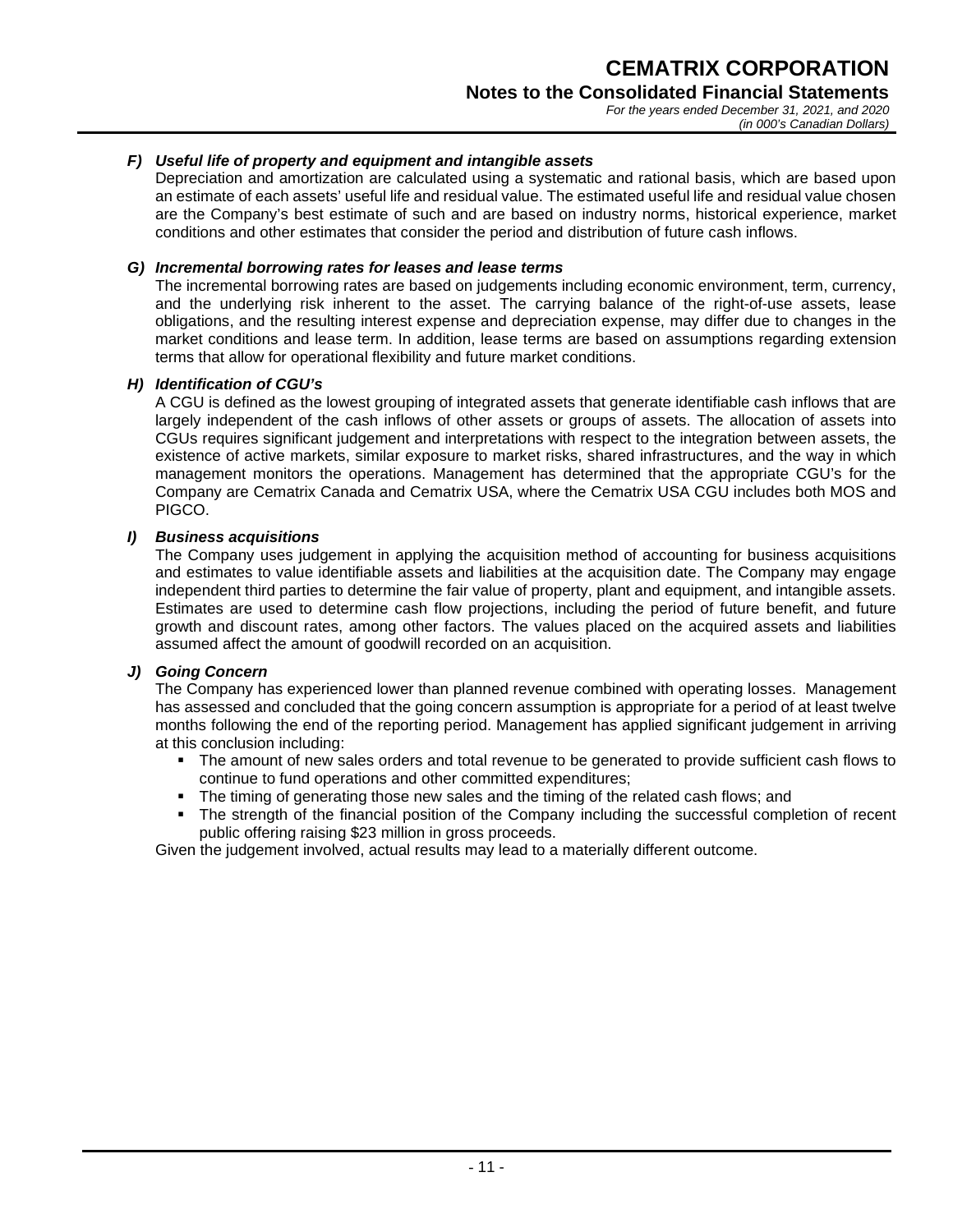### *F) Useful life of property and equipment and intangible assets*

Depreciation and amortization are calculated using a systematic and rational basis, which are based upon an estimate of each assets' useful life and residual value. The estimated useful life and residual value chosen are the Company's best estimate of such and are based on industry norms, historical experience, market conditions and other estimates that consider the period and distribution of future cash inflows.

### *G) Incremental borrowing rates for leases and lease terms*

The incremental borrowing rates are based on judgements including economic environment, term, currency, and the underlying risk inherent to the asset. The carrying balance of the right-of-use assets, lease obligations, and the resulting interest expense and depreciation expense, may differ due to changes in the market conditions and lease term. In addition, lease terms are based on assumptions regarding extension terms that allow for operational flexibility and future market conditions.

### *H) Identification of CGU's*

A CGU is defined as the lowest grouping of integrated assets that generate identifiable cash inflows that are largely independent of the cash inflows of other assets or groups of assets. The allocation of assets into CGUs requires significant judgement and interpretations with respect to the integration between assets, the existence of active markets, similar exposure to market risks, shared infrastructures, and the way in which management monitors the operations. Management has determined that the appropriate CGU's for the Company are Cematrix Canada and Cematrix USA, where the Cematrix USA CGU includes both MOS and PIGCO.

### *I) Business acquisitions*

The Company uses judgement in applying the acquisition method of accounting for business acquisitions and estimates to value identifiable assets and liabilities at the acquisition date. The Company may engage independent third parties to determine the fair value of property, plant and equipment, and intangible assets. Estimates are used to determine cash flow projections, including the period of future benefit, and future growth and discount rates, among other factors. The values placed on the acquired assets and liabilities assumed affect the amount of goodwill recorded on an acquisition.

### *J) Going Concern*

The Company has experienced lower than planned revenue combined with operating losses. Management has assessed and concluded that the going concern assumption is appropriate for a period of at least twelve months following the end of the reporting period. Management has applied significant judgement in arriving at this conclusion including:

- The amount of new sales orders and total revenue to be generated to provide sufficient cash flows to continue to fund operations and other committed expenditures;
- The timing of generating those new sales and the timing of the related cash flows; and
- The strength of the financial position of the Company including the successful completion of recent public offering raising $23 million in gross proceeds.

Given the judgement involved, actual results may lead to a materially different outcome.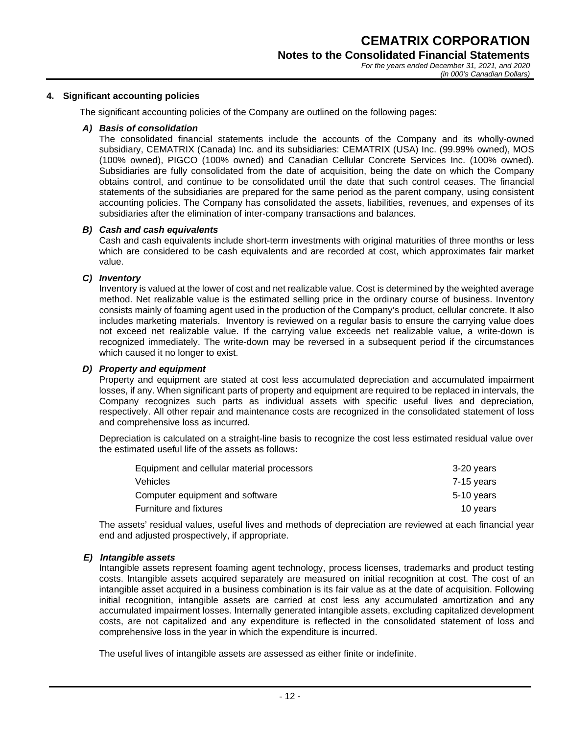## 4. Significant accounting policies

The significant accounting policies of the Company are outlined on the following pages:

### *A) Basis of consolidation*

The consolidated financial statements include the accounts of the Company and its wholly-owned subsidiary, CEMATRIX (Canada) Inc. and its subsidiaries: CEMATRIX (USA) Inc. (99.99% owned), MOS (100% owned), PIGCO (100% owned) and Canadian Cellular Concrete Services Inc. (100% owned). Subsidiaries are fully consolidated from the date of acquisition, being the date on which the Company obtains control, and continue to be consolidated until the date that such control ceases. The financial statements of the subsidiaries are prepared for the same period as the parent company, using consistent accounting policies. The Company has consolidated the assets, liabilities, revenues, and expenses of its subsidiaries after the elimination of inter-company transactions and balances.

### *B) Cash and cash equivalents*

Cash and cash equivalents include short-term investments with original maturities of three months or less which are considered to be cash equivalents and are recorded at cost, which approximates fair market value.

### *C) Inventory*

Inventory is valued at the lower of cost and net realizable value. Cost is determined by the weighted average method. Net realizable value is the estimated selling price in the ordinary course of business. Inventory consists mainly of foaming agent used in the production of the Company's product, cellular concrete. It also includes marketing materials. Inventory is reviewed on a regular basis to ensure the carrying value does not exceed net realizable value. If the carrying value exceeds net realizable value, a write-down is recognized immediately. The write-down may be reversed in a subsequent period if the circumstances which caused it no longer to exist.

### *D) Property and equipment*

Property and equipment are stated at cost less accumulated depreciation and accumulated impairment losses, if any. When significant parts of property and equipment are required to be replaced in intervals, the Company recognizes such parts as individual assets with specific useful lives and depreciation, respectively. All other repair and maintenance costs are recognized in the consolidated statement of loss and comprehensive loss as incurred.

Depreciation is calculated on a straight-line basis to recognize the cost less estimated residual value over the estimated useful life of the assets as follows**:**

| | |
|---|---|
| Equipment and cellular material processors | 3-20 years |
| Vehicles | 7-15 years |
| Computer equipment and software | 5-10 years |
| Furniture and fixtures | 10 years |

The assets' residual values, useful lives and methods of depreciation are reviewed at each financial year end and adjusted prospectively, if appropriate.

### *E) Intangible assets*

Intangible assets represent foaming agent technology, process licenses, trademarks and product testing costs. Intangible assets acquired separately are measured on initial recognition at cost. The cost of an intangible asset acquired in a business combination is its fair value as at the date of acquisition. Following initial recognition, intangible assets are carried at cost less any accumulated amortization and any accumulated impairment losses. Internally generated intangible assets, excluding capitalized development costs, are not capitalized and any expenditure is reflected in the consolidated statement of loss and comprehensive loss in the year in which the expenditure is incurred.

The useful lives of intangible assets are assessed as either finite or indefinite.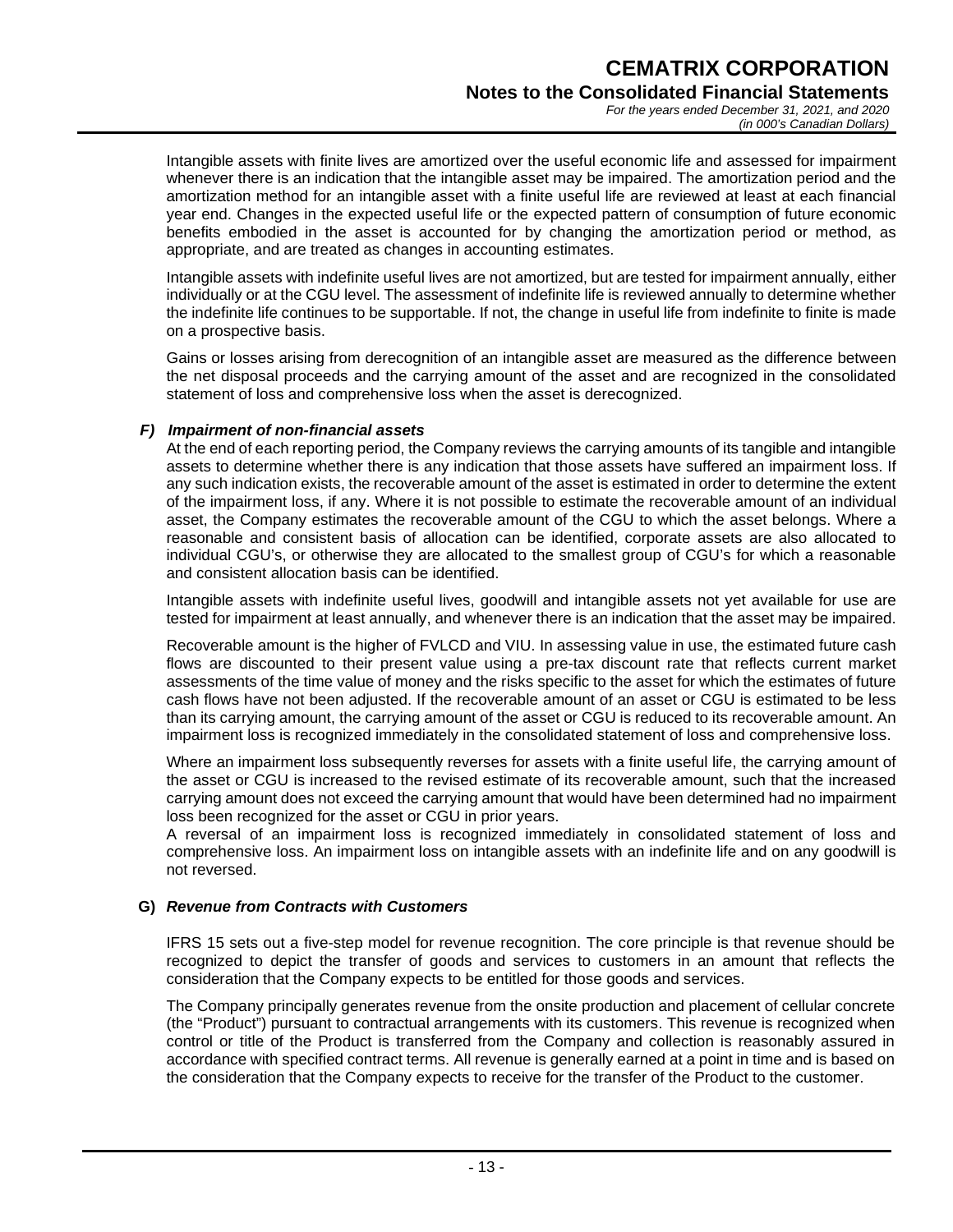Intangible assets with finite lives are amortized over the useful economic life and assessed for impairment whenever there is an indication that the intangible asset may be impaired. The amortization period and the amortization method for an intangible asset with a finite useful life are reviewed at least at each financial year end. Changes in the expected useful life or the expected pattern of consumption of future economic benefits embodied in the asset is accounted for by changing the amortization period or method, as appropriate, and are treated as changes in accounting estimates.

Intangible assets with indefinite useful lives are not amortized, but are tested for impairment annually, either individually or at the CGU level. The assessment of indefinite life is reviewed annually to determine whether the indefinite life continues to be supportable. If not, the change in useful life from indefinite to finite is made on a prospective basis.

Gains or losses arising from derecognition of an intangible asset are measured as the difference between the net disposal proceeds and the carrying amount of the asset and are recognized in the consolidated statement of loss and comprehensive loss when the asset is derecognized.

### *F) Impairment of non-financial assets*

At the end of each reporting period, the Company reviews the carrying amounts of its tangible and intangible assets to determine whether there is any indication that those assets have suffered an impairment loss. If any such indication exists, the recoverable amount of the asset is estimated in order to determine the extent of the impairment loss, if any. Where it is not possible to estimate the recoverable amount of an individual asset, the Company estimates the recoverable amount of the CGU to which the asset belongs. Where a reasonable and consistent basis of allocation can be identified, corporate assets are also allocated to individual CGU's, or otherwise they are allocated to the smallest group of CGU's for which a reasonable and consistent allocation basis can be identified.

Intangible assets with indefinite useful lives, goodwill and intangible assets not yet available for use are tested for impairment at least annually, and whenever there is an indication that the asset may be impaired.

Recoverable amount is the higher of FVLCD and VIU. In assessing value in use, the estimated future cash flows are discounted to their present value using a pre-tax discount rate that reflects current market assessments of the time value of money and the risks specific to the asset for which the estimates of future cash flows have not been adjusted. If the recoverable amount of an asset or CGU is estimated to be less than its carrying amount, the carrying amount of the asset or CGU is reduced to its recoverable amount. An impairment loss is recognized immediately in the consolidated statement of loss and comprehensive loss.

Where an impairment loss subsequently reverses for assets with a finite useful life, the carrying amount of the asset or CGU is increased to the revised estimate of its recoverable amount, such that the increased carrying amount does not exceed the carrying amount that would have been determined had no impairment loss been recognized for the asset or CGU in prior years.
A reversal of an impairment loss is recognized immediately in consolidated statement of loss and comprehensive loss. An impairment loss on intangible assets with an indefinite life and on any goodwill is not reversed.

### **G)** ***Revenue from Contracts with Customers***

IFRS 15 sets out a five-step model for revenue recognition. The core principle is that revenue should be recognized to depict the transfer of goods and services to customers in an amount that reflects the consideration that the Company expects to be entitled for those goods and services.

The Company principally generates revenue from the onsite production and placement of cellular concrete (the "Product") pursuant to contractual arrangements with its customers. This revenue is recognized when control or title of the Product is transferred from the Company and collection is reasonably assured in accordance with specified contract terms. All revenue is generally earned at a point in time and is based on the consideration that the Company expects to receive for the transfer of the Product to the customer.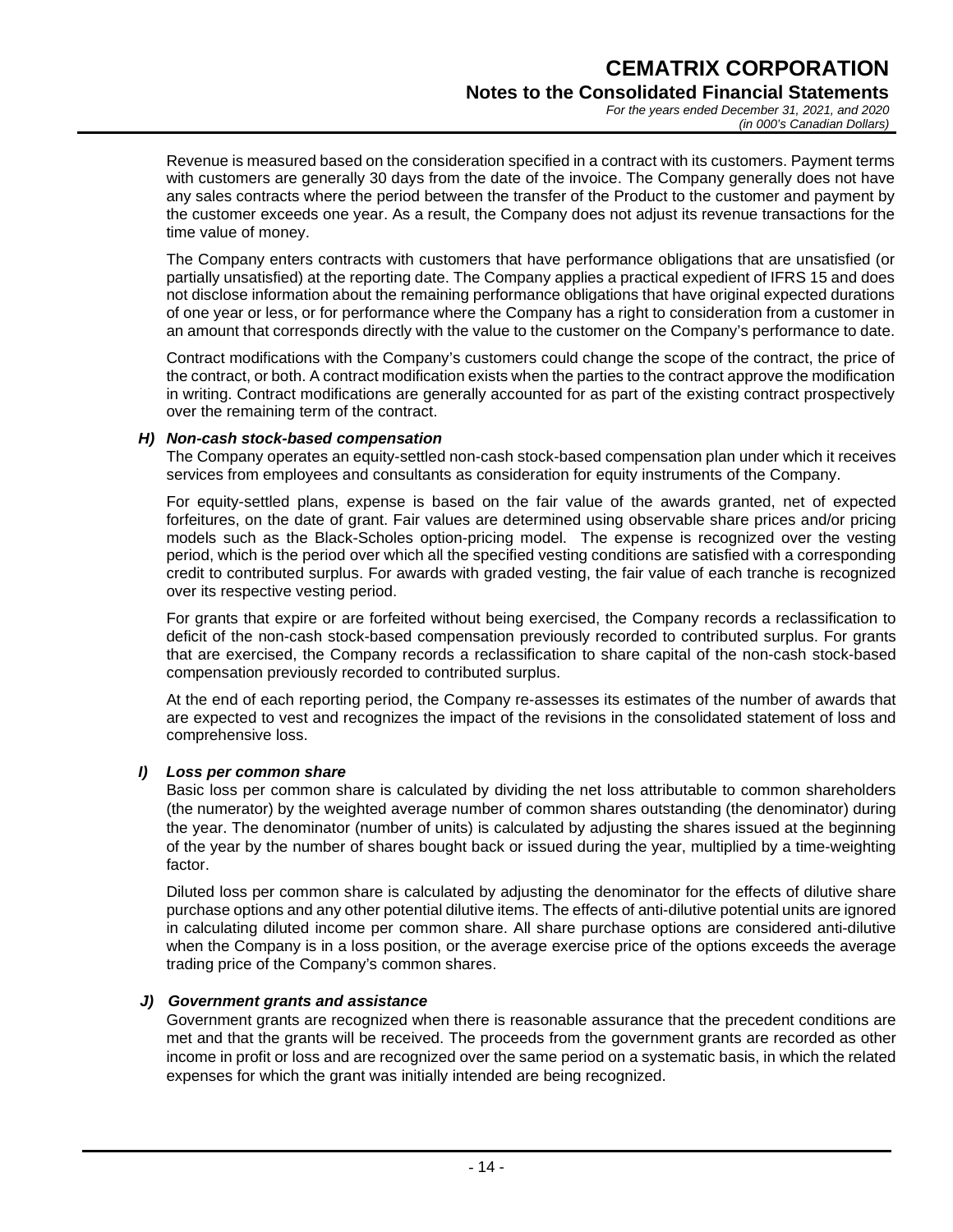Revenue is measured based on the consideration specified in a contract with its customers. Payment terms with customers are generally 30 days from the date of the invoice. The Company generally does not have any sales contracts where the period between the transfer of the Product to the customer and payment by the customer exceeds one year. As a result, the Company does not adjust its revenue transactions for the time value of money.

The Company enters contracts with customers that have performance obligations that are unsatisfied (or partially unsatisfied) at the reporting date. The Company applies a practical expedient of IFRS 15 and does not disclose information about the remaining performance obligations that have original expected durations of one year or less, or for performance where the Company has a right to consideration from a customer in an amount that corresponds directly with the value to the customer on the Company's performance to date.

Contract modifications with the Company's customers could change the scope of the contract, the price of the contract, or both. A contract modification exists when the parties to the contract approve the modification in writing. Contract modifications are generally accounted for as part of the existing contract prospectively over the remaining term of the contract.

### *H) Non-cash stock-based compensation*

The Company operates an equity-settled non-cash stock-based compensation plan under which it receives services from employees and consultants as consideration for equity instruments of the Company.

For equity-settled plans, expense is based on the fair value of the awards granted, net of expected forfeitures, on the date of grant. Fair values are determined using observable share prices and/or pricing models such as the Black-Scholes option-pricing model. The expense is recognized over the vesting period, which is the period over which all the specified vesting conditions are satisfied with a corresponding credit to contributed surplus. For awards with graded vesting, the fair value of each tranche is recognized over its respective vesting period.

For grants that expire or are forfeited without being exercised, the Company records a reclassification to deficit of the non-cash stock-based compensation previously recorded to contributed surplus. For grants that are exercised, the Company records a reclassification to share capital of the non-cash stock-based compensation previously recorded to contributed surplus.

At the end of each reporting period, the Company re-assesses its estimates of the number of awards that are expected to vest and recognizes the impact of the revisions in the consolidated statement of loss and comprehensive loss.

### *I) Loss per common share*

Basic loss per common share is calculated by dividing the net loss attributable to common shareholders (the numerator) by the weighted average number of common shares outstanding (the denominator) during the year. The denominator (number of units) is calculated by adjusting the shares issued at the beginning of the year by the number of shares bought back or issued during the year, multiplied by a time-weighting factor.

Diluted loss per common share is calculated by adjusting the denominator for the effects of dilutive share purchase options and any other potential dilutive items. The effects of anti-dilutive potential units are ignored in calculating diluted income per common share. All share purchase options are considered anti-dilutive when the Company is in a loss position, or the average exercise price of the options exceeds the average trading price of the Company's common shares.

### *J) Government grants and assistance*

Government grants are recognized when there is reasonable assurance that the precedent conditions are met and that the grants will be received. The proceeds from the government grants are recorded as other income in profit or loss and are recognized over the same period on a systematic basis, in which the related expenses for which the grant was initially intended are being recognized.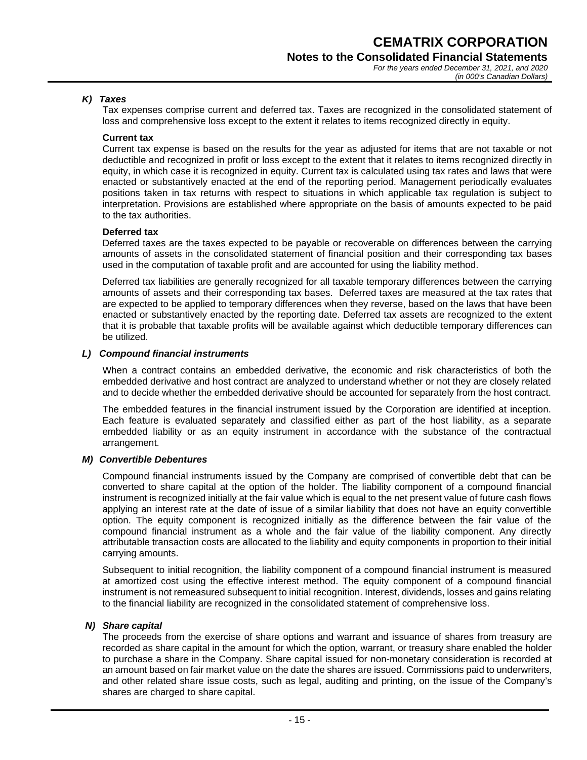### *K) Taxes*

Tax expenses comprise current and deferred tax. Taxes are recognized in the consolidated statement of loss and comprehensive loss except to the extent it relates to items recognized directly in equity.

**Current tax**

Current tax expense is based on the results for the year as adjusted for items that are not taxable or not deductible and recognized in profit or loss except to the extent that it relates to items recognized directly in equity, in which case it is recognized in equity. Current tax is calculated using tax rates and laws that were enacted or substantively enacted at the end of the reporting period. Management periodically evaluates positions taken in tax returns with respect to situations in which applicable tax regulation is subject to interpretation. Provisions are established where appropriate on the basis of amounts expected to be paid to the tax authorities.

**Deferred tax**

Deferred taxes are the taxes expected to be payable or recoverable on differences between the carrying amounts of assets in the consolidated statement of financial position and their corresponding tax bases used in the computation of taxable profit and are accounted for using the liability method.

Deferred tax liabilities are generally recognized for all taxable temporary differences between the carrying amounts of assets and their corresponding tax bases. Deferred taxes are measured at the tax rates that are expected to be applied to temporary differences when they reverse, based on the laws that have been enacted or substantively enacted by the reporting date. Deferred tax assets are recognized to the extent that it is probable that taxable profits will be available against which deductible temporary differences can be utilized.

### *L) Compound financial instruments*

When a contract contains an embedded derivative, the economic and risk characteristics of both the embedded derivative and host contract are analyzed to understand whether or not they are closely related and to decide whether the embedded derivative should be accounted for separately from the host contract.

The embedded features in the financial instrument issued by the Corporation are identified at inception. Each feature is evaluated separately and classified either as part of the host liability, as a separate embedded liability or as an equity instrument in accordance with the substance of the contractual arrangement.

### *M) Convertible Debentures*

Compound financial instruments issued by the Company are comprised of convertible debt that can be converted to share capital at the option of the holder. The liability component of a compound financial instrument is recognized initially at the fair value which is equal to the net present value of future cash flows applying an interest rate at the date of issue of a similar liability that does not have an equity convertible option. The equity component is recognized initially as the difference between the fair value of the compound financial instrument as a whole and the fair value of the liability component. Any directly attributable transaction costs are allocated to the liability and equity components in proportion to their initial carrying amounts.

Subsequent to initial recognition, the liability component of a compound financial instrument is measured at amortized cost using the effective interest method. The equity component of a compound financial instrument is not remeasured subsequent to initial recognition. Interest, dividends, losses and gains relating to the financial liability are recognized in the consolidated statement of comprehensive loss.

### *N) Share capital*

The proceeds from the exercise of share options and warrant and issuance of shares from treasury are recorded as share capital in the amount for which the option, warrant, or treasury share enabled the holder to purchase a share in the Company. Share capital issued for non-monetary consideration is recorded at an amount based on fair market value on the date the shares are issued. Commissions paid to underwriters, and other related share issue costs, such as legal, auditing and printing, on the issue of the Company's shares are charged to share capital.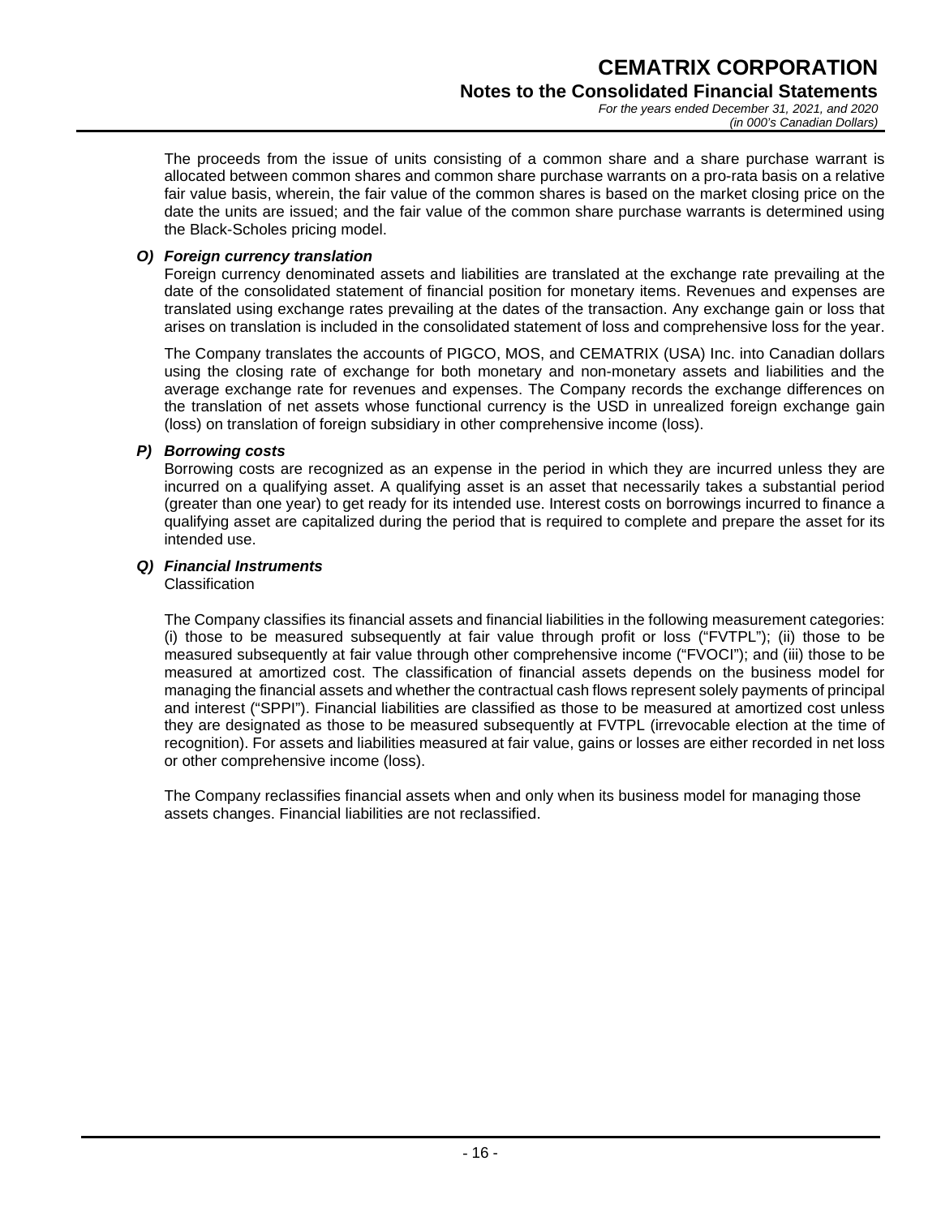The proceeds from the issue of units consisting of a common share and a share purchase warrant is allocated between common shares and common share purchase warrants on a pro-rata basis on a relative fair value basis, wherein, the fair value of the common shares is based on the market closing price on the date the units are issued; and the fair value of the common share purchase warrants is determined using the Black-Scholes pricing model.

***O) Foreign currency translation***

Foreign currency denominated assets and liabilities are translated at the exchange rate prevailing at the date of the consolidated statement of financial position for monetary items. Revenues and expenses are translated using exchange rates prevailing at the dates of the transaction. Any exchange gain or loss that arises on translation is included in the consolidated statement of loss and comprehensive loss for the year.

The Company translates the accounts of PIGCO, MOS, and CEMATRIX (USA) Inc. into Canadian dollars using the closing rate of exchange for both monetary and non-monetary assets and liabilities and the average exchange rate for revenues and expenses. The Company records the exchange differences on the translation of net assets whose functional currency is the USD in unrealized foreign exchange gain (loss) on translation of foreign subsidiary in other comprehensive income (loss).

***P) Borrowing costs***

Borrowing costs are recognized as an expense in the period in which they are incurred unless they are incurred on a qualifying asset. A qualifying asset is an asset that necessarily takes a substantial period (greater than one year) to get ready for its intended use. Interest costs on borrowings incurred to finance a qualifying asset are capitalized during the period that is required to complete and prepare the asset for its intended use.

***Q) Financial Instruments***

Classification

The Company classifies its financial assets and financial liabilities in the following measurement categories: (i) those to be measured subsequently at fair value through profit or loss ("FVTPL"); (ii) those to be measured subsequently at fair value through other comprehensive income ("FVOCI"); and (iii) those to be measured at amortized cost. The classification of financial assets depends on the business model for managing the financial assets and whether the contractual cash flows represent solely payments of principal and interest ("SPPI"). Financial liabilities are classified as those to be measured at amortized cost unless they are designated as those to be measured subsequently at FVTPL (irrevocable election at the time of recognition). For assets and liabilities measured at fair value, gains or losses are either recorded in net loss or other comprehensive income (loss).

The Company reclassifies financial assets when and only when its business model for managing those assets changes. Financial liabilities are not reclassified.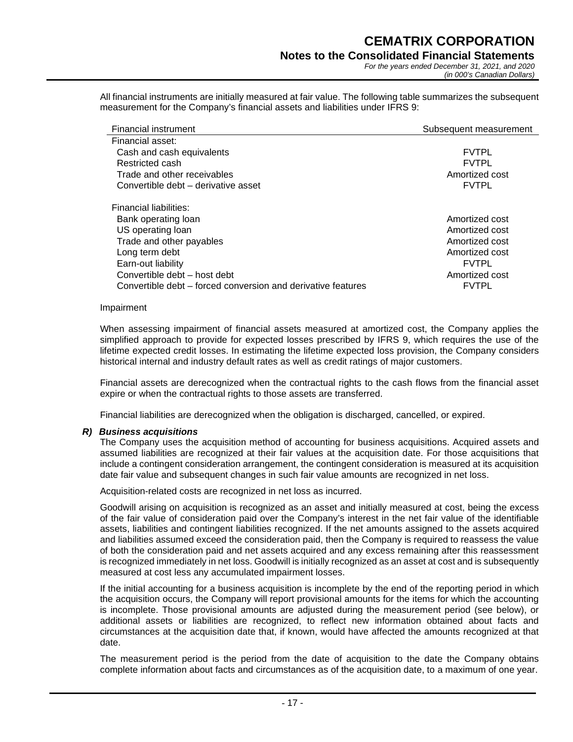All financial instruments are initially measured at fair value. The following table summarizes the subsequent measurement for the Company's financial assets and liabilities under IFRS 9:

| Financial instrument | Subsequent measurement |
|---|---|
| Financial asset: | |
| Cash and cash equivalents | FVTPL |
| Restricted cash | FVTPL |
| Trade and other receivables | Amortized cost |
| Convertible debt – derivative asset | FVTPL |
| Financial liabilities: | |
| Bank operating loan | Amortized cost |
| US operating loan | Amortized cost |
| Trade and other payables | Amortized cost |
| Long term debt | Amortized cost |
| Earn-out liability | FVTPL |
| Convertible debt – host debt | Amortized cost |
| Convertible debt – forced conversion and derivative features | FVTPL |

Impairment

When assessing impairment of financial assets measured at amortized cost, the Company applies the simplified approach to provide for expected losses prescribed by IFRS 9, which requires the use of the lifetime expected credit losses. In estimating the lifetime expected loss provision, the Company considers historical internal and industry default rates as well as credit ratings of major customers.

Financial assets are derecognized when the contractual rights to the cash flows from the financial asset expire or when the contractual rights to those assets are transferred.

Financial liabilities are derecognized when the obligation is discharged, cancelled, or expired.

***R) Business acquisitions***

The Company uses the acquisition method of accounting for business acquisitions. Acquired assets and assumed liabilities are recognized at their fair values at the acquisition date. For those acquisitions that include a contingent consideration arrangement, the contingent consideration is measured at its acquisition date fair value and subsequent changes in such fair value amounts are recognized in net loss.

Acquisition-related costs are recognized in net loss as incurred.

Goodwill arising on acquisition is recognized as an asset and initially measured at cost, being the excess of the fair value of consideration paid over the Company's interest in the net fair value of the identifiable assets, liabilities and contingent liabilities recognized. If the net amounts assigned to the assets acquired and liabilities assumed exceed the consideration paid, then the Company is required to reassess the value of both the consideration paid and net assets acquired and any excess remaining after this reassessment is recognized immediately in net loss. Goodwill is initially recognized as an asset at cost and is subsequently measured at cost less any accumulated impairment losses.

If the initial accounting for a business acquisition is incomplete by the end of the reporting period in which the acquisition occurs, the Company will report provisional amounts for the items for which the accounting is incomplete. Those provisional amounts are adjusted during the measurement period (see below), or additional assets or liabilities are recognized, to reflect new information obtained about facts and circumstances at the acquisition date that, if known, would have affected the amounts recognized at that date.

The measurement period is the period from the date of acquisition to the date the Company obtains complete information about facts and circumstances as of the acquisition date, to a maximum of one year.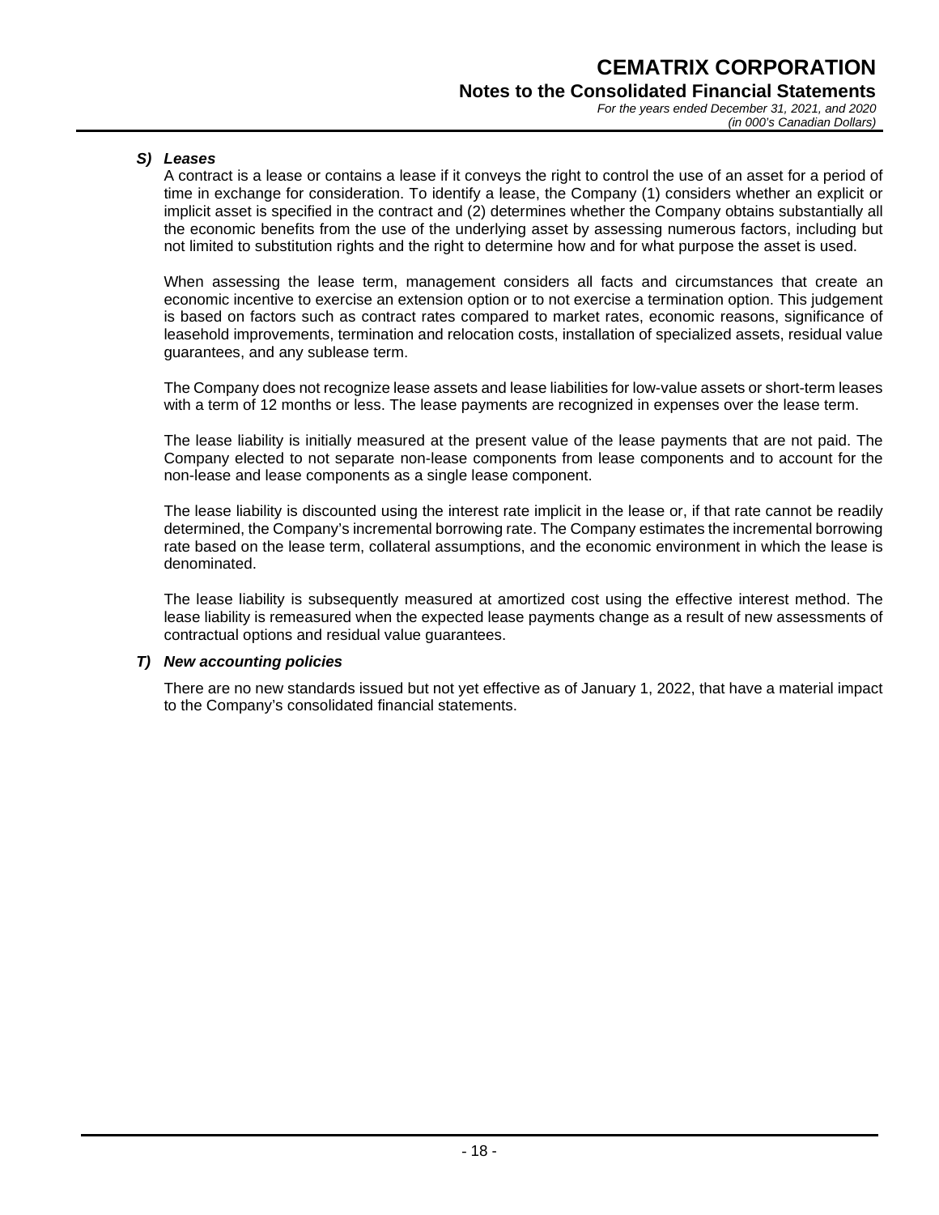### *S) Leases*

A contract is a lease or contains a lease if it conveys the right to control the use of an asset for a period of time in exchange for consideration. To identify a lease, the Company (1) considers whether an explicit or implicit asset is specified in the contract and (2) determines whether the Company obtains substantially all the economic benefits from the use of the underlying asset by assessing numerous factors, including but not limited to substitution rights and the right to determine how and for what purpose the asset is used.

When assessing the lease term, management considers all facts and circumstances that create an economic incentive to exercise an extension option or to not exercise a termination option. This judgement is based on factors such as contract rates compared to market rates, economic reasons, significance of leasehold improvements, termination and relocation costs, installation of specialized assets, residual value guarantees, and any sublease term.

The Company does not recognize lease assets and lease liabilities for low-value assets or short-term leases with a term of 12 months or less. The lease payments are recognized in expenses over the lease term.

The lease liability is initially measured at the present value of the lease payments that are not paid. The Company elected to not separate non-lease components from lease components and to account for the non-lease and lease components as a single lease component.

The lease liability is discounted using the interest rate implicit in the lease or, if that rate cannot be readily determined, the Company's incremental borrowing rate. The Company estimates the incremental borrowing rate based on the lease term, collateral assumptions, and the economic environment in which the lease is denominated.

The lease liability is subsequently measured at amortized cost using the effective interest method. The lease liability is remeasured when the expected lease payments change as a result of new assessments of contractual options and residual value guarantees.

### *T) New accounting policies*

There are no new standards issued but not yet effective as of January 1, 2022, that have a material impact to the Company's consolidated financial statements.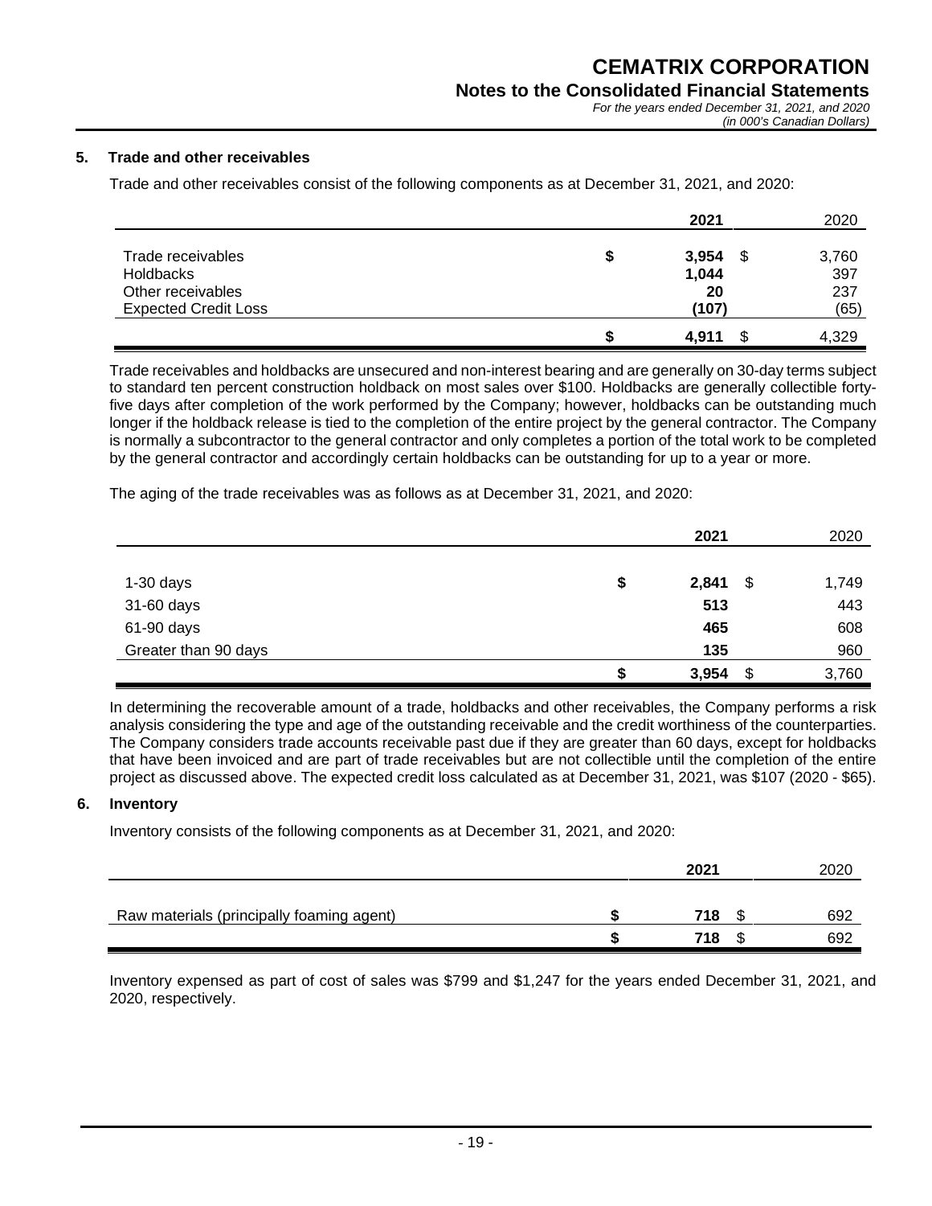## 5. Trade and other receivables

Trade and other receivables consist of the following components as at December 31, 2021, and 2020:

| | 2021 | 2020 |
|---|---|---|
| Trade receivables | $ **3,954** | $ 3,760 |
| Holdbacks | **1,044** | 397 |
| Other receivables | **20** | 237 |
| Expected Credit Loss | **(107)** | (65) |
| | $ **4,911** | $ 4,329 |

Trade receivables and holdbacks are unsecured and non-interest bearing and are generally on 30-day terms subject to standard ten percent construction holdback on most sales over $100. Holdbacks are generally collectible forty-five days after completion of the work performed by the Company; however, holdbacks can be outstanding much longer if the holdback release is tied to the completion of the entire project by the general contractor. The Company is normally a subcontractor to the general contractor and only completes a portion of the total work to be completed by the general contractor and accordingly certain holdbacks can be outstanding for up to a year or more.

The aging of the trade receivables was as follows as at December 31, 2021, and 2020:

| | 2021 | 2020 |
|---|---|---|
| 1-30 days | $ **2,841** | $ 1,749 |
| 31-60 days | **513** | 443 |
| 61-90 days | **465** | 608 |
| Greater than 90 days | **135** | 960 |
| | $ **3,954** | $ 3,760 |

In determining the recoverable amount of a trade, holdbacks and other receivables, the Company performs a risk analysis considering the type and age of the outstanding receivable and the credit worthiness of the counterparties. The Company considers trade accounts receivable past due if they are greater than 60 days, except for holdbacks that have been invoiced and are part of trade receivables but are not collectible until the completion of the entire project as discussed above. The expected credit loss calculated as at December 31, 2021, was $107 (2020 - $65).

## 6. Inventory

Inventory consists of the following components as at December 31, 2021, and 2020:

| | 2021 | 2020 |
|---|---|---|
| Raw materials (principally foaming agent) | $ **718** | $ 692 |
| | $ **718** | $ 692 |

Inventory expensed as part of cost of sales was $799 and $1,247 for the years ended December 31, 2021, and 2020, respectively.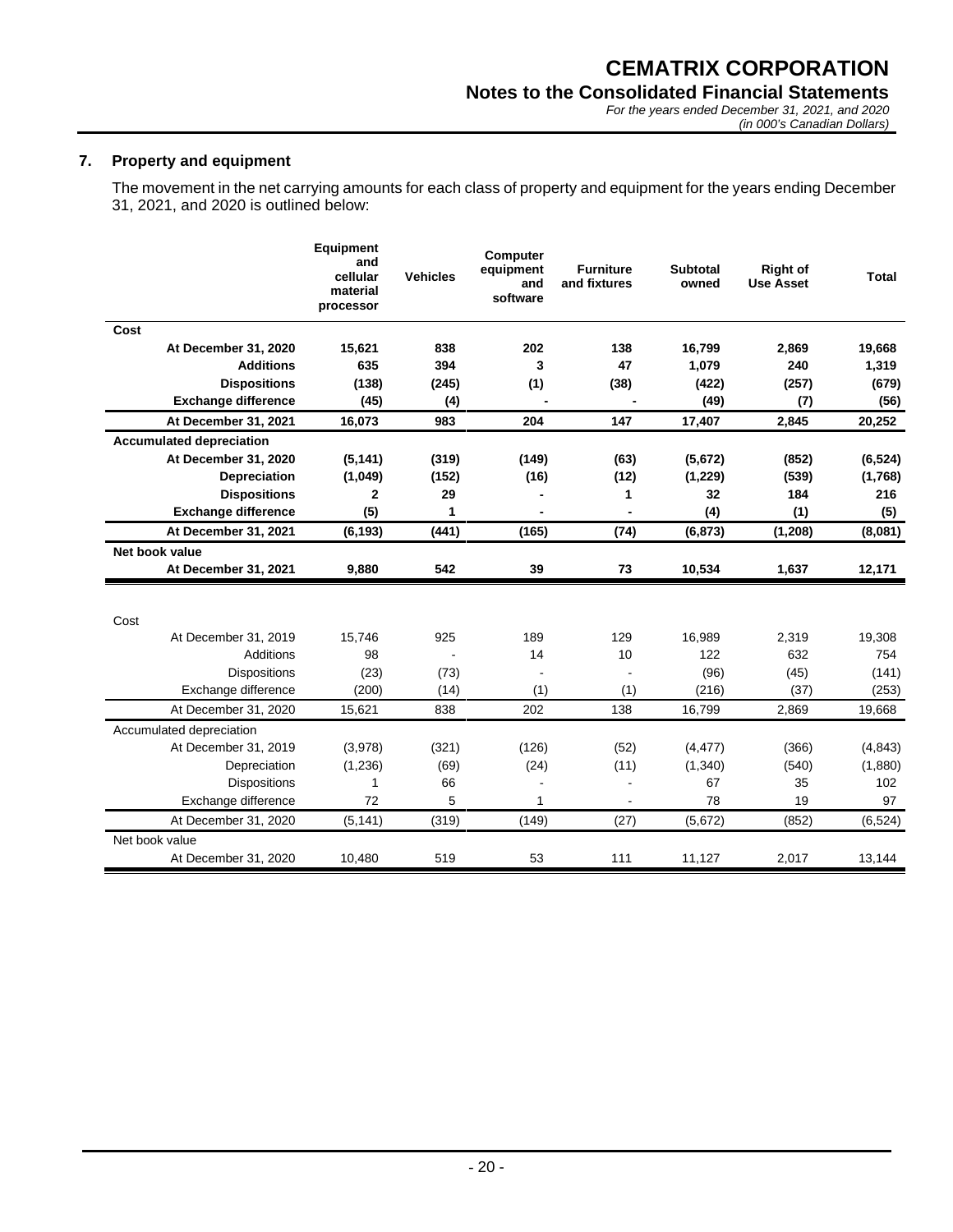## 7. Property and equipment

The movement in the net carrying amounts for each class of property and equipment for the years ending December 31, 2021, and 2020 is outlined below:

| | Equipment and cellular material processor | Vehicles | Computer equipment and software | Furniture and fixtures | Subtotal owned | Right of Use Asset | Total |
|---|---|---|---|---|---|---|---|
| **Cost** | | | | | | | |
| **At December 31, 2020** | **15,621** | **838** | **202** | **138** | **16,799** | **2,869** | **19,668** |
| **Additions** | **635** | **394** | **3** | **47** | **1,079** | **240** | **1,319** |
| **Dispositions** | **(138)** | **(245)** | **(1)** | **(38)** | **(422)** | **(257)** | **(679)** |
| **Exchange difference** | **(45)** | **(4)** | **-** | **-** | **(49)** | **(7)** | **(56)** |
| **At December 31, 2021** | **16,073** | **983** | **204** | **147** | **17,407** | **2,845** | **20,252** |
| **Accumulated depreciation** | | | | | | | |
| **At December 31, 2020** | **(5,141)** | **(319)** | **(149)** | **(63)** | **(5,672)** | **(852)** | **(6,524)** |
| **Depreciation** | **(1,049)** | **(152)** | **(16)** | **(12)** | **(1,229)** | **(539)** | **(1,768)** |
| **Dispositions** | **2** | **29** | **-** | **1** | **32** | **184** | **216** |
| **Exchange difference** | **(5)** | **1** | **-** | **-** | **(4)** | **(1)** | **(5)** |
| **At December 31, 2021** | **(6,193)** | **(441)** | **(165)** | **(74)** | **(6,873)** | **(1,208)** | **(8,081)** |
| **Net book value** | | | | | | | |
| **At December 31, 2021** | **9,880** | **542** | **39** | **73** | **10,534** | **1,637** | **12,171** |

| | | | | | | | |
|---|---|---|---|---|---|---|---|
| Cost | | | | | | | |
| At December 31, 2019 | 15,746 | 925 | 189 | 129 | 16,989 | 2,319 | 19,308 |
| Additions | 98 | - | 14 | 10 | 122 | 632 | 754 |
| Dispositions | (23) | (73) | - | - | (96) | (45) | (141) |
| Exchange difference | (200) | (14) | (1) | (1) | (216) | (37) | (253) |
| At December 31, 2020 | 15,621 | 838 | 202 | 138 | 16,799 | 2,869 | 19,668 |
| Accumulated depreciation | | | | | | | |
| At December 31, 2019 | (3,978) | (321) | (126) | (52) | (4,477) | (366) | (4,843) |
| Depreciation | (1,236) | (69) | (24) | (11) | (1,340) | (540) | (1,880) |
| Dispositions | 1 | 66 | - | - | 67 | 35 | 102 |
| Exchange difference | 72 | 5 | 1 | - | 78 | 19 | 97 |
| At December 31, 2020 | (5,141) | (319) | (149) | (27) | (5,672) | (852) | (6,524) |
| Net book value | | | | | | | |
| At December 31, 2020 | 10,480 | 519 | 53 | 111 | 11,127 | 2,017 | 13,144 |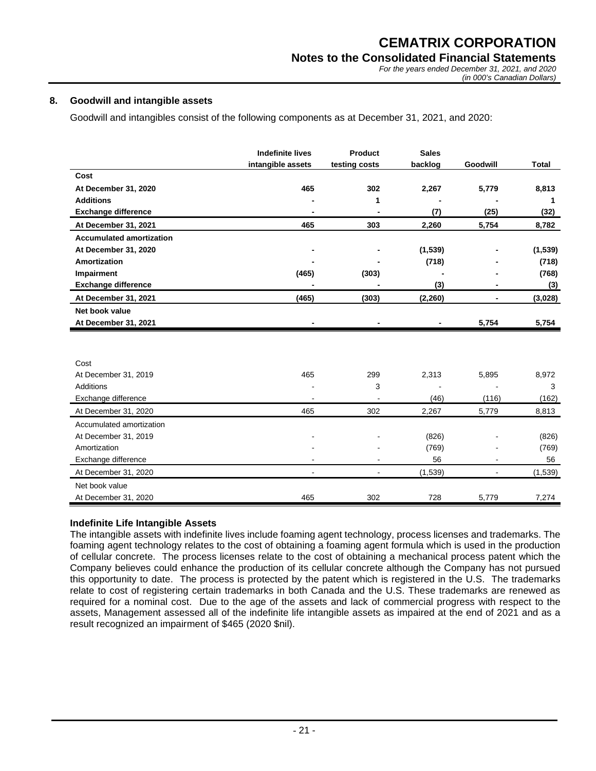## 8. Goodwill and intangible assets

Goodwill and intangibles consist of the following components as at December 31, 2021, and 2020:

| | Indefinite lives intangible assets | Product testing costs | Sales backlog | Goodwill | Total |
|---|---|---|---|---|---|
| **Cost** | | | | | |
| **At December 31, 2020** | **465** | **302** | **2,267** | **5,779** | **8,813** |
| **Additions** | **-** | **1** | **-** | **-** | **1** |
| **Exchange difference** | **-** | **-** | **(7)** | **(25)** | **(32)** |
| **At December 31, 2021** | **465** | **303** | **2,260** | **5,754** | **8,782** |
| **Accumulated amortization** | | | | | |
| **At December 31, 2020** | **-** | **-** | **(1,539)** | **-** | **(1,539)** |
| **Amortization** | **-** | **-** | **(718)** | **-** | **(718)** |
| **Impairment** | **(465)** | **(303)** | **-** | **-** | **(768)** |
| **Exchange difference** | **-** | **-** | **(3)** | **-** | **(3)** |
| **At December 31, 2021** | **(465)** | **(303)** | **(2,260)** | **-** | **(3,028)** |
| **Net book value** | | | | | |
| **At December 31, 2021** | **-** | **-** | **-** | **5,754** | **5,754** |
| | | | | | |
| Cost | | | | | |
| At December 31, 2019 | 465 | 299 | 2,313 | 5,895 | 8,972 |
| Additions | - | 3 | - | - | 3 |
| Exchange difference | - | - | (46) | (116) | (162) |
| At December 31, 2020 | 465 | 302 | 2,267 | 5,779 | 8,813 |
| Accumulated amortization | | | | | |
| At December 31, 2019 | - | - | (826) | - | (826) |
| Amortization | - | - | (769) | - | (769) |
| Exchange difference | - | - | 56 | - | 56 |
| At December 31, 2020 | - | - | (1,539) | - | (1,539) |
| Net book value | | | | | |
| At December 31, 2020 | 465 | 302 | 728 | 5,779 | 7,274 |

### Indefinite Life Intangible Assets

The intangible assets with indefinite lives include foaming agent technology, process licenses and trademarks. The foaming agent technology relates to the cost of obtaining a foaming agent formula which is used in the production of cellular concrete. The process licenses relate to the cost of obtaining a mechanical process patent which the Company believes could enhance the production of its cellular concrete although the Company has not pursued this opportunity to date. The process is protected by the patent which is registered in the U.S. The trademarks relate to cost of registering certain trademarks in both Canada and the U.S. These trademarks are renewed as required for a nominal cost. Due to the age of the assets and lack of commercial progress with respect to the assets, Management assessed all of the indefinite life intangible assets as impaired at the end of 2021 and as a result recognized an impairment of $465 (2020 $nil).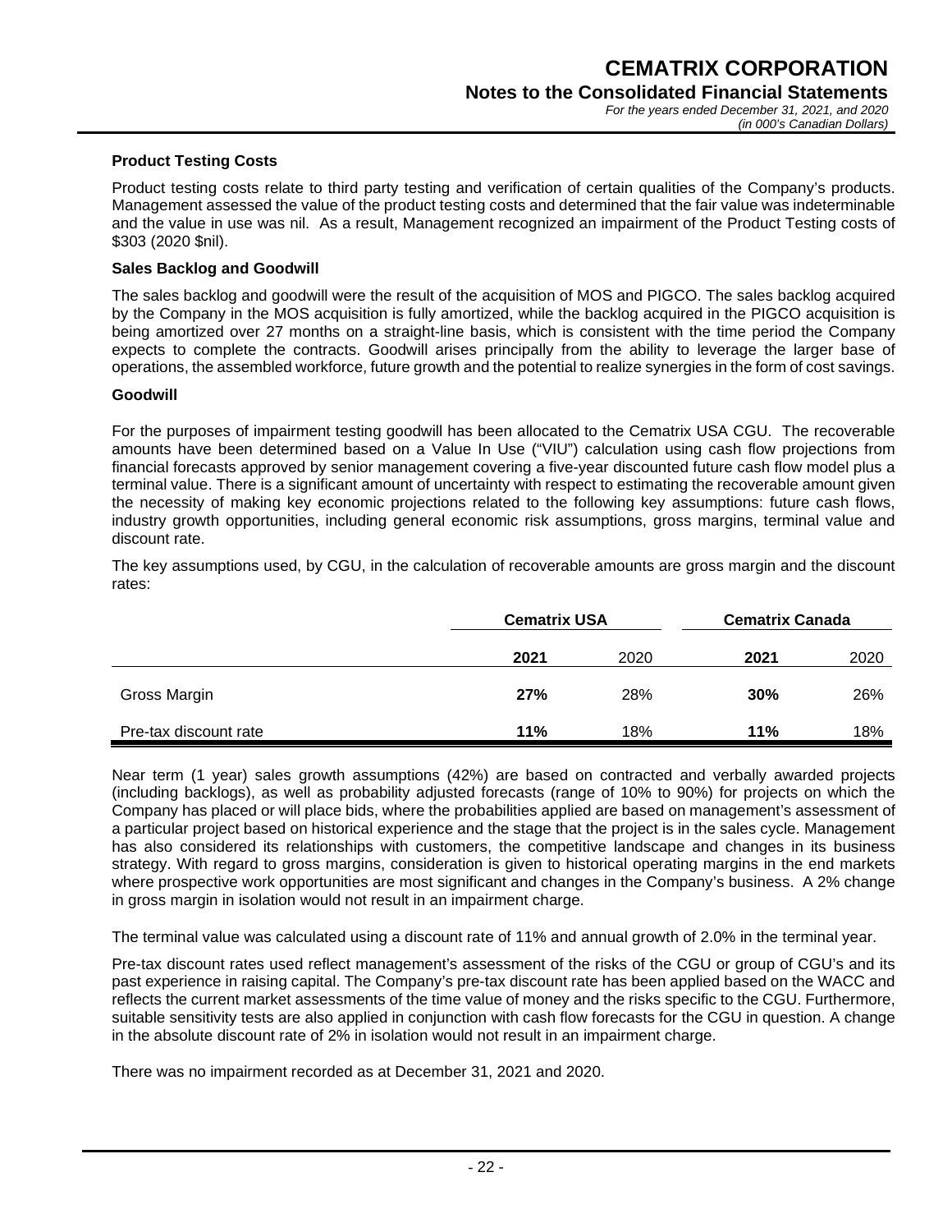### Product Testing Costs

Product testing costs relate to third party testing and verification of certain qualities of the Company's products. Management assessed the value of the product testing costs and determined that the fair value was indeterminable and the value in use was nil. As a result, Management recognized an impairment of the Product Testing costs of $303 (2020 $nil).

### Sales Backlog and Goodwill

The sales backlog and goodwill were the result of the acquisition of MOS and PIGCO. The sales backlog acquired by the Company in the MOS acquisition is fully amortized, while the backlog acquired in the PIGCO acquisition is being amortized over 27 months on a straight-line basis, which is consistent with the time period the Company expects to complete the contracts. Goodwill arises principally from the ability to leverage the larger base of operations, the assembled workforce, future growth and the potential to realize synergies in the form of cost savings.

### Goodwill

For the purposes of impairment testing goodwill has been allocated to the Cematrix USA CGU. The recoverable amounts have been determined based on a Value In Use ("VIU") calculation using cash flow projections from financial forecasts approved by senior management covering a five-year discounted future cash flow model plus a terminal value. There is a significant amount of uncertainty with respect to estimating the recoverable amount given the necessity of making key economic projections related to the following key assumptions: future cash flows, industry growth opportunities, including general economic risk assumptions, gross margins, terminal value and discount rate.

The key assumptions used, by CGU, in the calculation of recoverable amounts are gross margin and the discount rates:

| | Cematrix USA | | Cematrix Canada | |
|---|---|---|---|---|
| | **2021** | 2020 | **2021** | 2020 |
| Gross Margin | **27%** | 28% | **30%** | 26% |
| Pre-tax discount rate | **11%** | 18% | **11%** | 18% |

Near term (1 year) sales growth assumptions (42%) are based on contracted and verbally awarded projects (including backlogs), as well as probability adjusted forecasts (range of 10% to 90%) for projects on which the Company has placed or will place bids, where the probabilities applied are based on management's assessment of a particular project based on historical experience and the stage that the project is in the sales cycle. Management has also considered its relationships with customers, the competitive landscape and changes in its business strategy. With regard to gross margins, consideration is given to historical operating margins in the end markets where prospective work opportunities are most significant and changes in the Company's business. A 2% change in gross margin in isolation would not result in an impairment charge.

The terminal value was calculated using a discount rate of 11% and annual growth of 2.0% in the terminal year.

Pre-tax discount rates used reflect management's assessment of the risks of the CGU or group of CGU's and its past experience in raising capital. The Company's pre-tax discount rate has been applied based on the WACC and reflects the current market assessments of the time value of money and the risks specific to the CGU. Furthermore, suitable sensitivity tests are also applied in conjunction with cash flow forecasts for the CGU in question. A change in the absolute discount rate of 2% in isolation would not result in an impairment charge.

There was no impairment recorded as at December 31, 2021 and 2020.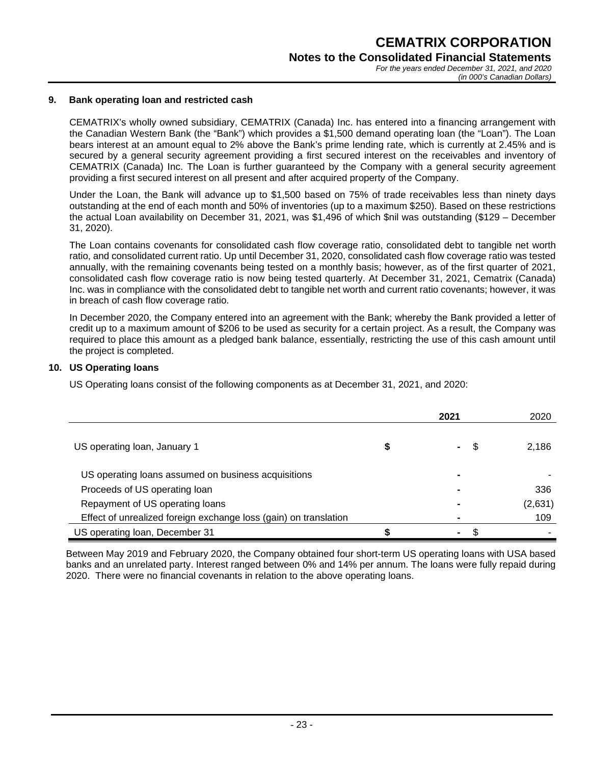## 9. Bank operating loan and restricted cash

CEMATRIX's wholly owned subsidiary, CEMATRIX (Canada) Inc. has entered into a financing arrangement with the Canadian Western Bank (the "Bank") which provides a $1,500 demand operating loan (the "Loan"). The Loan bears interest at an amount equal to 2% above the Bank's prime lending rate, which is currently at 2.45% and is secured by a general security agreement providing a first secured interest on the receivables and inventory of CEMATRIX (Canada) Inc. The Loan is further guaranteed by the Company with a general security agreement providing a first secured interest on all present and after acquired property of the Company.

Under the Loan, the Bank will advance up to $1,500 based on 75% of trade receivables less than ninety days outstanding at the end of each month and 50% of inventories (up to a maximum $250). Based on these restrictions the actual Loan availability on December 31, 2021, was $1,496 of which $nil was outstanding ($129 – December 31, 2020).

The Loan contains covenants for consolidated cash flow coverage ratio, consolidated debt to tangible net worth ratio, and consolidated current ratio. Up until December 31, 2020, consolidated cash flow coverage ratio was tested annually, with the remaining covenants being tested on a monthly basis; however, as of the first quarter of 2021, consolidated cash flow coverage ratio is now being tested quarterly. At December 31, 2021, Cematrix (Canada) Inc. was in compliance with the consolidated debt to tangible net worth and current ratio covenants; however, it was in breach of cash flow coverage ratio.

In December 2020, the Company entered into an agreement with the Bank; whereby the Bank provided a letter of credit up to a maximum amount of $206 to be used as security for a certain project. As a result, the Company was required to place this amount as a pledged bank balance, essentially, restricting the use of this cash amount until the project is completed.

## 10. US Operating loans

US Operating loans consist of the following components as at December 31, 2021, and 2020:

| | **2021** | 2020 |
|---|---|---|
| US operating loan, January 1 | **$ -** | $ 2,186 |
| US operating loans assumed on business acquisitions | **-** | - |
| Proceeds of US operating loan | **-** | 336 |
| Repayment of US operating loans | **-** | (2,631) |
| Effect of unrealized foreign exchange loss (gain) on translation | **-** | 109 |
| US operating loan, December 31 | **$ -** | $ - |

Between May 2019 and February 2020, the Company obtained four short-term US operating loans with USA based banks and an unrelated party. Interest ranged between 0% and 14% per annum. The loans were fully repaid during 2020. There were no financial covenants in relation to the above operating loans.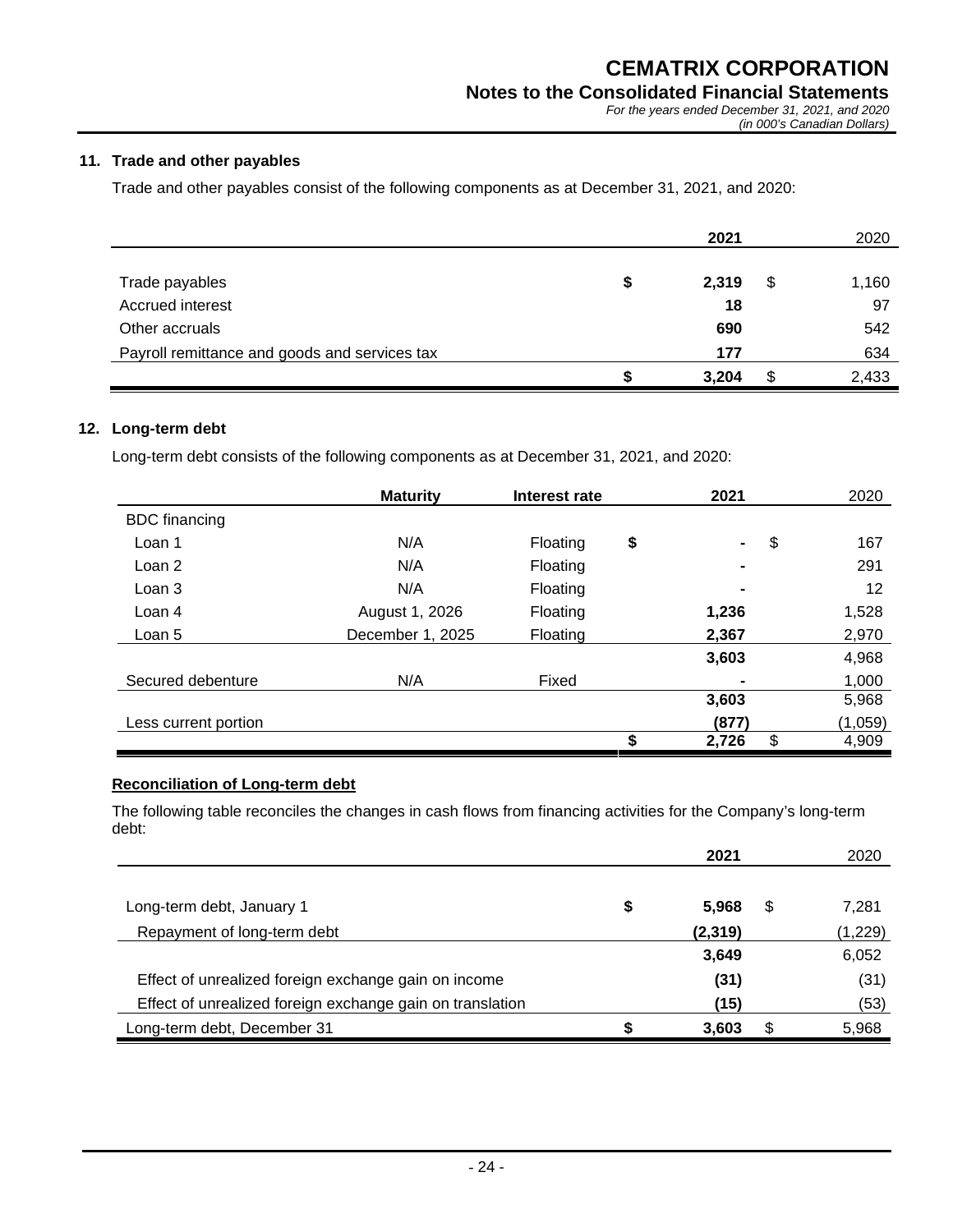### 11. Trade and other payables

Trade and other payables consist of the following components as at December 31, 2021, and 2020:

| | 2021 | 2020 |
|---|---|---|
| Trade payables | $ 2,319 | $ 1,160 |
| Accrued interest | 18 | 97 |
| Other accruals | 690 | 542 |
| Payroll remittance and goods and services tax | 177 | 634 |
| | $ 3,204 | $ 2,433 |

### 12. Long-term debt

Long-term debt consists of the following components as at December 31, 2021, and 2020:

| | Maturity | Interest rate | 2021 | 2020 |
|---|---|---|---|---|
| BDC financing | | | | |
| Loan 1 | N/A | Floating | $ - | $ 167 |
| Loan 2 | N/A | Floating | - | 291 |
| Loan 3 | N/A | Floating | - | 12 |
| Loan 4 | August 1, 2026 | Floating | 1,236 | 1,528 |
| Loan 5 | December 1, 2025 | Floating | 2,367 | 2,970 |
| | | | 3,603 | 4,968 |
| Secured debenture | N/A | Fixed | - | 1,000 |
| | | | 3,603 | 5,968 |
| Less current portion | | | (877) | (1,059) |
| | | | $ 2,726 | $ 4,909 |

**Reconciliation of Long-term debt**

The following table reconciles the changes in cash flows from financing activities for the Company's long-term debt:

| | 2021 | 2020 |
|---|---|---|
| Long-term debt, January 1 | $ 5,968 | $ 7,281 |
| Repayment of long-term debt | (2,319) | (1,229) |
| | 3,649 | 6,052 |
| Effect of unrealized foreign exchange gain on income | (31) | (31) |
| Effect of unrealized foreign exchange gain on translation | (15) | (53) |
| Long-term debt, December 31 | $ 3,603 | $ 5,968 |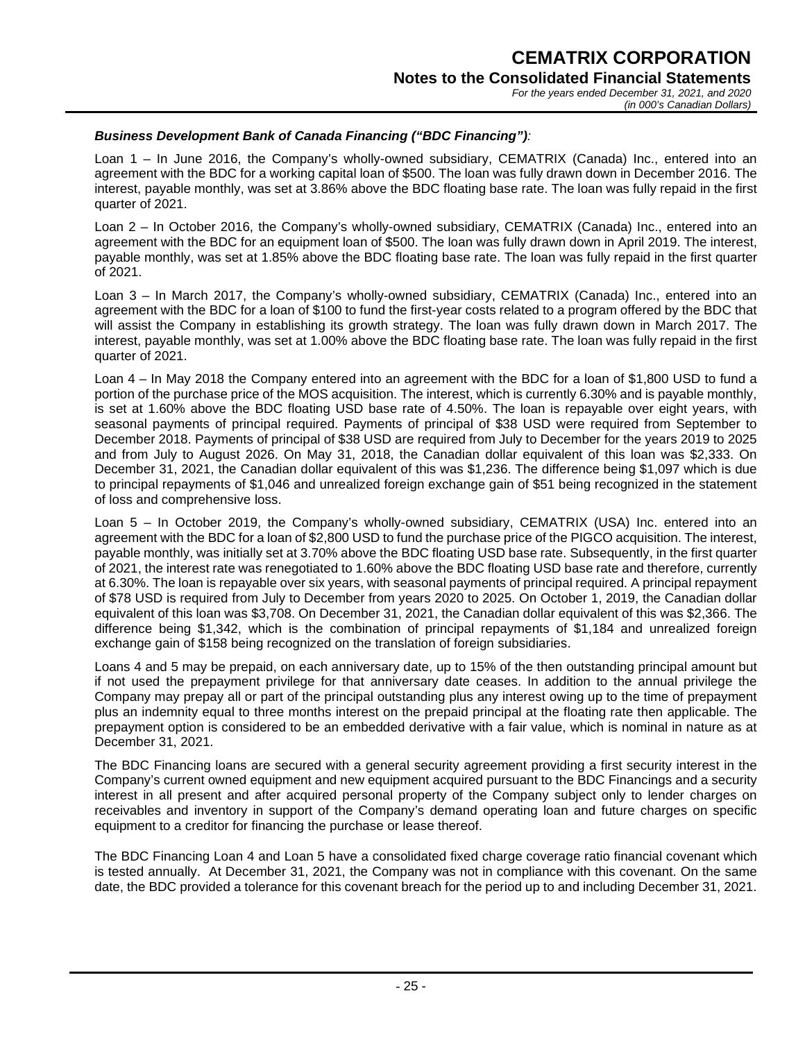***Business Development Bank of Canada Financing ("BDC Financing")****:*

Loan 1 – In June 2016, the Company's wholly-owned subsidiary, CEMATRIX (Canada) Inc., entered into an agreement with the BDC for a working capital loan of $500. The loan was fully drawn down in December 2016. The interest, payable monthly, was set at 3.86% above the BDC floating base rate. The loan was fully repaid in the first quarter of 2021.

Loan 2 – In October 2016, the Company's wholly-owned subsidiary, CEMATRIX (Canada) Inc., entered into an agreement with the BDC for an equipment loan of $500. The loan was fully drawn down in April 2019. The interest, payable monthly, was set at 1.85% above the BDC floating base rate. The loan was fully repaid in the first quarter of 2021.

Loan 3 – In March 2017, the Company's wholly-owned subsidiary, CEMATRIX (Canada) Inc., entered into an agreement with the BDC for a loan of $100 to fund the first-year costs related to a program offered by the BDC that will assist the Company in establishing its growth strategy. The loan was fully drawn down in March 2017. The interest, payable monthly, was set at 1.00% above the BDC floating base rate. The loan was fully repaid in the first quarter of 2021.

Loan 4 – In May 2018 the Company entered into an agreement with the BDC for a loan of $1,800 USD to fund a portion of the purchase price of the MOS acquisition. The interest, which is currently 6.30% and is payable monthly, is set at 1.60% above the BDC floating USD base rate of 4.50%. The loan is repayable over eight years, with seasonal payments of principal required. Payments of principal of $38 USD were required from September to December 2018. Payments of principal of $38 USD are required from July to December for the years 2019 to 2025 and from July to August 2026. On May 31, 2018, the Canadian dollar equivalent of this loan was $2,333. On December 31, 2021, the Canadian dollar equivalent of this was $1,236. The difference being $1,097 which is due to principal repayments of $1,046 and unrealized foreign exchange gain of $51 being recognized in the statement of loss and comprehensive loss.

Loan 5 – In October 2019, the Company's wholly-owned subsidiary, CEMATRIX (USA) Inc. entered into an agreement with the BDC for a loan of $2,800 USD to fund the purchase price of the PIGCO acquisition. The interest, payable monthly, was initially set at 3.70% above the BDC floating USD base rate. Subsequently, in the first quarter of 2021, the interest rate was renegotiated to 1.60% above the BDC floating USD base rate and therefore, currently at 6.30%. The loan is repayable over six years, with seasonal payments of principal required. A principal repayment of $78 USD is required from July to December from years 2020 to 2025. On October 1, 2019, the Canadian dollar equivalent of this loan was $3,708. On December 31, 2021, the Canadian dollar equivalent of this was $2,366. The difference being $1,342, which is the combination of principal repayments of $1,184 and unrealized foreign exchange gain of $158 being recognized on the translation of foreign subsidiaries.

Loans 4 and 5 may be prepaid, on each anniversary date, up to 15% of the then outstanding principal amount but if not used the prepayment privilege for that anniversary date ceases. In addition to the annual privilege the Company may prepay all or part of the principal outstanding plus any interest owing up to the time of prepayment plus an indemnity equal to three months interest on the prepaid principal at the floating rate then applicable. The prepayment option is considered to be an embedded derivative with a fair value, which is nominal in nature as at December 31, 2021.

The BDC Financing loans are secured with a general security agreement providing a first security interest in the Company's current owned equipment and new equipment acquired pursuant to the BDC Financings and a security interest in all present and after acquired personal property of the Company subject only to lender charges on receivables and inventory in support of the Company's demand operating loan and future charges on specific equipment to a creditor for financing the purchase or lease thereof.

The BDC Financing Loan 4 and Loan 5 have a consolidated fixed charge coverage ratio financial covenant which is tested annually. At December 31, 2021, the Company was not in compliance with this covenant. On the same date, the BDC provided a tolerance for this covenant breach for the period up to and including December 31, 2021.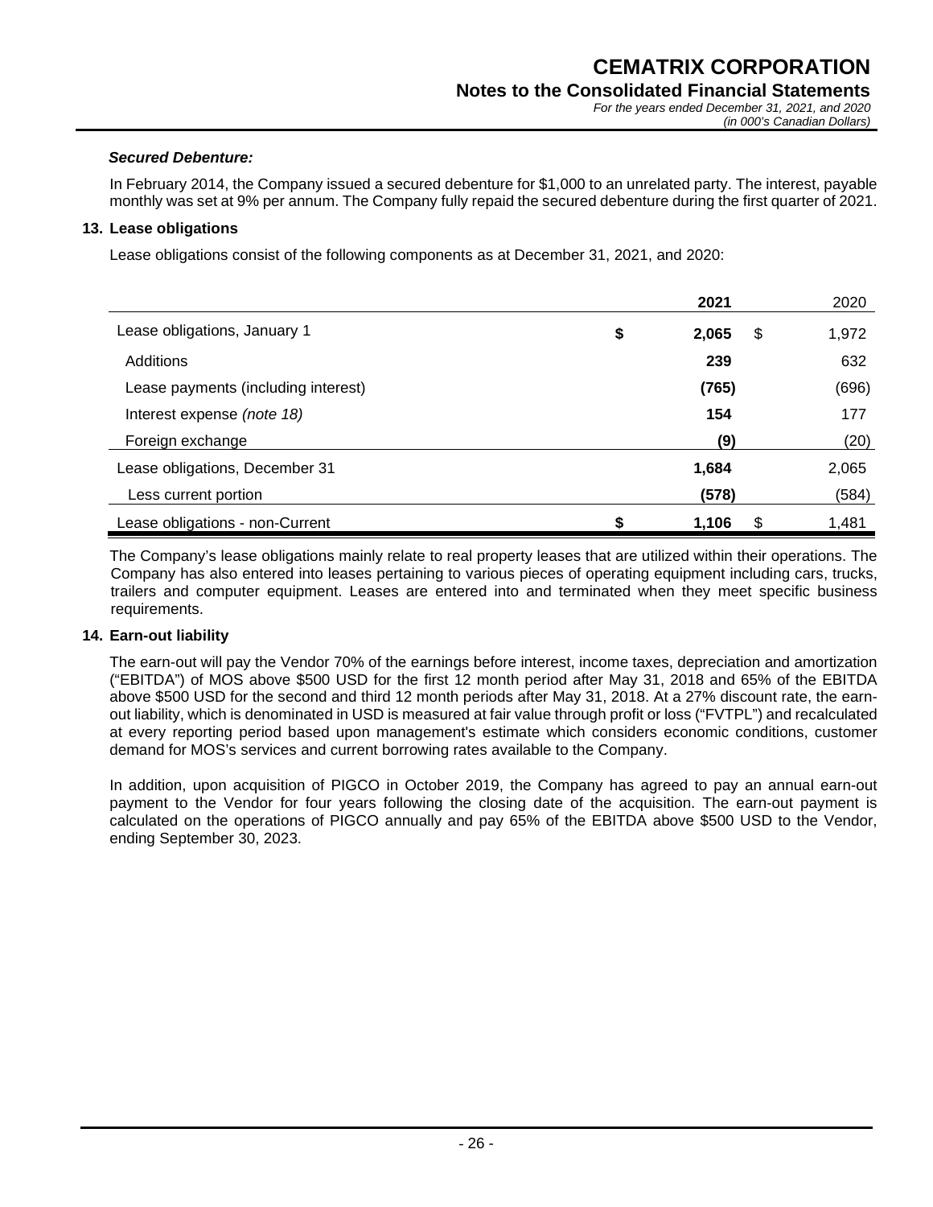***Secured Debenture:***

In February 2014, the Company issued a secured debenture for $1,000 to an unrelated party. The interest, payable monthly was set at 9% per annum. The Company fully repaid the secured debenture during the first quarter of 2021.

## 13. Lease obligations

Lease obligations consist of the following components as at December 31, 2021, and 2020:

| | | **2021** | | 2020 |
|---|---|---|---|---|
| Lease obligations, January 1 | **$** | **2,065** | $ | 1,972 |
| Additions | | **239** | | 632 |
| Lease payments (including interest) | | **(765)** | | (696) |
| Interest expense *(note 18)* | | **154** | | 177 |
| Foreign exchange | | **(9)** | | (20) |
| Lease obligations, December 31 | | **1,684** | | 2,065 |
| Less current portion | | **(578)** | | (584) |
| Lease obligations - non-Current | **$** | **1,106** | $ | 1,481 |

The Company's lease obligations mainly relate to real property leases that are utilized within their operations. The Company has also entered into leases pertaining to various pieces of operating equipment including cars, trucks, trailers and computer equipment. Leases are entered into and terminated when they meet specific business requirements.

## 14. Earn-out liability

The earn-out will pay the Vendor 70% of the earnings before interest, income taxes, depreciation and amortization ("EBITDA") of MOS above $500 USD for the first 12 month period after May 31, 2018 and 65% of the EBITDA above $500 USD for the second and third 12 month periods after May 31, 2018. At a 27% discount rate, the earn-out liability, which is denominated in USD is measured at fair value through profit or loss ("FVTPL") and recalculated at every reporting period based upon management's estimate which considers economic conditions, customer demand for MOS's services and current borrowing rates available to the Company.

In addition, upon acquisition of PIGCO in October 2019, the Company has agreed to pay an annual earn-out payment to the Vendor for four years following the closing date of the acquisition. The earn-out payment is calculated on the operations of PIGCO annually and pay 65% of the EBITDA above $500 USD to the Vendor, ending September 30, 2023.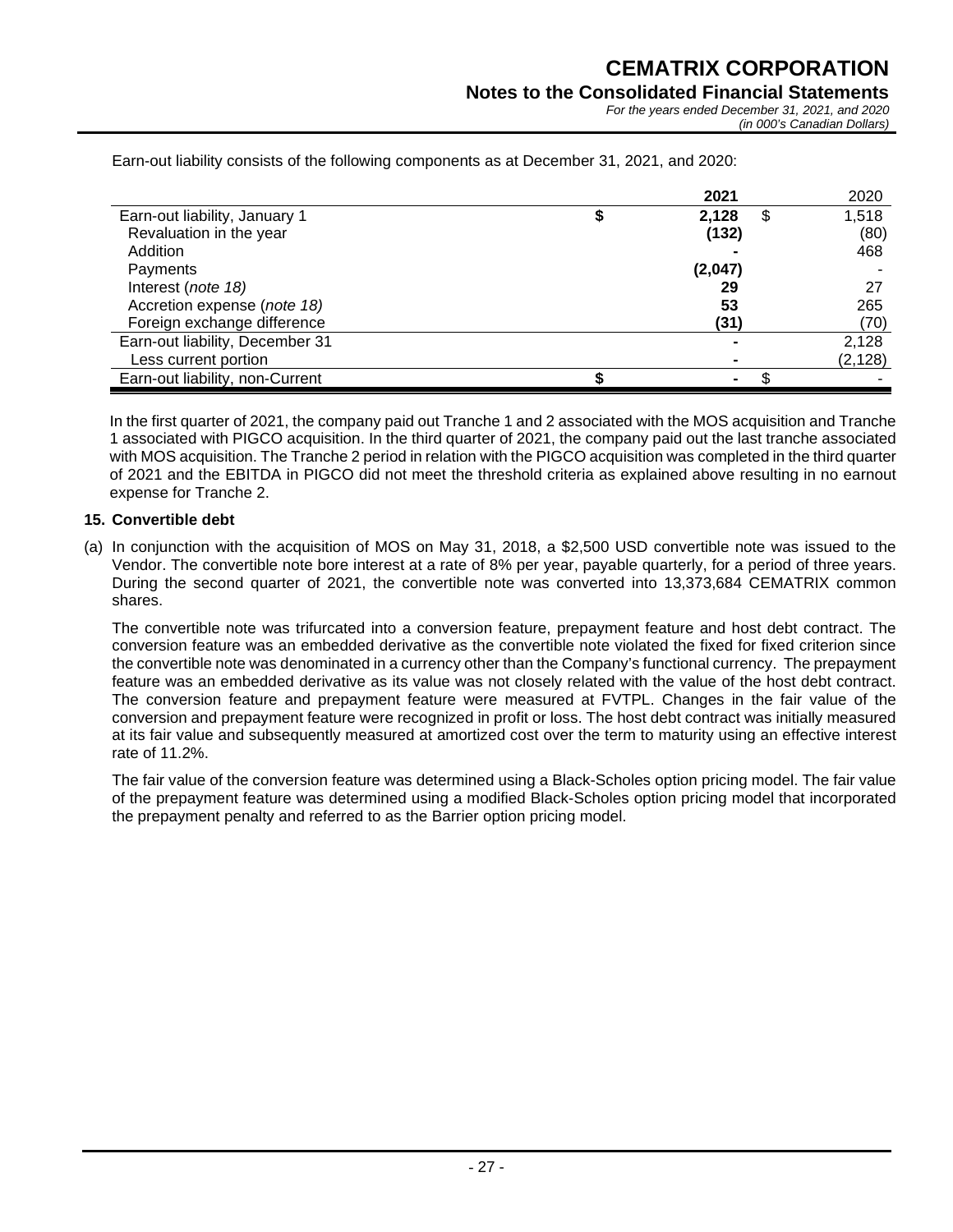Earn-out liability consists of the following components as at December 31, 2021, and 2020:

| | 2021 | 2020 |
|---|---|---|
| Earn-out liability, January 1 | **$ 2,128** | $ 1,518 |
| Revaluation in the year | **(132)** | (80) |
| Addition | **-** | 468 |
| Payments | **(2,047)** | - |
| Interest (*note 18*) | **29** | 27 |
| Accretion expense (*note 18*) | **53** | 265 |
| Foreign exchange difference | **(31)** | (70) |
| Earn-out liability, December 31 | **-** | 2,128 |
| Less current portion | **-** | (2,128) |
| Earn-out liability, non-Current | **$ -** | $ - |

In the first quarter of 2021, the company paid out Tranche 1 and 2 associated with the MOS acquisition and Tranche 1 associated with PIGCO acquisition. In the third quarter of 2021, the company paid out the last tranche associated with MOS acquisition. The Tranche 2 period in relation with the PIGCO acquisition was completed in the third quarter of 2021 and the EBITDA in PIGCO did not meet the threshold criteria as explained above resulting in no earnout expense for Tranche 2.

### 15. Convertible debt

(a) In conjunction with the acquisition of MOS on May 31, 2018, a $2,500 USD convertible note was issued to the Vendor. The convertible note bore interest at a rate of 8% per year, payable quarterly, for a period of three years. During the second quarter of 2021, the convertible note was converted into 13,373,684 CEMATRIX common shares.

The convertible note was trifurcated into a conversion feature, prepayment feature and host debt contract. The conversion feature was an embedded derivative as the convertible note violated the fixed for fixed criterion since the convertible note was denominated in a currency other than the Company's functional currency. The prepayment feature was an embedded derivative as its value was not closely related with the value of the host debt contract. The conversion feature and prepayment feature were measured at FVTPL. Changes in the fair value of the conversion and prepayment feature were recognized in profit or loss. The host debt contract was initially measured at its fair value and subsequently measured at amortized cost over the term to maturity using an effective interest rate of 11.2%.

The fair value of the conversion feature was determined using a Black-Scholes option pricing model. The fair value of the prepayment feature was determined using a modified Black-Scholes option pricing model that incorporated the prepayment penalty and referred to as the Barrier option pricing model.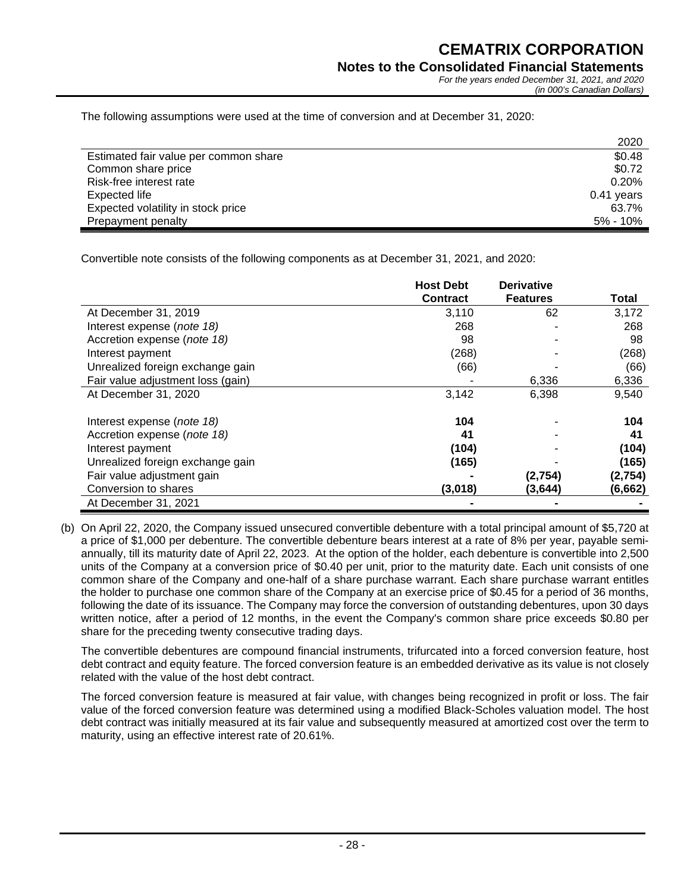The following assumptions were used at the time of conversion and at December 31, 2020:

| | 2020 |
|---|---|
| Estimated fair value per common share | $0.48 |
| Common share price | $0.72 |
| Risk-free interest rate | 0.20% |
| Expected life | 0.41 years |
| Expected volatility in stock price | 63.7% |
| Prepayment penalty | 5% - 10% |

Convertible note consists of the following components as at December 31, 2021, and 2020:

| | Host Debt Contract | Derivative Features | Total |
|---|---|---|---|
| At December 31, 2019 | 3,110 | 62 | 3,172 |
| Interest expense (*note 18)* | 268 | - | 268 |
| Accretion expense (*note 18)* | 98 | - | 98 |
| Interest payment | (268) | - | (268) |
| Unrealized foreign exchange gain | (66) | - | (66) |
| Fair value adjustment loss (gain) | - | 6,336 | 6,336 |
| At December 31, 2020 | 3,142 | 6,398 | 9,540 |
| Interest expense (*note 18)* | **104** | - | **104** |
| Accretion expense (*note 18)* | **41** | - | **41** |
| Interest payment | **(104)** | - | **(104)** |
| Unrealized foreign exchange gain | **(165)** | - | **(165)** |
| Fair value adjustment gain | **-** | **(2,754)** | **(2,754)** |
| Conversion to shares | **(3,018)** | **(3,644)** | **(6,662)** |
| At December 31, 2021 | **-** | **-** | **-** |

(b) On April 22, 2020, the Company issued unsecured convertible debenture with a total principal amount of $5,720 at a price of $1,000 per debenture. The convertible debenture bears interest at a rate of 8% per year, payable semi-annually, till its maturity date of April 22, 2023. At the option of the holder, each debenture is convertible into 2,500 units of the Company at a conversion price of $0.40 per unit, prior to the maturity date. Each unit consists of one common share of the Company and one-half of a share purchase warrant. Each share purchase warrant entitles the holder to purchase one common share of the Company at an exercise price of $0.45 for a period of 36 months, following the date of its issuance. The Company may force the conversion of outstanding debentures, upon 30 days written notice, after a period of 12 months, in the event the Company's common share price exceeds $0.80 per share for the preceding twenty consecutive trading days.

The convertible debentures are compound financial instruments, trifurcated into a forced conversion feature, host debt contract and equity feature. The forced conversion feature is an embedded derivative as its value is not closely related with the value of the host debt contract.

The forced conversion feature is measured at fair value, with changes being recognized in profit or loss. The fair value of the forced conversion feature was determined using a modified Black-Scholes valuation model. The host debt contract was initially measured at its fair value and subsequently measured at amortized cost over the term to maturity, using an effective interest rate of 20.61%.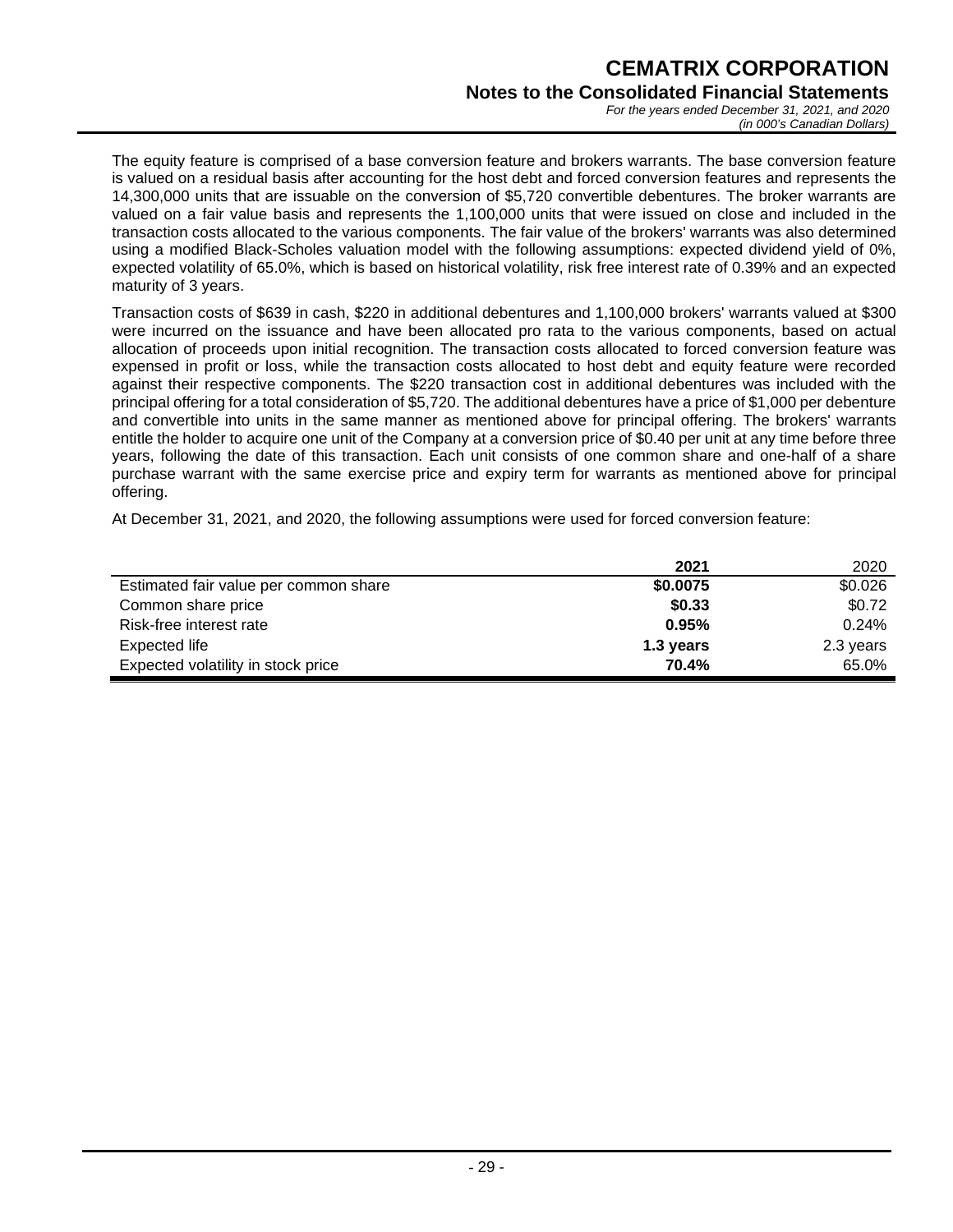The equity feature is comprised of a base conversion feature and brokers warrants. The base conversion feature is valued on a residual basis after accounting for the host debt and forced conversion features and represents the 14,300,000 units that are issuable on the conversion of $5,720 convertible debentures. The broker warrants are valued on a fair value basis and represents the 1,100,000 units that were issued on close and included in the transaction costs allocated to the various components. The fair value of the brokers' warrants was also determined using a modified Black-Scholes valuation model with the following assumptions: expected dividend yield of 0%, expected volatility of 65.0%, which is based on historical volatility, risk free interest rate of 0.39% and an expected maturity of 3 years.

Transaction costs of $639 in cash, $220 in additional debentures and 1,100,000 brokers' warrants valued at $300 were incurred on the issuance and have been allocated pro rata to the various components, based on actual allocation of proceeds upon initial recognition. The transaction costs allocated to forced conversion feature was expensed in profit or loss, while the transaction costs allocated to host debt and equity feature were recorded against their respective components. The $220 transaction cost in additional debentures was included with the principal offering for a total consideration of $5,720. The additional debentures have a price of $1,000 per debenture and convertible into units in the same manner as mentioned above for principal offering. The brokers' warrants entitle the holder to acquire one unit of the Company at a conversion price of $0.40 per unit at any time before three years, following the date of this transaction. Each unit consists of one common share and one-half of a share purchase warrant with the same exercise price and expiry term for warrants as mentioned above for principal offering.

At December 31, 2021, and 2020, the following assumptions were used for forced conversion feature:

| | 2021 | 2020 |
|---|---|---|
| Estimated fair value per common share | **$0.0075** | $0.026 |
| Common share price | **$0.33** | $0.72 |
| Risk-free interest rate | **0.95%** | 0.24% |
| Expected life | **1.3 years** | 2.3 years |
| Expected volatility in stock price | **70.4%** | 65.0% |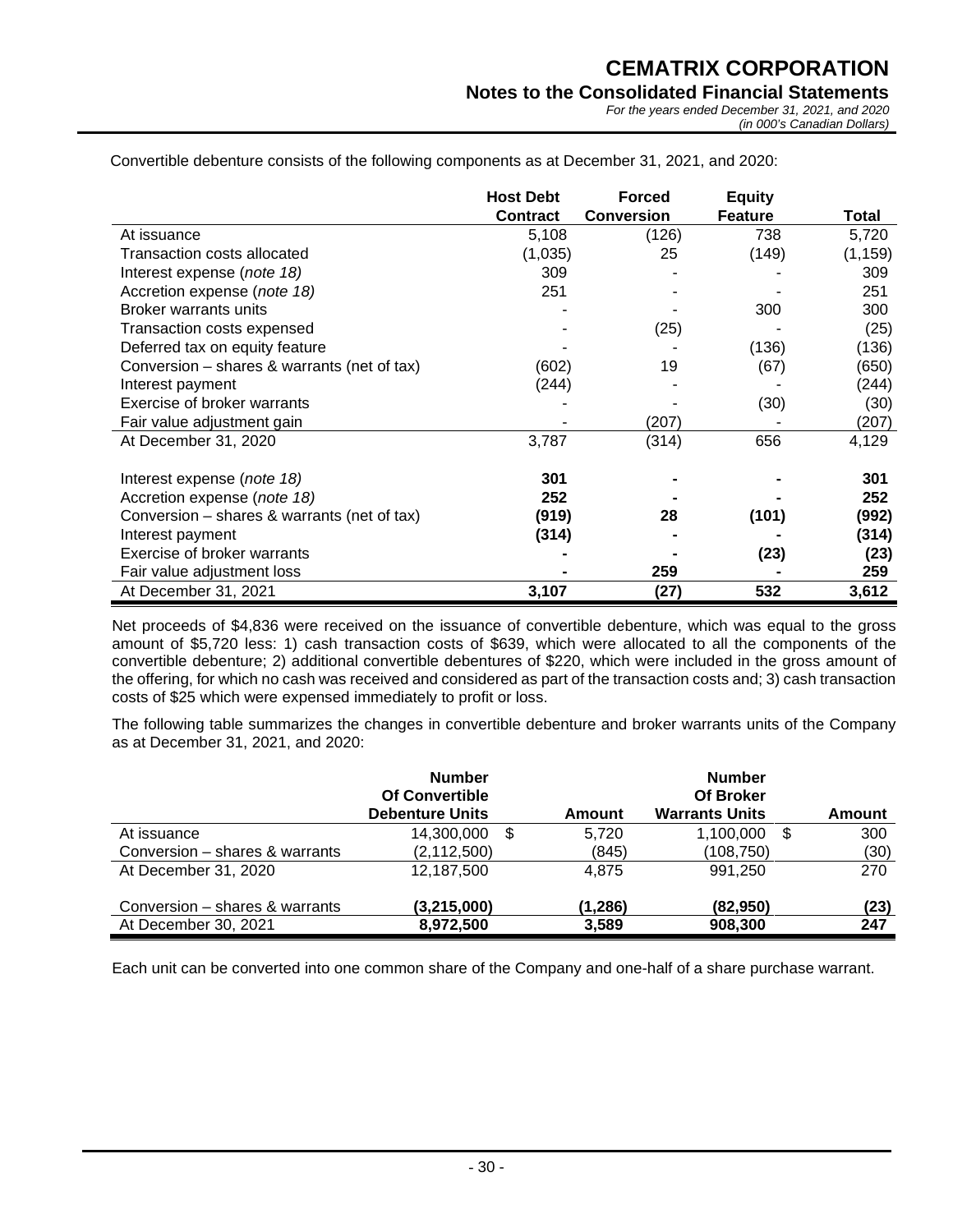Convertible debenture consists of the following components as at December 31, 2021, and 2020:

| | Host Debt Contract | Forced Conversion | Equity Feature | Total |
|---|---|---|---|---|
| At issuance | 5,108 | (126) | 738 | 5,720 |
| Transaction costs allocated | (1,035) | 25 | (149) | (1,159) |
| Interest expense (*note 18)* | 309 | - | - | 309 |
| Accretion expense (*note 18)* | 251 | - | - | 251 |
| Broker warrants units | - | - | 300 | 300 |
| Transaction costs expensed | - | (25) | - | (25) |
| Deferred tax on equity feature | - | - | (136) | (136) |
| Conversion – shares & warrants (net of tax) | (602) | 19 | (67) | (650) |
| Interest payment | (244) | - | - | (244) |
| Exercise of broker warrants | - | - | (30) | (30) |
| Fair value adjustment gain | - | (207) | - | (207) |
| At December 31, 2020 | 3,787 | (314) | 656 | 4,129 |
| Interest expense (*note 18)* | **301** | **-** | **-** | **301** |
| Accretion expense (*note 18)* | **252** | **-** | **-** | **252** |
| Conversion – shares & warrants (net of tax) | **(919)** | **28** | **(101)** | **(992)** |
| Interest payment | **(314)** | **-** | **-** | **(314)** |
| Exercise of broker warrants | **-** | **-** | **(23)** | **(23)** |
| Fair value adjustment loss | **-** | **259** | **-** | **259** |
| At December 31, 2021 | **3,107** | **(27)** | **532** | **3,612** |

Net proceeds of $4,836 were received on the issuance of convertible debenture, which was equal to the gross amount of $5,720 less: 1) cash transaction costs of $639, which were allocated to all the components of the convertible debenture; 2) additional convertible debentures of $220, which were included in the gross amount of the offering, for which no cash was received and considered as part of the transaction costs and; 3) cash transaction costs of $25 which were expensed immediately to profit or loss.

The following table summarizes the changes in convertible debenture and broker warrants units of the Company as at December 31, 2021, and 2020:

| | Number Of Convertible Debenture Units | Amount | Number Of Broker Warrants Units | Amount |
|---|---|---|---|---|
| At issuance | 14,300,000 | $ 5,720 | 1,100,000 | $ 300 |
| Conversion – shares & warrants | (2,112,500) | (845) | (108,750) | (30) |
| At December 31, 2020 | 12,187,500 | 4,875 | 991,250 | 270 |
| Conversion – shares & warrants | **(3,215,000)** | **(1,286)** | **(82,950)** | **(23)** |
| At December 30, 2021 | **8,972,500** | **3,589** | **908,300** | **247** |

Each unit can be converted into one common share of the Company and one-half of a share purchase warrant.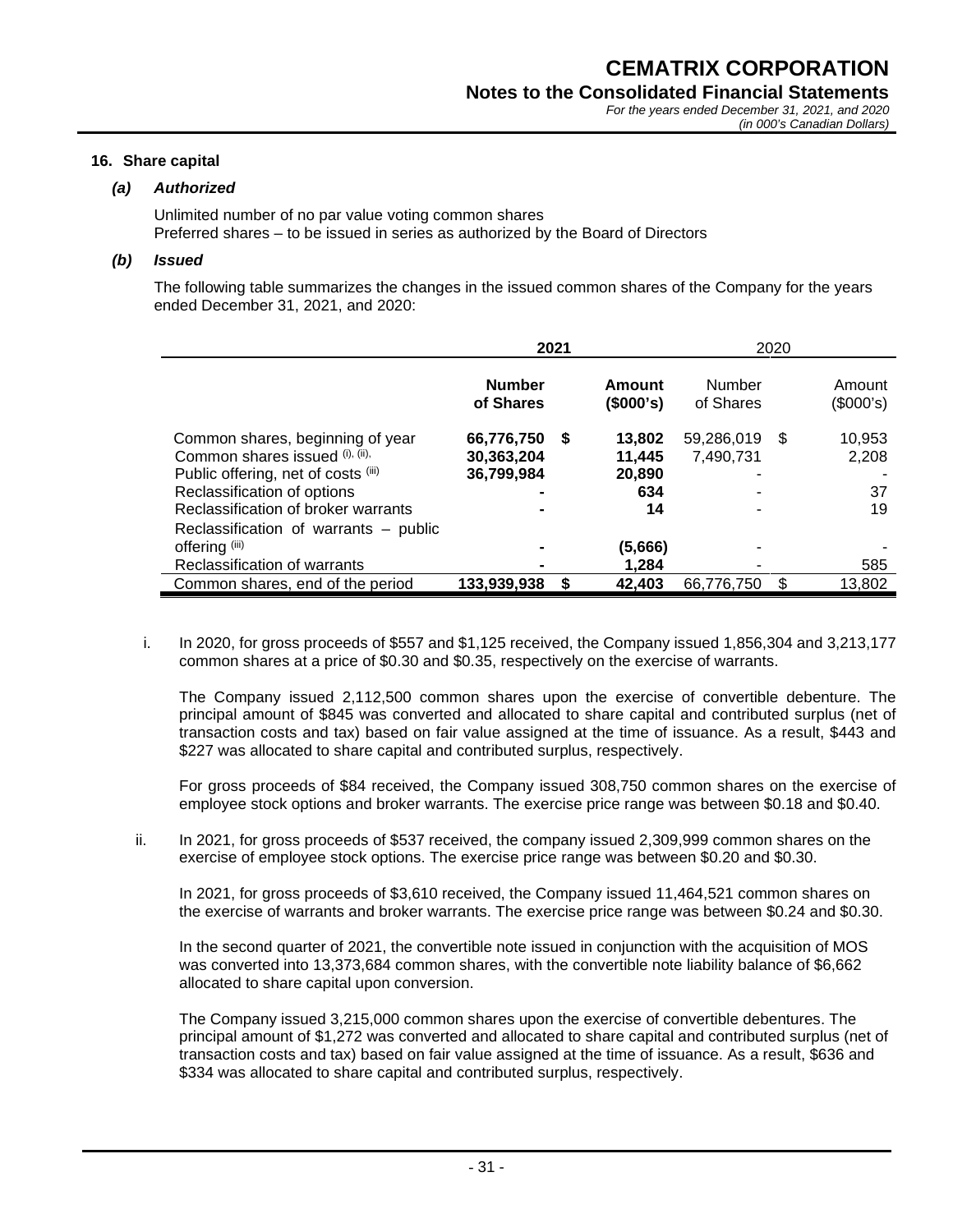## 16. Share capital

### *(a) Authorized*

Unlimited number of no par value voting common shares
Preferred shares – to be issued in series as authorized by the Board of Directors

### *(b) Issued*

The following table summarizes the changes in the issued common shares of the Company for the years ended December 31, 2021, and 2020:

| | **2021** | | 2020 | |
|---|---|---|---|---|
| | **Number of Shares** | **Amount ($000's)** | Number of Shares | Amount ($000's) |
| Common shares, beginning of year | **66,776,750** | **$ 13,802** | 59,286,019 | $ 10,953 |
| Common shares issued (i), (ii), | **30,363,204** | **11,445** | 7,490,731 | 2,208 |
| Public offering, net of costs (iii) | **36,799,984** | **20,890** | - | - |
| Reclassification of options | **-** | **634** | - | 37 |
| Reclassification of broker warrants | **-** | **14** | - | 19 |
| Reclassification of warrants – public offering (iii) | **-** | **(5,666)** | - | - |
| Reclassification of warrants | **-** | **1,284** | - | 585 |
| Common shares, end of the period | **133,939,938** | **$ 42,403** | 66,776,750 | $ 13,802 |

i. In 2020, for gross proceeds of $557 and $1,125 received, the Company issued 1,856,304 and 3,213,177 common shares at a price of $0.30 and $0.35, respectively on the exercise of warrants.

   The Company issued 2,112,500 common shares upon the exercise of convertible debenture. The principal amount of $845 was converted and allocated to share capital and contributed surplus (net of transaction costs and tax) based on fair value assigned at the time of issuance. As a result, $443 and $227 was allocated to share capital and contributed surplus, respectively.

   For gross proceeds of $84 received, the Company issued 308,750 common shares on the exercise of employee stock options and broker warrants. The exercise price range was between $0.18 and $0.40.

ii. In 2021, for gross proceeds of $537 received, the company issued 2,309,999 common shares on the exercise of employee stock options. The exercise price range was between $0.20 and $0.30.

   In 2021, for gross proceeds of $3,610 received, the Company issued 11,464,521 common shares on the exercise of warrants and broker warrants. The exercise price range was between $0.24 and $0.30.

   In the second quarter of 2021, the convertible note issued in conjunction with the acquisition of MOS was converted into 13,373,684 common shares, with the convertible note liability balance of $6,662 allocated to share capital upon conversion.

   The Company issued 3,215,000 common shares upon the exercise of convertible debentures. The principal amount of $1,272 was converted and allocated to share capital and contributed surplus (net of transaction costs and tax) based on fair value assigned at the time of issuance. As a result, $636 and $334 was allocated to share capital and contributed surplus, respectively.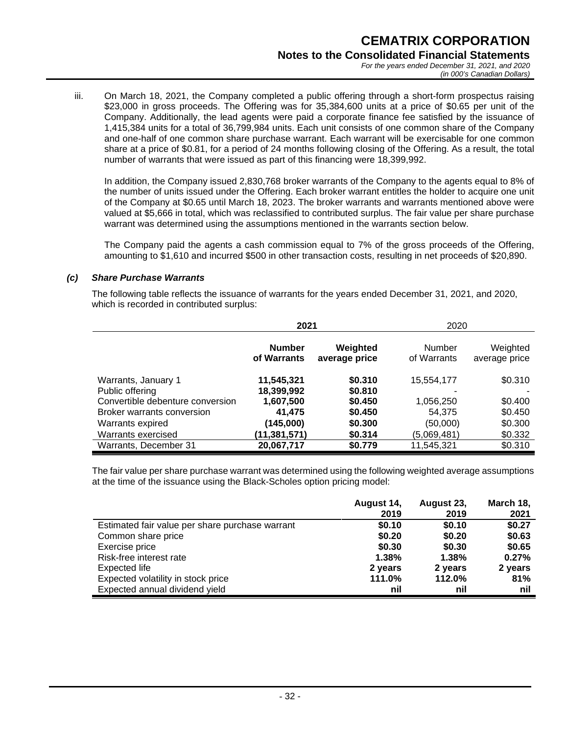iii. On March 18, 2021, the Company completed a public offering through a short-form prospectus raising \$23,000 in gross proceeds. The Offering was for 35,384,600 units at a price of \$0.65 per unit of the Company. Additionally, the lead agents were paid a corporate finance fee satisfied by the issuance of 1,415,384 units for a total of 36,799,984 units. Each unit consists of one common share of the Company and one-half of one common share purchase warrant. Each warrant will be exercisable for one common share at a price of \$0.81, for a period of 24 months following closing of the Offering. As a result, the total number of warrants that were issued as part of this financing were 18,399,992.

In addition, the Company issued 2,830,768 broker warrants of the Company to the agents equal to 8% of the number of units issued under the Offering. Each broker warrant entitles the holder to acquire one unit of the Company at \$0.65 until March 18, 2023. The broker warrants and warrants mentioned above were valued at \$5,666 in total, which was reclassified to contributed surplus. The fair value per share purchase warrant was determined using the assumptions mentioned in the warrants section below.

The Company paid the agents a cash commission equal to 7% of the gross proceeds of the Offering, amounting to \$1,610 and incurred \$500 in other transaction costs, resulting in net proceeds of \$20,890.

### *(c) Share Purchase Warrants*

The following table reflects the issuance of warrants for the years ended December 31, 2021, and 2020, which is recorded in contributed surplus:

| | **2021** | | 2020 | |
|---|---|---|---|---|
| | **Number of Warrants** | **Weighted average price** | Number of Warrants | Weighted average price |
| Warrants, January 1 | **11,545,321** | **\$0.310** | 15,554,177 | \$0.310 |
| Public offering | **18,399,992** | **\$0.810** | - | - |
| Convertible debenture conversion | **1,607,500** | **\$0.450** | 1,056,250 | \$0.400 |
| Broker warrants conversion | **41,475** | **\$0.450** | 54,375 | \$0.450 |
| Warrants expired | **(145,000)** | **\$0.300** | (50,000) | \$0.300 |
| Warrants exercised | **(11,381,571)** | **\$0.314** | (5,069,481) | \$0.332 |
| Warrants, December 31 | **20,067,717** | **\$0.779** | 11,545,321 | \$0.310 |

The fair value per share purchase warrant was determined using the following weighted average assumptions at the time of the issuance using the Black-Scholes option pricing model:

| | **August 14, 2019** | **August 23, 2019** | **March 18, 2021** |
|---|---|---|---|
| Estimated fair value per share purchase warrant | **\$0.10** | **\$0.10** | **\$0.27** |
| Common share price | **\$0.20** | **\$0.20** | **\$0.63** |
| Exercise price | **\$0.30** | **\$0.30** | **\$0.65** |
| Risk-free interest rate | **1.38%** | **1.38%** | **0.27%** |
| Expected life | **2 years** | **2 years** | **2 years** |
| Expected volatility in stock price | **111.0%** | **112.0%** | **81%** |
| Expected annual dividend yield | **nil** | **nil** | **nil** |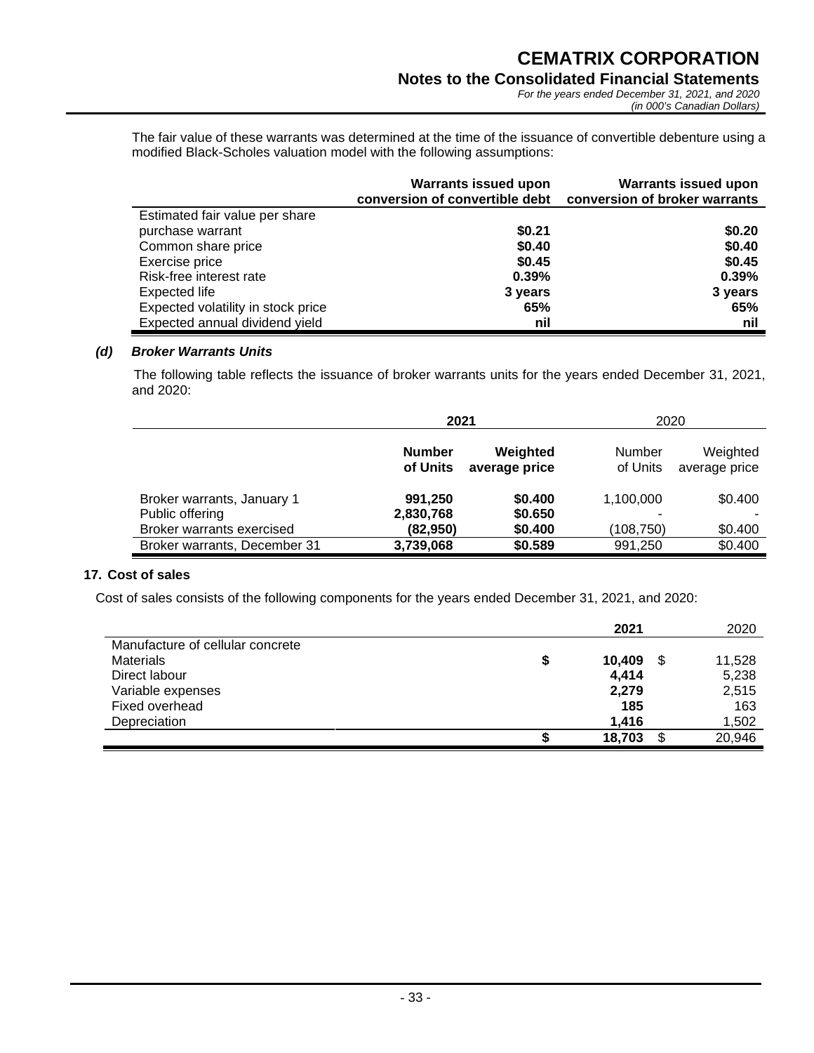The fair value of these warrants was determined at the time of the issuance of convertible debenture using a modified Black-Scholes valuation model with the following assumptions:

| | **Warrants issued upon conversion of convertible debt** | **Warrants issued upon conversion of broker warrants** |
|---|---|---|
| Estimated fair value per share purchase warrant | **\$0.21** | **\$0.20** |
| Common share price | **\$0.40** | **\$0.40** |
| Exercise price | **\$0.45** | **\$0.45** |
| Risk-free interest rate | **0.39%** | **0.39%** |
| Expected life | **3 years** | **3 years** |
| Expected volatility in stock price | **65%** | **65%** |
| Expected annual dividend yield | **nil** | **nil** |

### *(d) Broker Warrants Units*

The following table reflects the issuance of broker warrants units for the years ended December 31, 2021, and 2020:

| | **2021** | | 2020 | |
|---|---|---|---|---|
| | **Number of Units** | **Weighted average price** | Number of Units | Weighted average price |
| Broker warrants, January 1 | **991,250** | **\$0.400** | 1,100,000 | \$0.400 |
| Public offering | **2,830,768** | **\$0.650** | - | - |
| Broker warrants exercised | **(82,950)** | **\$0.400** | (108,750) | \$0.400 |
| Broker warrants, December 31 | **3,739,068** | **\$0.589** | 991,250 | \$0.400 |

## 17. Cost of sales

Cost of sales consists of the following components for the years ended December 31, 2021, and 2020:

| | **2021** | 2020 |
|---|---|---|
| Manufacture of cellular concrete | | |
| Materials | **\$ 10,409** | \$ 11,528 |
| Direct labour | **4,414** | 5,238 |
| Variable expenses | **2,279** | 2,515 |
| Fixed overhead | **185** | 163 |
| Depreciation | **1,416** | 1,502 |
| | **\$ 18,703** | \$ 20,946 |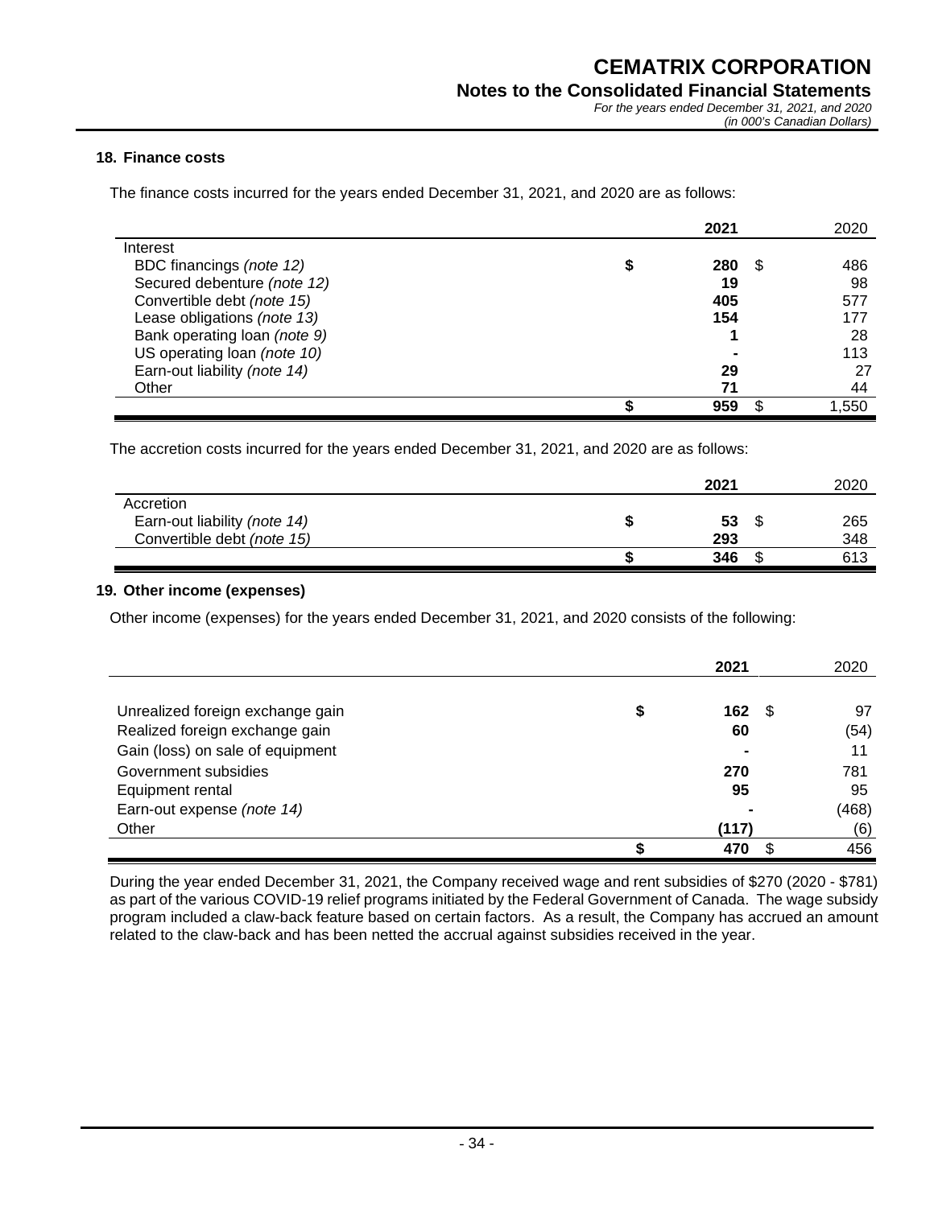## 18. Finance costs

The finance costs incurred for the years ended December 31, 2021, and 2020 are as follows:

| | 2021 | 2020 |
|---|---|---|
| Interest | | |
| BDC financings *(note 12)* | **$ 280** | $ 486 |
| Secured debenture *(note 12)* | **19** | 98 |
| Convertible debt *(note 15)* | **405** | 577 |
| Lease obligations *(note 13)* | **154** | 177 |
| Bank operating loan *(note 9)* | **1** | 28 |
| US operating loan *(note 10)* | **-** | 113 |
| Earn-out liability *(note 14)* | **29** | 27 |
| Other | **71** | 44 |
| | **$ 959** | $ 1,550 |

The accretion costs incurred for the years ended December 31, 2021, and 2020 are as follows:

| | 2021 | 2020 |
|---|---|---|
| Accretion | | |
| Earn-out liability *(note 14)* | **$ 53** | $ 265 |
| Convertible debt *(note 15)* | **293** | 348 |
| | **$ 346** | $ 613 |

## 19. Other income (expenses)

Other income (expenses) for the years ended December 31, 2021, and 2020 consists of the following:

| | 2021 | 2020 |
|---|---|---|
| Unrealized foreign exchange gain | **$ 162** | $ 97 |
| Realized foreign exchange gain | **60** | (54) |
| Gain (loss) on sale of equipment | **-** | 11 |
| Government subsidies | **270** | 781 |
| Equipment rental | **95** | 95 |
| Earn-out expense *(note 14)* | **-** | (468) |
| Other | **(117)** | (6) |
| | **$ 470** | $ 456 |

During the year ended December 31, 2021, the Company received wage and rent subsidies of $270 (2020 - $781) as part of the various COVID-19 relief programs initiated by the Federal Government of Canada. The wage subsidy program included a claw-back feature based on certain factors. As a result, the Company has accrued an amount related to the claw-back and has been netted the accrual against subsidies received in the year.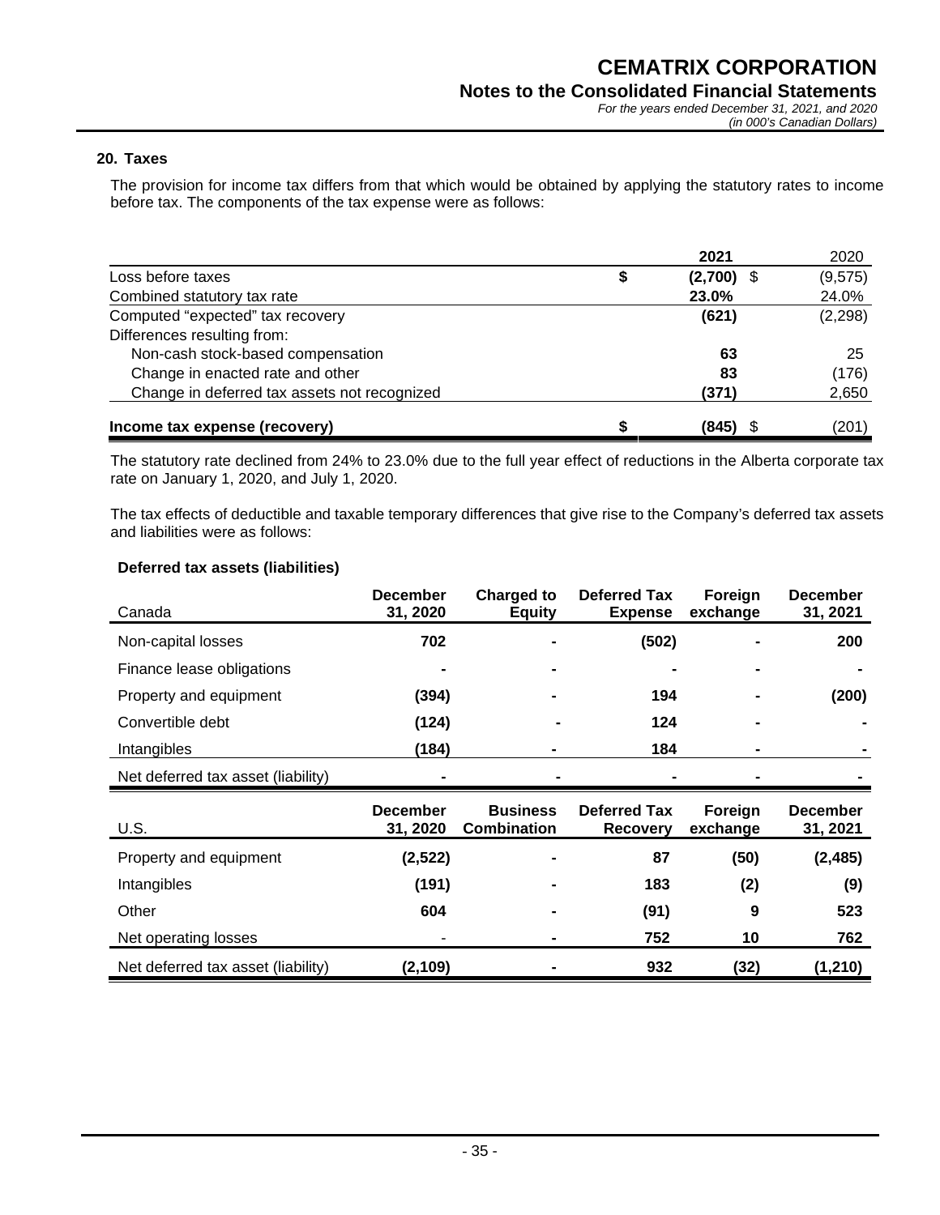## 20. Taxes

The provision for income tax differs from that which would be obtained by applying the statutory rates to income before tax. The components of the tax expense were as follows:

| | | 2021 | 2020 |
|---|---|---|---|
| Loss before taxes | $ | **(2,700)** | $ (9,575) |
| Combined statutory tax rate | | **23.0%** | 24.0% |
| Computed "expected" tax recovery | | **(621)** | (2,298) |
| Differences resulting from: | | | |
| Non-cash stock-based compensation | | **63** | 25 |
| Change in enacted rate and other | | **83** | (176) |
| Change in deferred tax assets not recognized | | **(371)** | 2,650 |
| **Income tax expense (recovery)** | **$** | **(845)** | $ (201) |

The statutory rate declined from 24% to 23.0% due to the full year effect of reductions in the Alberta corporate tax rate on January 1, 2020, and July 1, 2020.

The tax effects of deductible and taxable temporary differences that give rise to the Company's deferred tax assets and liabilities were as follows:

**Deferred tax assets (liabilities)**

| Canada | December 31, 2020 | Charged to Equity | Deferred Tax Expense | Foreign exchange | December 31, 2021 |
|---|---|---|---|---|---|
| Non-capital losses | **702** | - | **(502)** | - | **200** |
| Finance lease obligations | - | - | - | - | - |
| Property and equipment | **(394)** | - | **194** | - | **(200)** |
| Convertible debt | **(124)** | - | **124** | - | - |
| Intangibles | **(184)** | - | **184** | - | - |
| Net deferred tax asset (liability) | - | - | - | - | - |

| U.S. | December 31, 2020 | Business Combination | Deferred Tax Recovery | Foreign exchange | December 31, 2021 |
|---|---|---|---|---|---|
| Property and equipment | **(2,522)** | - | **87** | **(50)** | **(2,485)** |
| Intangibles | **(191)** | - | **183** | **(2)** | **(9)** |
| Other | **604** | - | **(91)** | **9** | **523** |
| Net operating losses | - | - | **752** | **10** | **762** |
| Net deferred tax asset (liability) | **(2,109)** | - | **932** | **(32)** | **(1,210)** |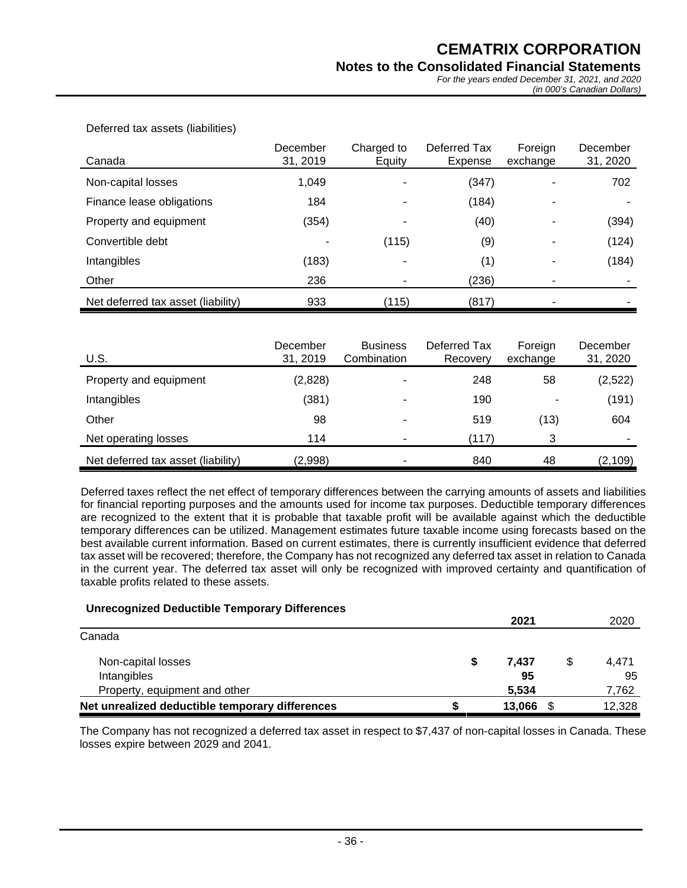Deferred tax assets (liabilities)

| Canada | December 31, 2019 | Charged to Equity | Deferred Tax Expense | Foreign exchange | December 31, 2020 |
|---|---|---|---|---|---|
| Non-capital losses | 1,049 | - | (347) | - | 702 |
| Finance lease obligations | 184 | - | (184) | - | - |
| Property and equipment | (354) | - | (40) | - | (394) |
| Convertible debt | - | (115) | (9) | - | (124) |
| Intangibles | (183) | - | (1) | - | (184) |
| Other | 236 | - | (236) | - | - |
| Net deferred tax asset (liability) | 933 | (115) | (817) | - | - |

| U.S. | December 31, 2019 | Business Combination | Deferred Tax Recovery | Foreign exchange | December 31, 2020 |
|---|---|---|---|---|---|
| Property and equipment | (2,828) | - | 248 | 58 | (2,522) |
| Intangibles | (381) | - | 190 | - | (191) |
| Other | 98 | - | 519 | (13) | 604 |
| Net operating losses | 114 | - | (117) | 3 | - |
| Net deferred tax asset (liability) | (2,998) | - | 840 | 48 | (2,109) |

Deferred taxes reflect the net effect of temporary differences between the carrying amounts of assets and liabilities for financial reporting purposes and the amounts used for income tax purposes. Deductible temporary differences are recognized to the extent that it is probable that taxable profit will be available against which the deductible temporary differences can be utilized. Management estimates future taxable income using forecasts based on the best available current information. Based on current estimates, there is currently insufficient evidence that deferred tax asset will be recovered; therefore, the Company has not recognized any deferred tax asset in relation to Canada in the current year. The deferred tax asset will only be recognized with improved certainty and quantification of taxable profits related to these assets.

**Unrecognized Deductible Temporary Differences**

| | **2021** | 2020 |
|---|---|---|
| Canada | | |
| Non-capital losses | **$ 7,437** | $ 4,471 |
| Intangibles | **95** | 95 |
| Property, equipment and other | **5,534** | 7,762 |
| **Net unrealized deductible temporary differences** | **$ 13,066** | $ 12,328 |

The Company has not recognized a deferred tax asset in respect to $7,437 of non-capital losses in Canada. These losses expire between 2029 and 2041.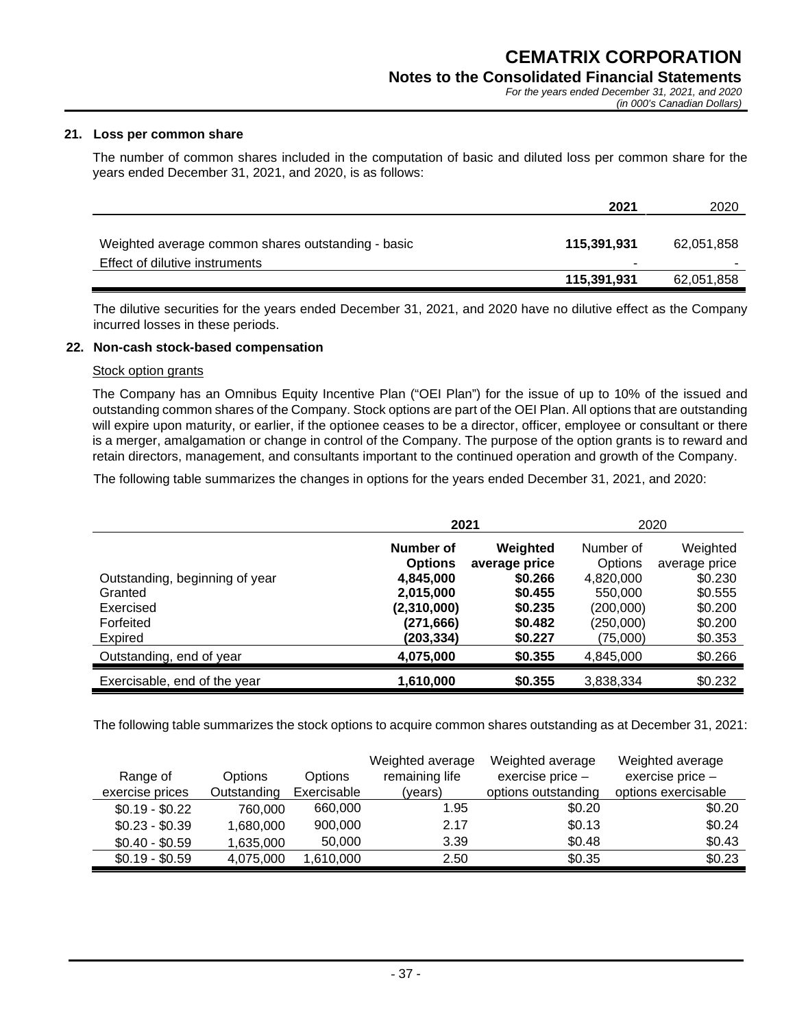## 21. Loss per common share

The number of common shares included in the computation of basic and diluted loss per common share for the years ended December 31, 2021, and 2020, is as follows:

| | **2021** | 2020 |
|---|---|---|
| Weighted average common shares outstanding - basic | **115,391,931** | 62,051,858 |
| Effect of dilutive instruments | - | - |
| | **115,391,931** | 62,051,858 |

The dilutive securities for the years ended December 31, 2021, and 2020 have no dilutive effect as the Company incurred losses in these periods.

## 22. Non-cash stock-based compensation

Stock option grants

The Company has an Omnibus Equity Incentive Plan ("OEI Plan") for the issue of up to 10% of the issued and outstanding common shares of the Company. Stock options are part of the OEI Plan. All options that are outstanding will expire upon maturity, or earlier, if the optionee ceases to be a director, officer, employee or consultant or there is a merger, amalgamation or change in control of the Company. The purpose of the option grants is to reward and retain directors, management, and consultants important to the continued operation and growth of the Company.

The following table summarizes the changes in options for the years ended December 31, 2021, and 2020:

| | **2021** | | 2020 | |
|---|---|---|---|---|
| | **Number of Options** | **Weighted average price** | Number of Options | Weighted average price |
| Outstanding, beginning of year | **4,845,000** | **$0.266** | 4,820,000 | $0.230 |
| Granted | **2,015,000** | **$0.455** | 550,000 | $0.555 |
| Exercised | **(2,310,000)** | **$0.235** | (200,000) | $0.200 |
| Forfeited | **(271,666)** | **$0.482** | (250,000) | $0.200 |
| Expired | **(203,334)** | **$0.227** | (75,000) | $0.353 |
| Outstanding, end of year | **4,075,000** | **$0.355** | 4,845,000 | $0.266 |
| Exercisable, end of the year | **1,610,000** | **$0.355** | 3,838,334 | $0.232 |

The following table summarizes the stock options to acquire common shares outstanding as at December 31, 2021:

| Range of exercise prices | Options Outstanding | Options Exercisable | Weighted average remaining life (years) | Weighted average exercise price – options outstanding | Weighted average exercise price – options exercisable |
|---|---|---|---|---|---|
| $0.19 - $0.22 | 760,000 | 660,000 | 1.95 | $0.20 | $0.20 |
| $0.23 - $0.39 | 1,680,000 | 900,000 | 2.17 | $0.13 | $0.24 |
| $0.40 - $0.59 | 1,635,000 | 50,000 | 3.39 | $0.48 | $0.43 |
| $0.19 - $0.59 | 4,075,000 | 1,610,000 | 2.50 | $0.35 | $0.23 |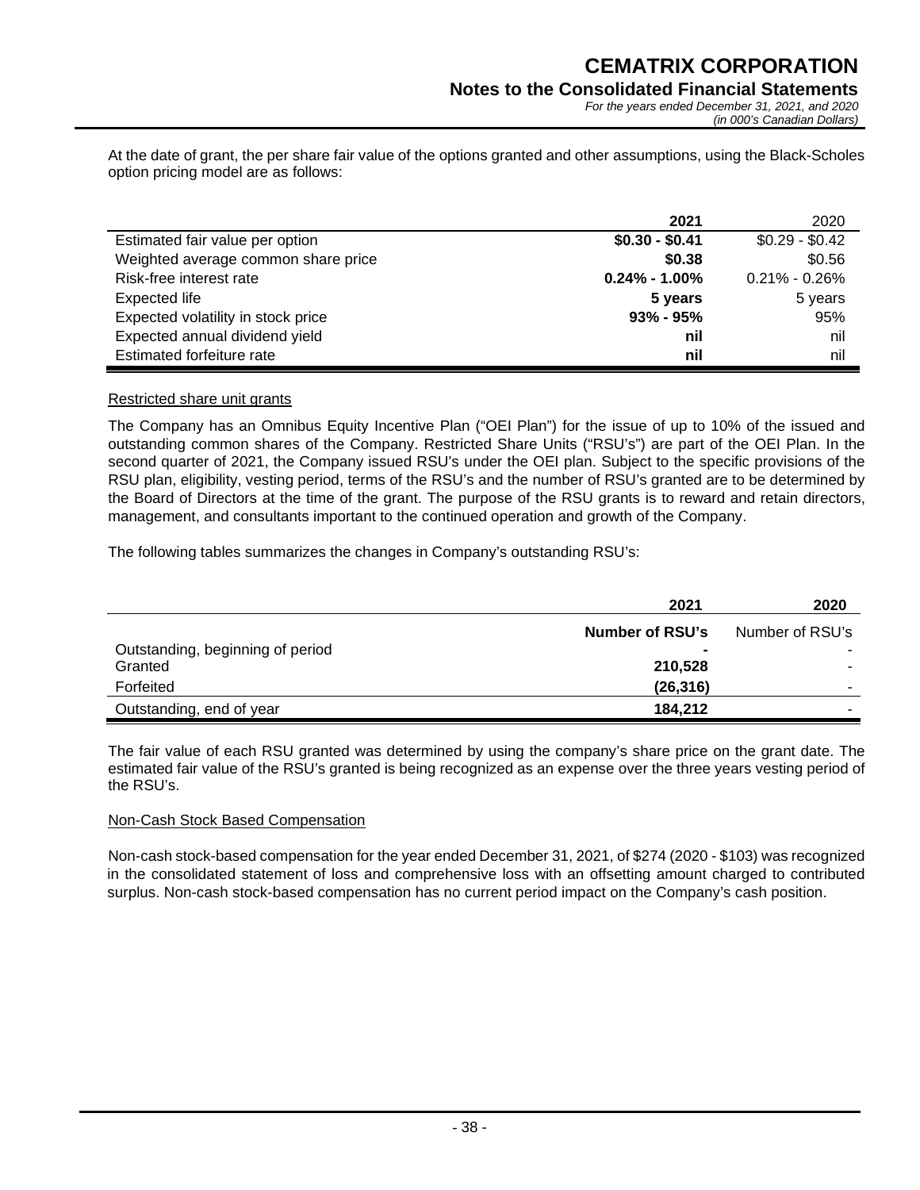At the date of grant, the per share fair value of the options granted and other assumptions, using the Black-Scholes option pricing model are as follows:

| | **2021** | 2020 |
|---|---|---|
| Estimated fair value per option | **$0.30 - $0.41** | $0.29 - $0.42 |
| Weighted average common share price | **$0.38** | $0.56 |
| Risk-free interest rate | **0.24% - 1.00%** | 0.21% - 0.26% |
| Expected life | **5 years** | 5 years |
| Expected volatility in stock price | **93% - 95%** | 95% |
| Expected annual dividend yield | **nil** | nil |
| Estimated forfeiture rate | **nil** | nil |

Restricted share unit grants

The Company has an Omnibus Equity Incentive Plan ("OEI Plan") for the issue of up to 10% of the issued and outstanding common shares of the Company. Restricted Share Units ("RSU's") are part of the OEI Plan. In the second quarter of 2021, the Company issued RSU's under the OEI plan. Subject to the specific provisions of the RSU plan, eligibility, vesting period, terms of the RSU's and the number of RSU's granted are to be determined by the Board of Directors at the time of the grant. The purpose of the RSU grants is to reward and retain directors, management, and consultants important to the continued operation and growth of the Company.

The following tables summarizes the changes in Company's outstanding RSU's:

| | **2021** | **2020** |
|---|---|---|
| | **Number of RSU's** | Number of RSU's |
| Outstanding, beginning of period | **-** | - |
| Granted | **210,528** | - |
| Forfeited | **(26,316)** | - |
| Outstanding, end of year | **184,212** | - |

The fair value of each RSU granted was determined by using the company's share price on the grant date. The estimated fair value of the RSU's granted is being recognized as an expense over the three years vesting period of the RSU's.

Non-Cash Stock Based Compensation

Non-cash stock-based compensation for the year ended December 31, 2021, of $274 (2020 - $103) was recognized in the consolidated statement of loss and comprehensive loss with an offsetting amount charged to contributed surplus. Non-cash stock-based compensation has no current period impact on the Company's cash position.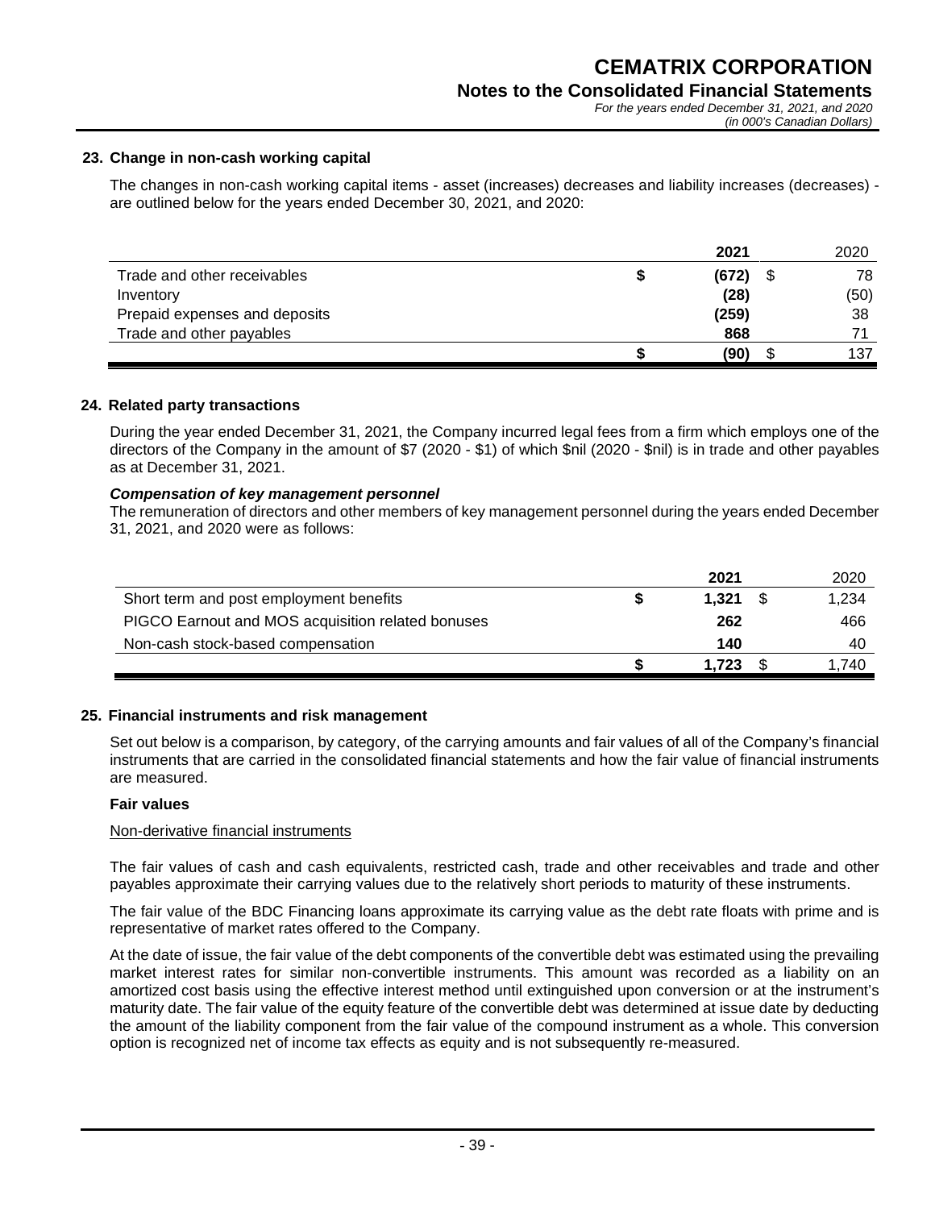## 23. Change in non-cash working capital

The changes in non-cash working capital items - asset (increases) decreases and liability increases (decreases) - are outlined below for the years ended December 30, 2021, and 2020:

| | | **2021** | | 2020 |
|---|---|---|---|---|
| Trade and other receivables | **$** | **(672)** | $ | 78 |
| Inventory | | **(28)** | | (50) |
| Prepaid expenses and deposits | | **(259)** | | 38 |
| Trade and other payables | | **868** | | 71 |
| | **$** | **(90)** | $ | 137 |

## 24. Related party transactions

During the year ended December 31, 2021, the Company incurred legal fees from a firm which employs one of the directors of the Company in the amount of $7 (2020 - $1) of which $nil (2020 - $nil) is in trade and other payables as at December 31, 2021.

***Compensation of key management personnel***

The remuneration of directors and other members of key management personnel during the years ended December 31, 2021, and 2020 were as follows:

| | | **2021** | | 2020 |
|---|---|---|---|---|
| Short term and post employment benefits | **$** | **1,321** | $ | 1,234 |
| PIGCO Earnout and MOS acquisition related bonuses | | **262** | | 466 |
| Non-cash stock-based compensation | | **140** | | 40 |
| | **$** | **1,723** | $ | 1,740 |

## 25. Financial instruments and risk management

Set out below is a comparison, by category, of the carrying amounts and fair values of all of the Company's financial instruments that are carried in the consolidated financial statements and how the fair value of financial instruments are measured.

**Fair values**

Non-derivative financial instruments

The fair values of cash and cash equivalents, restricted cash, trade and other receivables and trade and other payables approximate their carrying values due to the relatively short periods to maturity of these instruments.

The fair value of the BDC Financing loans approximate its carrying value as the debt rate floats with prime and is representative of market rates offered to the Company.

At the date of issue, the fair value of the debt components of the convertible debt was estimated using the prevailing market interest rates for similar non-convertible instruments. This amount was recorded as a liability on an amortized cost basis using the effective interest method until extinguished upon conversion or at the instrument's maturity date. The fair value of the equity feature of the convertible debt was determined at issue date by deducting the amount of the liability component from the fair value of the compound instrument as a whole. This conversion option is recognized net of income tax effects as equity and is not subsequently re-measured.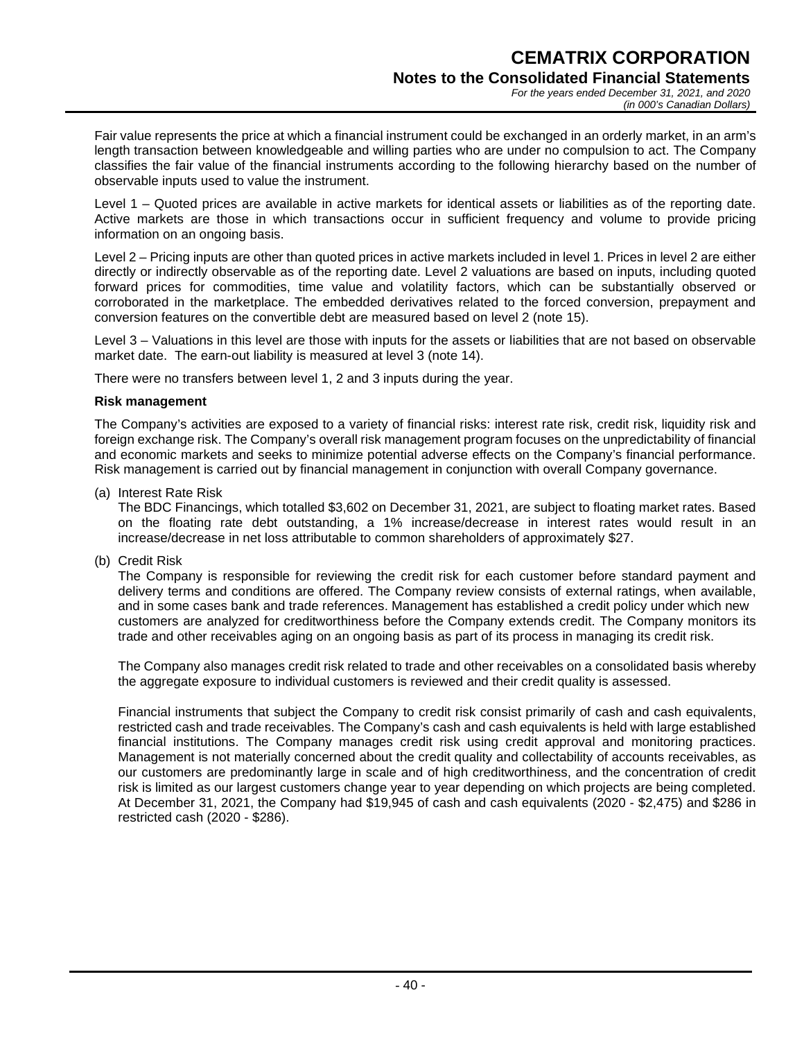Fair value represents the price at which a financial instrument could be exchanged in an orderly market, in an arm's length transaction between knowledgeable and willing parties who are under no compulsion to act. The Company classifies the fair value of the financial instruments according to the following hierarchy based on the number of observable inputs used to value the instrument.

Level 1 – Quoted prices are available in active markets for identical assets or liabilities as of the reporting date. Active markets are those in which transactions occur in sufficient frequency and volume to provide pricing information on an ongoing basis.

Level 2 – Pricing inputs are other than quoted prices in active markets included in level 1. Prices in level 2 are either directly or indirectly observable as of the reporting date. Level 2 valuations are based on inputs, including quoted forward prices for commodities, time value and volatility factors, which can be substantially observed or corroborated in the marketplace. The embedded derivatives related to the forced conversion, prepayment and conversion features on the convertible debt are measured based on level 2 (note 15).

Level 3 – Valuations in this level are those with inputs for the assets or liabilities that are not based on observable market date. The earn-out liability is measured at level 3 (note 14).

There were no transfers between level 1, 2 and 3 inputs during the year.

**Risk management**

The Company's activities are exposed to a variety of financial risks: interest rate risk, credit risk, liquidity risk and foreign exchange risk. The Company's overall risk management program focuses on the unpredictability of financial and economic markets and seeks to minimize potential adverse effects on the Company's financial performance. Risk management is carried out by financial management in conjunction with overall Company governance.

(a) Interest Rate Risk
The BDC Financings, which totalled $3,602 on December 31, 2021, are subject to floating market rates. Based on the floating rate debt outstanding, a 1% increase/decrease in interest rates would result in an increase/decrease in net loss attributable to common shareholders of approximately $27.

(b) Credit Risk
The Company is responsible for reviewing the credit risk for each customer before standard payment and delivery terms and conditions are offered. The Company review consists of external ratings, when available, and in some cases bank and trade references. Management has established a credit policy under which new customers are analyzed for creditworthiness before the Company extends credit. The Company monitors its trade and other receivables aging on an ongoing basis as part of its process in managing its credit risk.

The Company also manages credit risk related to trade and other receivables on a consolidated basis whereby the aggregate exposure to individual customers is reviewed and their credit quality is assessed.

Financial instruments that subject the Company to credit risk consist primarily of cash and cash equivalents, restricted cash and trade receivables. The Company's cash and cash equivalents is held with large established financial institutions. The Company manages credit risk using credit approval and monitoring practices. Management is not materially concerned about the credit quality and collectability of accounts receivables, as our customers are predominantly large in scale and of high creditworthiness, and the concentration of credit risk is limited as our largest customers change year to year depending on which projects are being completed. At December 31, 2021, the Company had $19,945 of cash and cash equivalents (2020 - $2,475) and $286 in restricted cash (2020 - $286).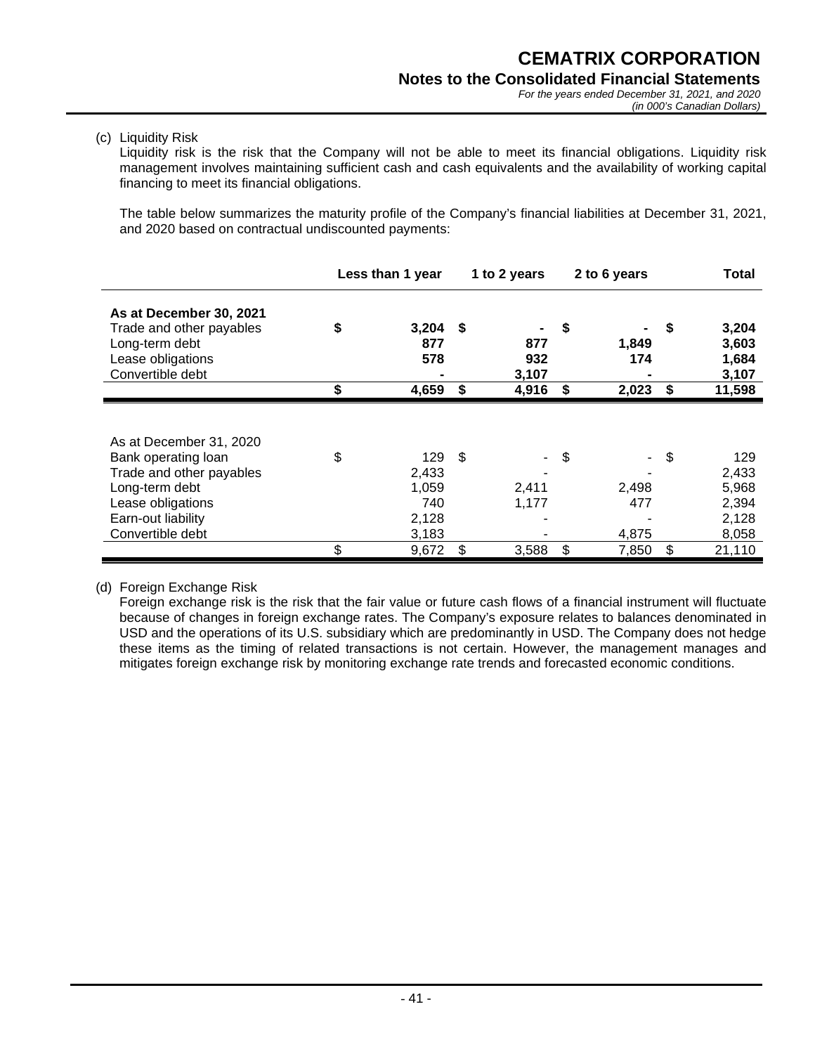(c) Liquidity Risk

Liquidity risk is the risk that the Company will not be able to meet its financial obligations. Liquidity risk management involves maintaining sufficient cash and cash equivalents and the availability of working capital financing to meet its financial obligations.

The table below summarizes the maturity profile of the Company's financial liabilities at December 31, 2021, and 2020 based on contractual undiscounted payments:

| | Less than 1 year | 1 to 2 years | 2 to 6 years | Total |
|---|---|---|---|---|
| **As at December 30, 2021** | | | | |
| **Trade and other payables** | **$ 3,204** | **$ -** | **$ -** | **$ 3,204** |
| **Long-term debt** | **877** | **877** | **1,849** | **3,603** |
| **Lease obligations** | **578** | **932** | **174** | **1,684** |
| **Convertible debt** | **-** | **3,107** | **-** | **3,107** |
| | **$ 4,659** | **$ 4,916** | **$ 2,023** | **$ 11,598** |
| | | | | |
| As at December 31, 2020 | | | | |
| Bank operating loan | $ 129 | $ - | $ - | $ 129 |
| Trade and other payables | 2,433 | - | - | 2,433 |
| Long-term debt | 1,059 | 2,411 | 2,498 | 5,968 |
| Lease obligations | 740 | 1,177 | 477 | 2,394 |
| Earn-out liability | 2,128 | - | - | 2,128 |
| Convertible debt | 3,183 | - | 4,875 | 8,058 |
| | $ 9,672 | $ 3,588 | $ 7,850 | $ 21,110 |

(d) Foreign Exchange Risk

Foreign exchange risk is the risk that the fair value or future cash flows of a financial instrument will fluctuate because of changes in foreign exchange rates. The Company's exposure relates to balances denominated in USD and the operations of its U.S. subsidiary which are predominantly in USD. The Company does not hedge these items as the timing of related transactions is not certain. However, the management manages and mitigates foreign exchange risk by monitoring exchange rate trends and forecasted economic conditions.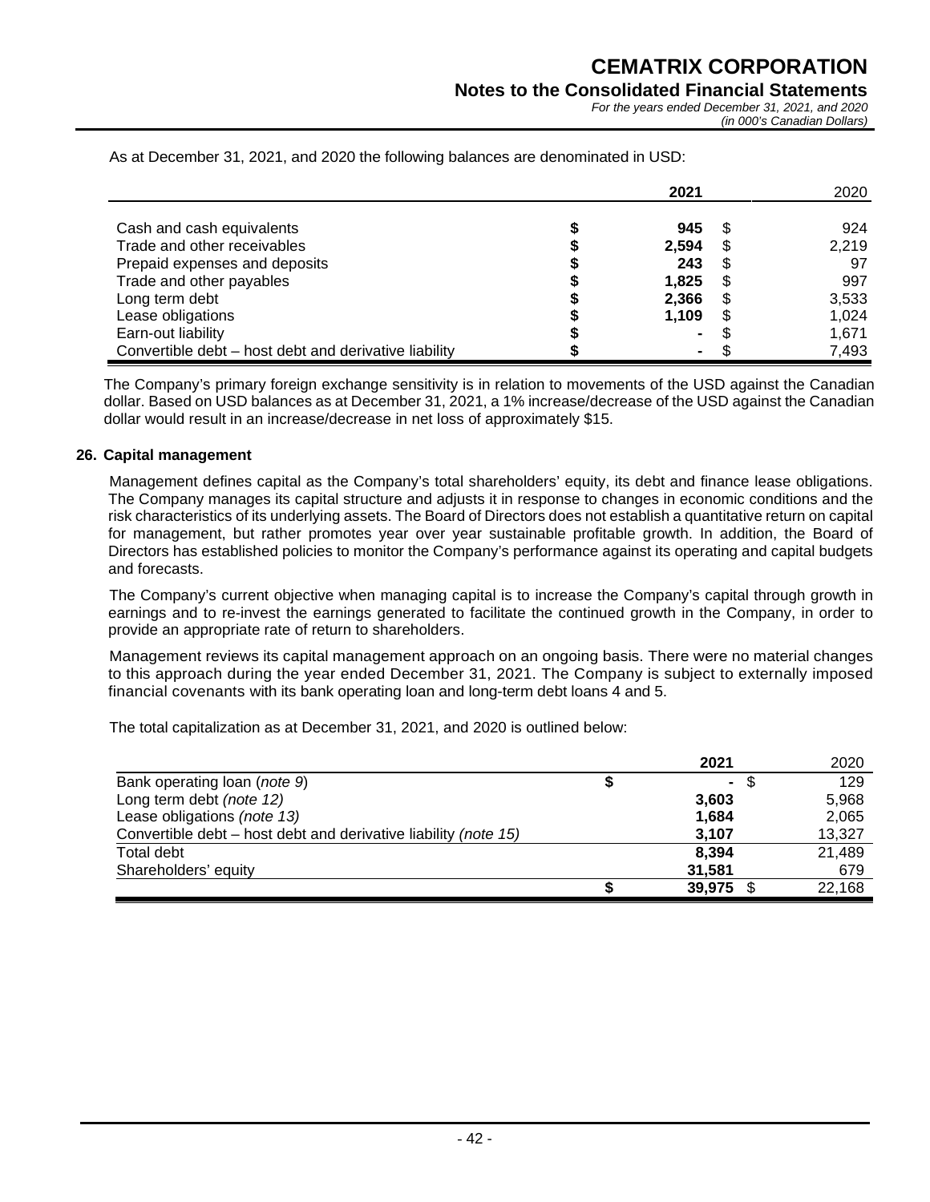As at December 31, 2021, and 2020 the following balances are denominated in USD:

| | 2021 | 2020 |
|---|---|---|
| Cash and cash equivalents | $ **945** | $ 924 |
| Trade and other receivables | $ **2,594** | $ 2,219 |
| Prepaid expenses and deposits | $ **243** | $ 97 |
| Trade and other payables | $ **1,825** | $ 997 |
| Long term debt | $ **2,366** | $ 3,533 |
| Lease obligations | $ **1,109** | $ 1,024 |
| Earn-out liability | $ **-** | $ 1,671 |
| Convertible debt – host debt and derivative liability | $ **-** | $ 7,493 |

The Company's primary foreign exchange sensitivity is in relation to movements of the USD against the Canadian dollar. Based on USD balances as at December 31, 2021, a 1% increase/decrease of the USD against the Canadian dollar would result in an increase/decrease in net loss of approximately $15.

## 26. Capital management

Management defines capital as the Company's total shareholders' equity, its debt and finance lease obligations. The Company manages its capital structure and adjusts it in response to changes in economic conditions and the risk characteristics of its underlying assets. The Board of Directors does not establish a quantitative return on capital for management, but rather promotes year over year sustainable profitable growth. In addition, the Board of Directors has established policies to monitor the Company's performance against its operating and capital budgets and forecasts.

The Company's current objective when managing capital is to increase the Company's capital through growth in earnings and to re-invest the earnings generated to facilitate the continued growth in the Company, in order to provide an appropriate rate of return to shareholders.

Management reviews its capital management approach on an ongoing basis. There were no material changes to this approach during the year ended December 31, 2021. The Company is subject to externally imposed financial covenants with its bank operating loan and long-term debt loans 4 and 5.

The total capitalization as at December 31, 2021, and 2020 is outlined below:

| | 2021 | 2020 |
|---|---|---|
| Bank operating loan (*note 9*) | $ **-** | $ 129 |
| Long term debt *(note 12)* | **3,603** | 5,968 |
| Lease obligations *(note 13)* | **1,684** | 2,065 |
| Convertible debt – host debt and derivative liability *(note 15)* | **3,107** | 13,327 |
| Total debt | **8,394** | 21,489 |
| Shareholders' equity | **31,581** | 679 |
| | $ **39,975** | $ 22,168 |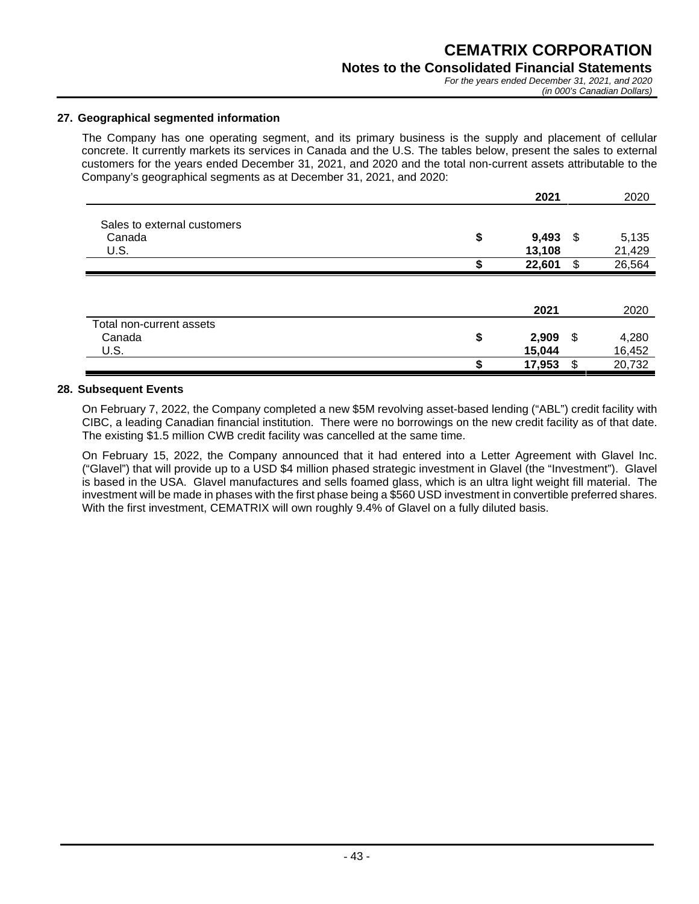## 27. Geographical segmented information

The Company has one operating segment, and its primary business is the supply and placement of cellular concrete. It currently markets its services in Canada and the U.S. The tables below, present the sales to external customers for the years ended December 31, 2021, and 2020 and the total non-current assets attributable to the Company's geographical segments as at December 31, 2021, and 2020:

| | | 2021 | | 2020 |
|---|---|---|---|---|
| Sales to external customers | | | | |
| Canada | **$** | **9,493** | $ | 5,135 |
| U.S. | | **13,108** | | 21,429 |
| | **$** | **22,601** | $ | 26,564 |

| | | 2021 | | 2020 |
|---|---|---|---|---|
| Total non-current assets | | | | |
| Canada | **$** | **2,909** | $ | 4,280 |
| U.S. | | **15,044** | | 16,452 |
| | **$** | **17,953** | $ | 20,732 |

## 28. Subsequent Events

On February 7, 2022, the Company completed a new $5M revolving asset-based lending ("ABL") credit facility with CIBC, a leading Canadian financial institution. There were no borrowings on the new credit facility as of that date. The existing $1.5 million CWB credit facility was cancelled at the same time.

On February 15, 2022, the Company announced that it had entered into a Letter Agreement with Glavel Inc. ("Glavel") that will provide up to a USD $4 million phased strategic investment in Glavel (the "Investment"). Glavel is based in the USA. Glavel manufactures and sells foamed glass, which is an ultra light weight fill material. The investment will be made in phases with the first phase being a $560 USD investment in convertible preferred shares. With the first investment, CEMATRIX will own roughly 9.4% of Glavel on a fully diluted basis.